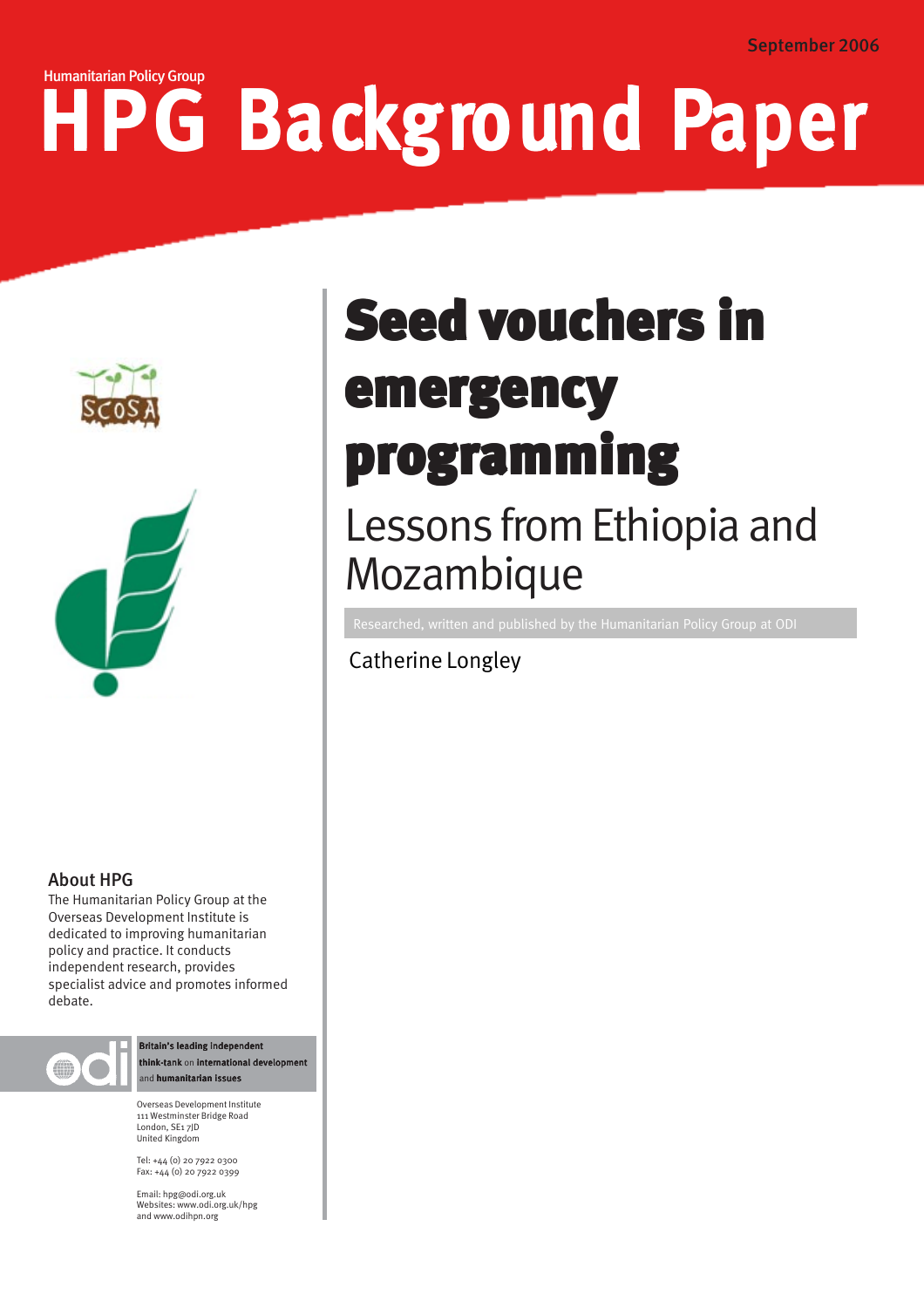September 2006

Humanitarian Policy Group

# HPG Background Paper

# Seed vouchers in emergency programming

## Lessons from Ethiopia and Mozambique

Researched, written and published by the Humanitarian Policy Group at ODI

Catherine Longley

SCOSA

### About HPG

The Humanitarian Policy Group at the Overseas Development Institute is dedicated to improving humanitarian policy and practice. It conducts independent research, provides specialist advice and promotes informed debate.

odi

**Britain's leading independent think-tank** on **international development** and **humanitarian issues**

Overseas Development Institute
111 Westminster Bridge Road
London, SE1 7JD
United Kingdom

Tel: +44 (0) 20 7922 0300
Fax: +44 (0) 20 7922 0399

Email: hpg@odi.org.uk
Websites: www.odi.org.uk/hpg
and www.odihpn.org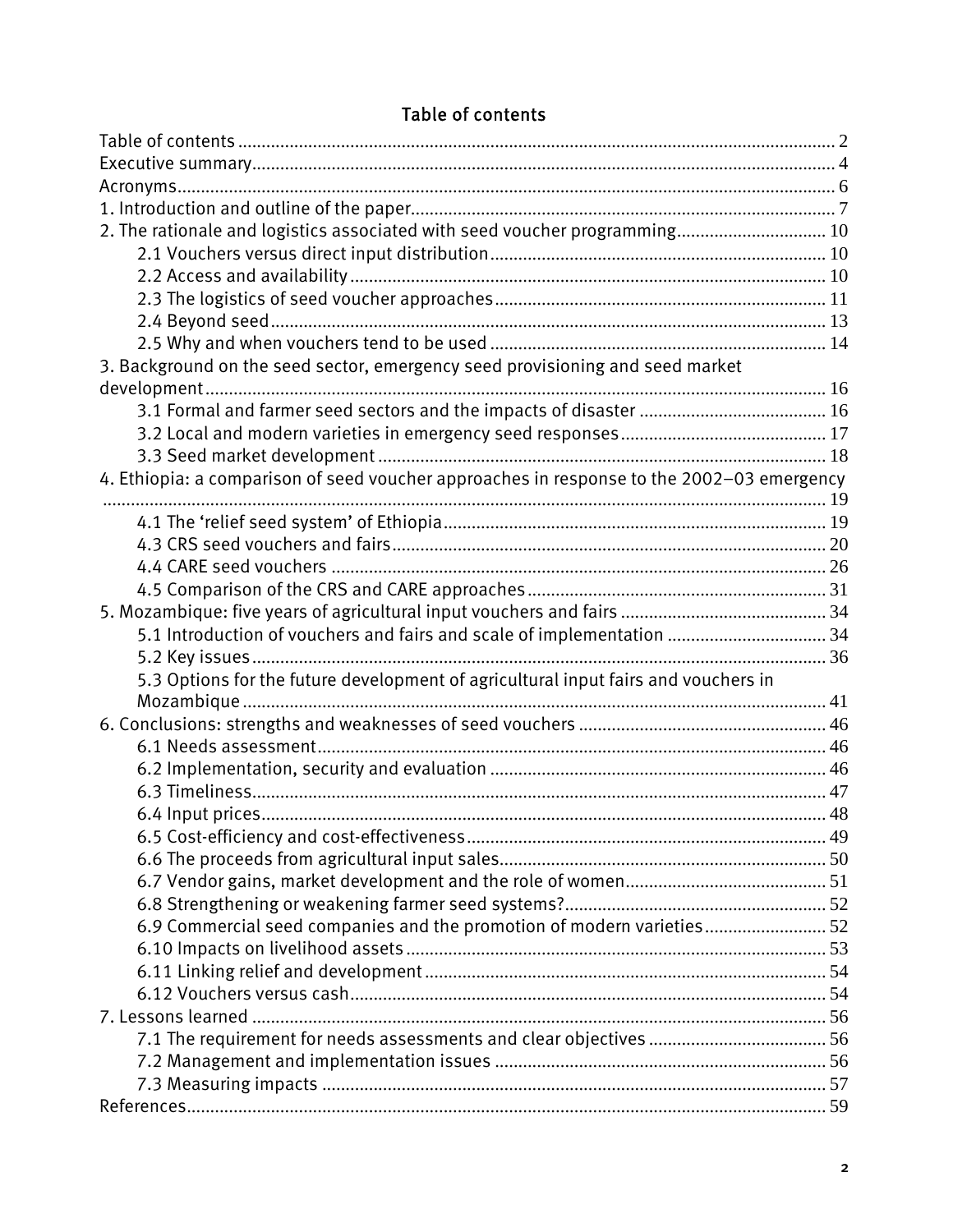# Table of contents

Table of contents .......... 2
Executive summary .......... 4
Acronyms .......... 6
1. Introduction and outline of the paper .......... 7
2. The rationale and logistics associated with seed voucher programming .......... 10
  2.1 Vouchers versus direct input distribution .......... 10
  2.2 Access and availability .......... 10
  2.3 The logistics of seed voucher approaches .......... 11
  2.4 Beyond seed .......... 13
  2.5 Why and when vouchers tend to be used .......... 14
3. Background on the seed sector, emergency seed provisioning and seed market development .......... 16
  3.1 Formal and farmer seed sectors and the impacts of disaster .......... 16
  3.2 Local and modern varieties in emergency seed responses .......... 17
  3.3 Seed market development .......... 18
4. Ethiopia: a comparison of seed voucher approaches in response to the 2002–03 emergency .......... 19
  4.1 The 'relief seed system' of Ethiopia .......... 19
  4.3 CRS seed vouchers and fairs .......... 20
  4.4 CARE seed vouchers .......... 26
  4.5 Comparison of the CRS and CARE approaches .......... 31
5. Mozambique: five years of agricultural input vouchers and fairs .......... 34
  5.1 Introduction of vouchers and fairs and scale of implementation .......... 34
  5.2 Key issues .......... 36
  5.3 Options for the future development of agricultural input fairs and vouchers in Mozambique .......... 41
6. Conclusions: strengths and weaknesses of seed vouchers .......... 46
  6.1 Needs assessment .......... 46
  6.2 Implementation, security and evaluation .......... 46
  6.3 Timeliness .......... 47
  6.4 Input prices .......... 48
  6.5 Cost-efficiency and cost-effectiveness .......... 49
  6.6 The proceeds from agricultural input sales .......... 50
  6.7 Vendor gains, market development and the role of women .......... 51
  6.8 Strengthening or weakening farmer seed systems? .......... 52
  6.9 Commercial seed companies and the promotion of modern varieties .......... 52
  6.10 Impacts on livelihood assets .......... 53
  6.11 Linking relief and development .......... 54
  6.12 Vouchers versus cash .......... 54
7. Lessons learned .......... 56
  7.1 The requirement for needs assessments and clear objectives .......... 56
  7.2 Management and implementation issues .......... 56
  7.3 Measuring impacts .......... 57
References .......... 59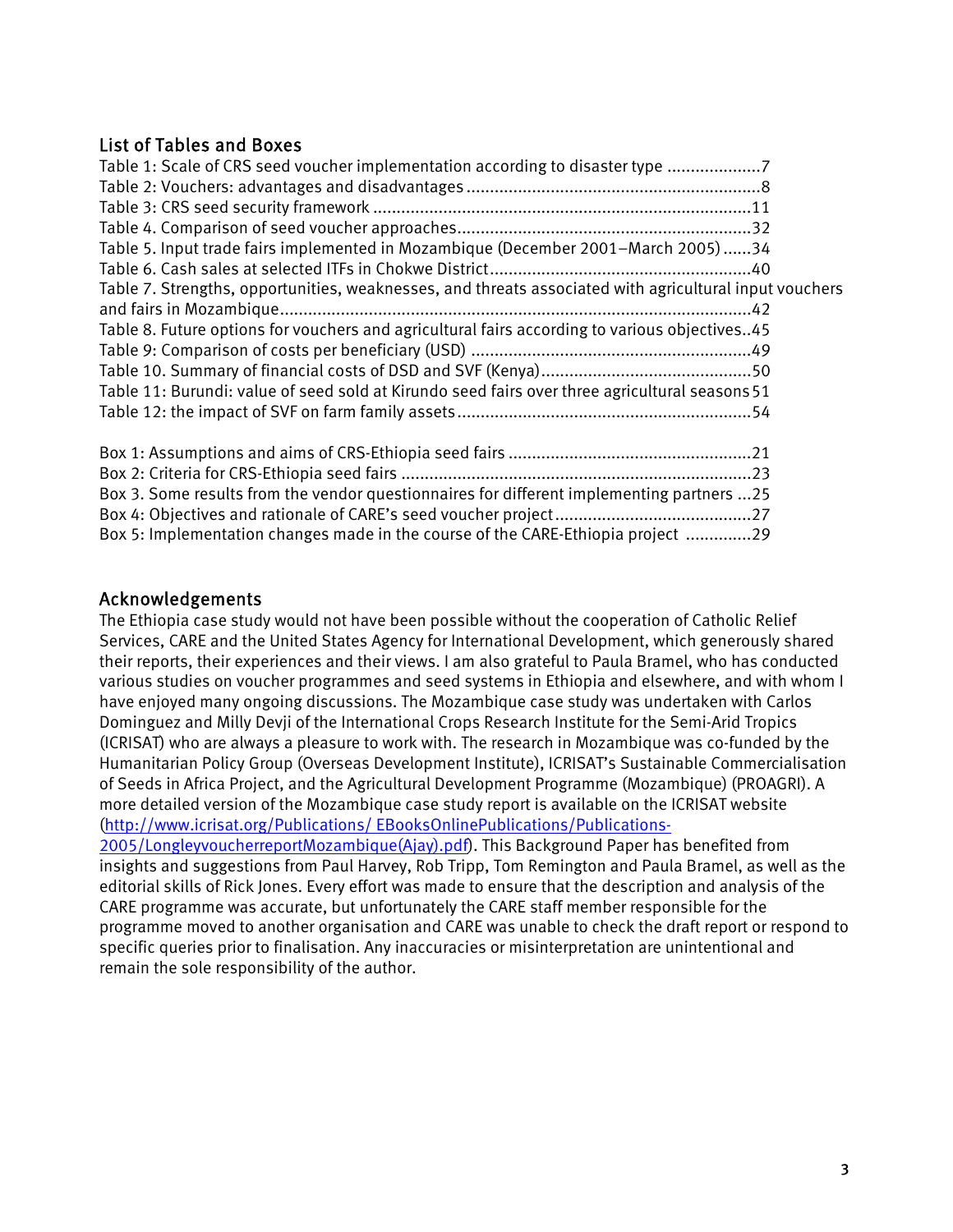## List of Tables and Boxes

Table 1: Scale of CRS seed voucher implementation according to disaster type ....................7
Table 2: Vouchers: advantages and disadvantages ...............................................................8
Table 3: CRS seed security framework ....................................................................................11
Table 4. Comparison of seed voucher approaches...................................................................32
Table 5. Input trade fairs implemented in Mozambique (December 2001–March 2005) ......34
Table 6. Cash sales at selected ITFs in Chokwe District.........................................................40
Table 7. Strengths, opportunities, weaknesses, and threats associated with agricultural input vouchers and fairs in Mozambique.....................................................................................................42
Table 8. Future options for vouchers and agricultural fairs according to various objectives..45
Table 9: Comparison of costs per beneficiary (USD) ............................................................49
Table 10. Summary of financial costs of DSD and SVF (Kenya)............................................50
Table 11: Burundi: value of seed sold at Kirundo seed fairs over three agricultural seasons 51
Table 12: the impact of SVF on farm family assets...............................................................54

Box 1: Assumptions and aims of CRS-Ethiopia seed fairs ....................................................21
Box 2: Criteria for CRS-Ethiopia seed fairs ...........................................................................23
Box 3. Some results from the vendor questionnaires for different implementing partners ...25
Box 4: Objectives and rationale of CARE's seed voucher project..........................................27
Box 5: Implementation changes made in the course of the CARE-Ethiopia project ..............29

## Acknowledgements

The Ethiopia case study would not have been possible without the cooperation of Catholic Relief Services, CARE and the United States Agency for International Development, which generously shared their reports, their experiences and their views. I am also grateful to Paula Bramel, who has conducted various studies on voucher programmes and seed systems in Ethiopia and elsewhere, and with whom I have enjoyed many ongoing discussions. The Mozambique case study was undertaken with Carlos Dominguez and Milly Devji of the International Crops Research Institute for the Semi-Arid Tropics (ICRISAT) who are always a pleasure to work with. The research in Mozambique was co-funded by the Humanitarian Policy Group (Overseas Development Institute), ICRISAT's Sustainable Commercialisation of Seeds in Africa Project, and the Agricultural Development Programme (Mozambique) (PROAGRI). A more detailed version of the Mozambique case study report is available on the ICRISAT website (http://www.icrisat.org/Publications/ EBooksOnlinePublications/Publications-2005/LongleyvoucherreportMozambique(Ajay).pdf). This Background Paper has benefited from insights and suggestions from Paul Harvey, Rob Tripp, Tom Remington and Paula Bramel, as well as the editorial skills of Rick Jones. Every effort was made to ensure that the description and analysis of the CARE programme was accurate, but unfortunately the CARE staff member responsible for the programme moved to another organisation and CARE was unable to check the draft report or respond to specific queries prior to finalisation. Any inaccuracies or misinterpretation are unintentional and remain the sole responsibility of the author.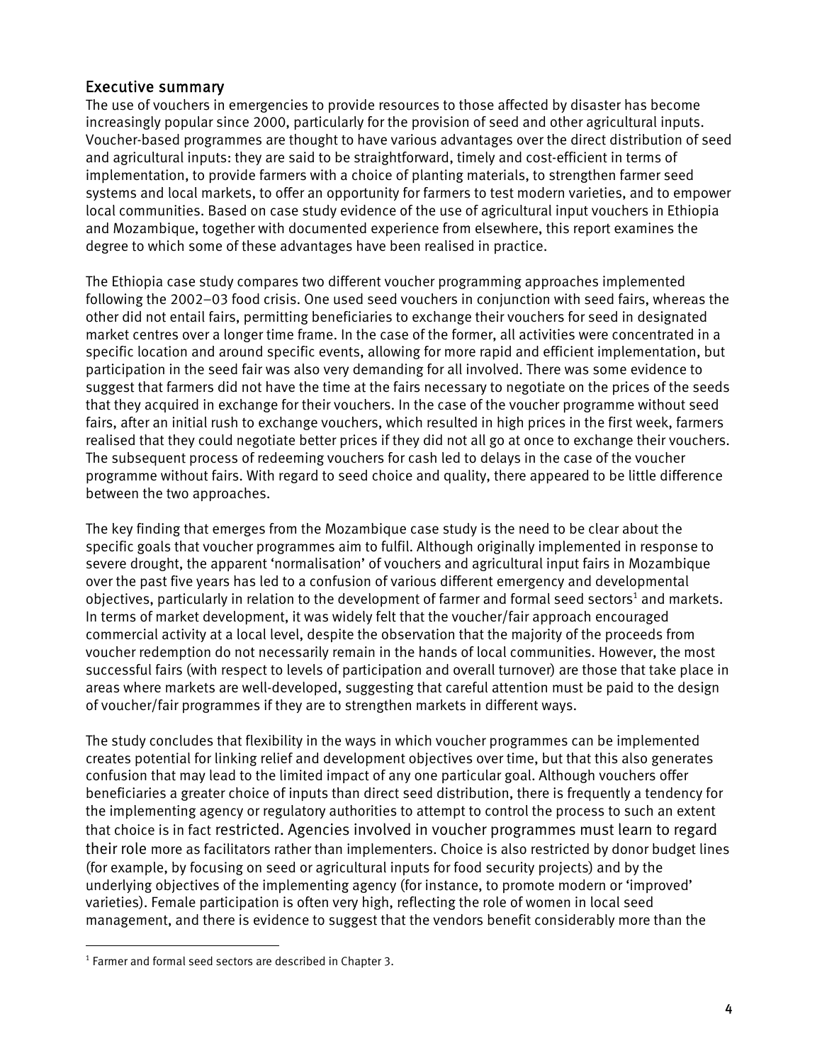## Executive summary

The use of vouchers in emergencies to provide resources to those affected by disaster has become increasingly popular since 2000, particularly for the provision of seed and other agricultural inputs. Voucher-based programmes are thought to have various advantages over the direct distribution of seed and agricultural inputs: they are said to be straightforward, timely and cost-efficient in terms of implementation, to provide farmers with a choice of planting materials, to strengthen farmer seed systems and local markets, to offer an opportunity for farmers to test modern varieties, and to empower local communities. Based on case study evidence of the use of agricultural input vouchers in Ethiopia and Mozambique, together with documented experience from elsewhere, this report examines the degree to which some of these advantages have been realised in practice.

The Ethiopia case study compares two different voucher programming approaches implemented following the 2002–03 food crisis. One used seed vouchers in conjunction with seed fairs, whereas the other did not entail fairs, permitting beneficiaries to exchange their vouchers for seed in designated market centres over a longer time frame. In the case of the former, all activities were concentrated in a specific location and around specific events, allowing for more rapid and efficient implementation, but participation in the seed fair was also very demanding for all involved. There was some evidence to suggest that farmers did not have the time at the fairs necessary to negotiate on the prices of the seeds that they acquired in exchange for their vouchers. In the case of the voucher programme without seed fairs, after an initial rush to exchange vouchers, which resulted in high prices in the first week, farmers realised that they could negotiate better prices if they did not all go at once to exchange their vouchers. The subsequent process of redeeming vouchers for cash led to delays in the case of the voucher programme without fairs. With regard to seed choice and quality, there appeared to be little difference between the two approaches.

The key finding that emerges from the Mozambique case study is the need to be clear about the specific goals that voucher programmes aim to fulfil. Although originally implemented in response to severe drought, the apparent 'normalisation' of vouchers and agricultural input fairs in Mozambique over the past five years has led to a confusion of various different emergency and developmental objectives, particularly in relation to the development of farmer and formal seed sectors[1] and markets. In terms of market development, it was widely felt that the voucher/fair approach encouraged commercial activity at a local level, despite the observation that the majority of the proceeds from voucher redemption do not necessarily remain in the hands of local communities. However, the most successful fairs (with respect to levels of participation and overall turnover) are those that take place in areas where markets are well-developed, suggesting that careful attention must be paid to the design of voucher/fair programmes if they are to strengthen markets in different ways.

The study concludes that flexibility in the ways in which voucher programmes can be implemented creates potential for linking relief and development objectives over time, but that this also generates confusion that may lead to the limited impact of any one particular goal. Although vouchers offer beneficiaries a greater choice of inputs than direct seed distribution, there is frequently a tendency for the implementing agency or regulatory authorities to attempt to control the process to such an extent that choice is in fact restricted. Agencies involved in voucher programmes must learn to regard their role more as facilitators rather than implementers. Choice is also restricted by donor budget lines (for example, by focusing on seed or agricultural inputs for food security projects) and by the underlying objectives of the implementing agency (for instance, to promote modern or 'improved' varieties). Female participation is often very high, reflecting the role of women in local seed management, and there is evidence to suggest that the vendors benefit considerably more than the

[1] Farmer and formal seed sectors are described in Chapter 3.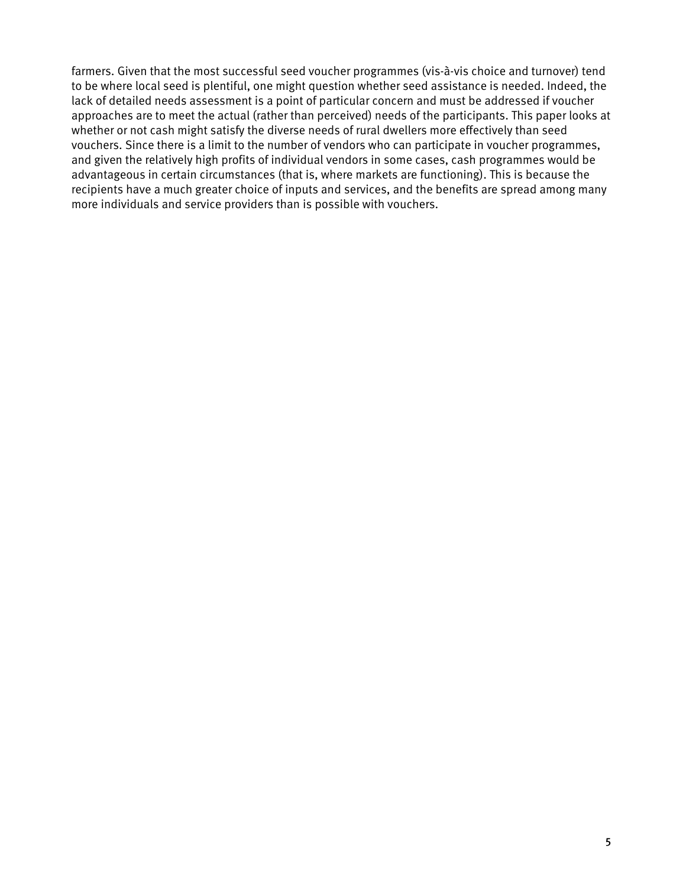farmers. Given that the most successful seed voucher programmes (vis-à-vis choice and turnover) tend to be where local seed is plentiful, one might question whether seed assistance is needed. Indeed, the lack of detailed needs assessment is a point of particular concern and must be addressed if voucher approaches are to meet the actual (rather than perceived) needs of the participants. This paper looks at whether or not cash might satisfy the diverse needs of rural dwellers more effectively than seed vouchers. Since there is a limit to the number of vendors who can participate in voucher programmes, and given the relatively high profits of individual vendors in some cases, cash programmes would be advantageous in certain circumstances (that is, where markets are functioning). This is because the recipients have a much greater choice of inputs and services, and the benefits are spread among many more individuals and service providers than is possible with vouchers.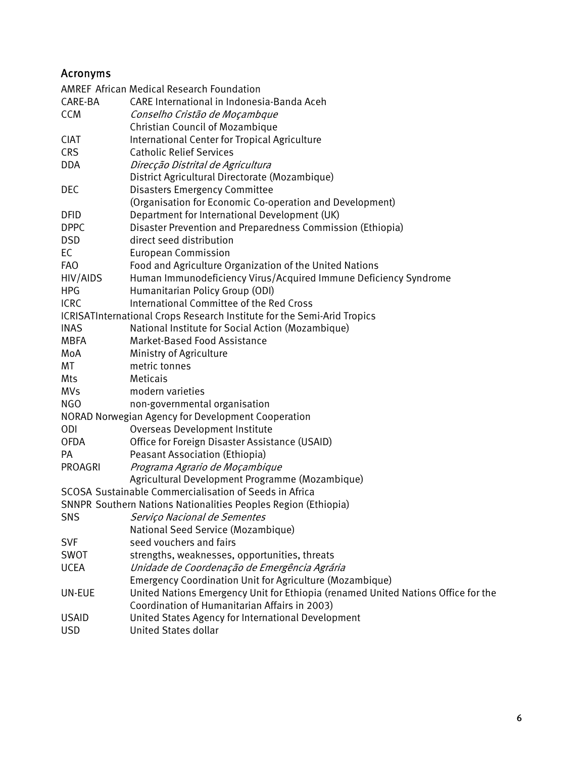## Acronyms

| | |
|---|---|
| AMREF | African Medical Research Foundation |
| CARE-BA | CARE International in Indonesia-Banda Aceh |
| CCM | *Conselho Cristão de Moçambque*<br>Christian Council of Mozambique |
| CIAT | International Center for Tropical Agriculture |
| CRS | Catholic Relief Services |
| DDA | *Direcção Distrital de Agricultura*<br>District Agricultural Directorate (Mozambique) |
| DEC | Disasters Emergency Committee<br>(Organisation for Economic Co-operation and Development) |
| DFID | Department for International Development (UK) |
| DPPC | Disaster Prevention and Preparedness Commission (Ethiopia) |
| DSD | direct seed distribution |
| EC | European Commission |
| FAO | Food and Agriculture Organization of the United Nations |
| HIV/AIDS | Human Immunodeficiency Virus/Acquired Immune Deficiency Syndrome |
| HPG | Humanitarian Policy Group (ODI) |
| ICRC | International Committee of the Red Cross |
| ICRISAT | International Crops Research Institute for the Semi-Arid Tropics |
| INAS | National Institute for Social Action (Mozambique) |
| MBFA | Market-Based Food Assistance |
| MoA | Ministry of Agriculture |
| MT | metric tonnes |
| Mts | Meticais |
| MVs | modern varieties |
| NGO | non-governmental organisation |
| NORAD | Norwegian Agency for Development Cooperation |
| ODI | Overseas Development Institute |
| OFDA | Office for Foreign Disaster Assistance (USAID) |
| PA | Peasant Association (Ethiopia) |
| PROAGRI | *Programa Agrario de Moçambique*<br>Agricultural Development Programme (Mozambique) |
| SCOSA | Sustainable Commercialisation of Seeds in Africa |
| SNNPR | Southern Nations Nationalities Peoples Region (Ethiopia) |
| SNS | *Serviço Nacional de Sementes*<br>National Seed Service (Mozambique) |
| SVF | seed vouchers and fairs |
| SWOT | strengths, weaknesses, opportunities, threats |
| UCEA | *Unidade de Coordenação de Emergência Agrária*<br>Emergency Coordination Unit for Agriculture (Mozambique) |
| UN-EUE | United Nations Emergency Unit for Ethiopia (renamed United Nations Office for the Coordination of Humanitarian Affairs in 2003) |
| USAID | United States Agency for International Development |
| USD | United States dollar |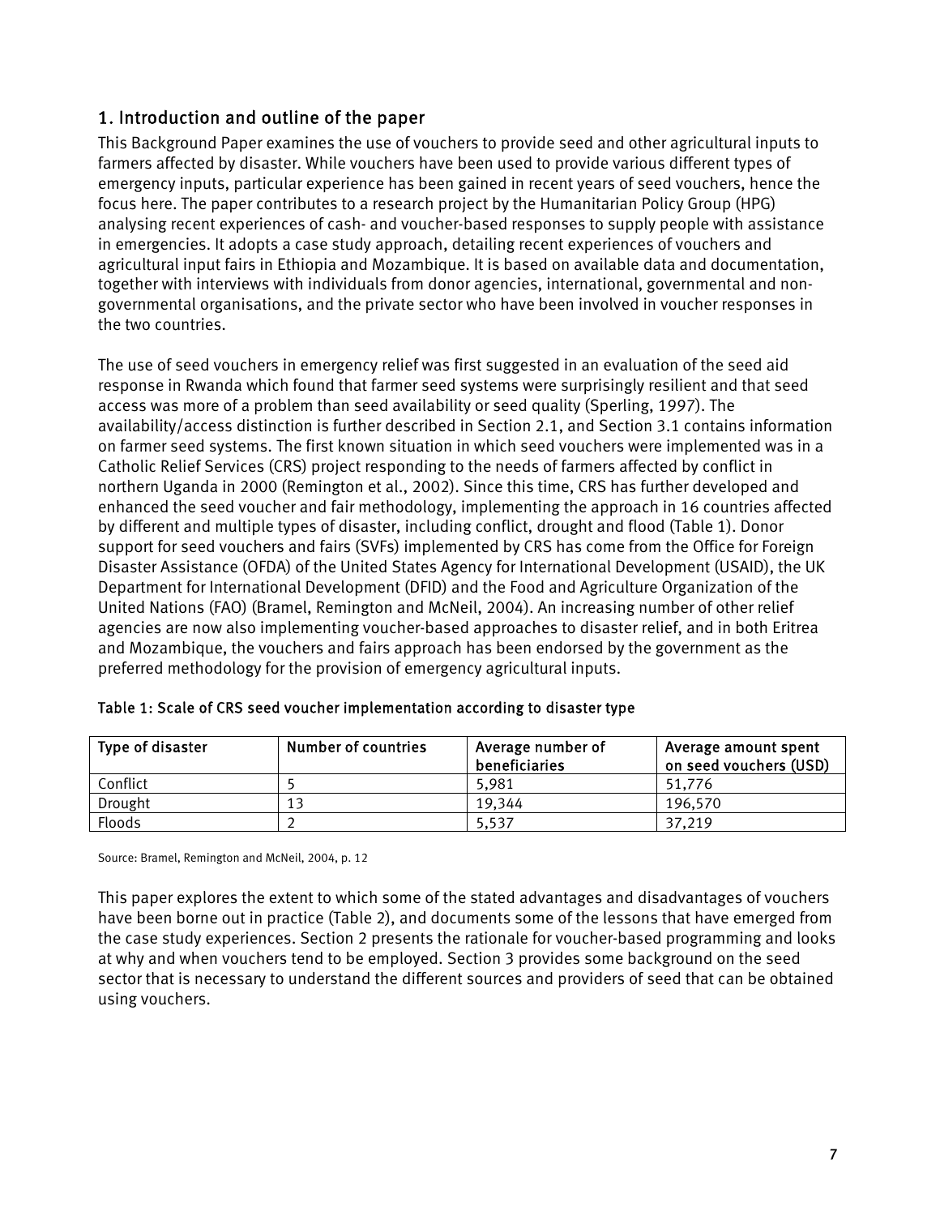## 1. Introduction and outline of the paper

This Background Paper examines the use of vouchers to provide seed and other agricultural inputs to farmers affected by disaster. While vouchers have been used to provide various different types of emergency inputs, particular experience has been gained in recent years of seed vouchers, hence the focus here. The paper contributes to a research project by the Humanitarian Policy Group (HPG) analysing recent experiences of cash- and voucher-based responses to supply people with assistance in emergencies. It adopts a case study approach, detailing recent experiences of vouchers and agricultural input fairs in Ethiopia and Mozambique. It is based on available data and documentation, together with interviews with individuals from donor agencies, international, governmental and non-governmental organisations, and the private sector who have been involved in voucher responses in the two countries.

The use of seed vouchers in emergency relief was first suggested in an evaluation of the seed aid response in Rwanda which found that farmer seed systems were surprisingly resilient and that seed access was more of a problem than seed availability or seed quality (Sperling, 1997). The availability/access distinction is further described in Section 2.1, and Section 3.1 contains information on farmer seed systems. The first known situation in which seed vouchers were implemented was in a Catholic Relief Services (CRS) project responding to the needs of farmers affected by conflict in northern Uganda in 2000 (Remington et al., 2002). Since this time, CRS has further developed and enhanced the seed voucher and fair methodology, implementing the approach in 16 countries affected by different and multiple types of disaster, including conflict, drought and flood (Table 1). Donor support for seed vouchers and fairs (SVFs) implemented by CRS has come from the Office for Foreign Disaster Assistance (OFDA) of the United States Agency for International Development (USAID), the UK Department for International Development (DFID) and the Food and Agriculture Organization of the United Nations (FAO) (Bramel, Remington and McNeil, 2004). An increasing number of other relief agencies are now also implementing voucher-based approaches to disaster relief, and in both Eritrea and Mozambique, the vouchers and fairs approach has been endorsed by the government as the preferred methodology for the provision of emergency agricultural inputs.

Table 1: Scale of CRS seed voucher implementation according to disaster type

| Type of disaster | Number of countries | Average number of beneficiaries | Average amount spent on seed vouchers (USD) |
|---|---|---|---|
| Conflict | 5 | 5,981 | 51,776 |
| Drought | 13 | 19,344 | 196,570 |
| Floods | 2 | 5,537 | 37,219 |

Source: Bramel, Remington and McNeil, 2004, p. 12

This paper explores the extent to which some of the stated advantages and disadvantages of vouchers have been borne out in practice (Table 2), and documents some of the lessons that have emerged from the case study experiences. Section 2 presents the rationale for voucher-based programming and looks at why and when vouchers tend to be employed. Section 3 provides some background on the seed sector that is necessary to understand the different sources and providers of seed that can be obtained using vouchers.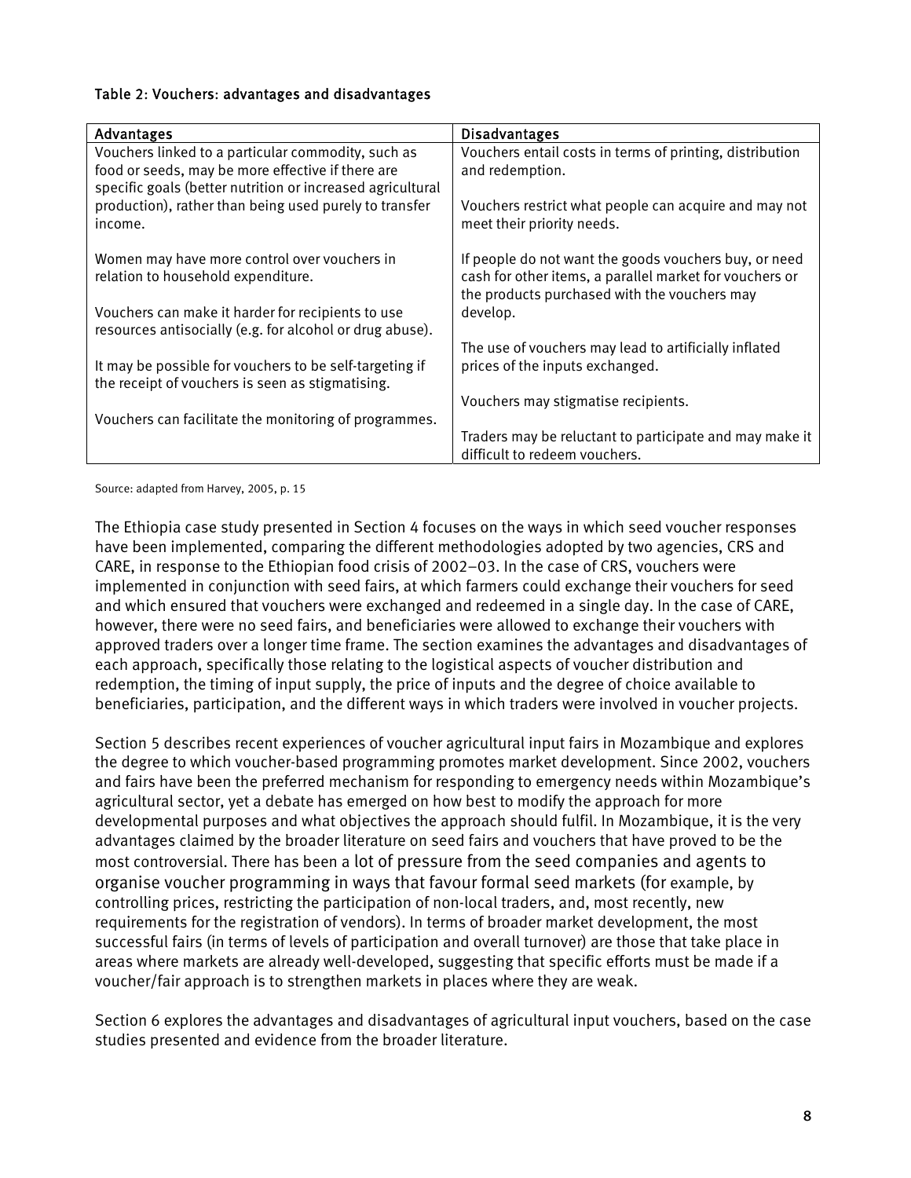Table 2: Vouchers: advantages and disadvantages

| Advantages | Disadvantages |
| --- | --- |
| Vouchers linked to a particular commodity, such as food or seeds, may be more effective if there are specific goals (better nutrition or increased agricultural production), rather than being used purely to transfer income. | Vouchers entail costs in terms of printing, distribution and redemption. |
| Women may have more control over vouchers in relation to household expenditure. | Vouchers restrict what people can acquire and may not meet their priority needs. |
| Vouchers can make it harder for recipients to use resources antisocially (e.g. for alcohol or drug abuse). | If people do not want the goods vouchers buy, or need cash for other items, a parallel market for vouchers or the products purchased with the vouchers may develop. |
| It may be possible for vouchers to be self-targeting if the receipt of vouchers is seen as stigmatising. | The use of vouchers may lead to artificially inflated prices of the inputs exchanged. |
| Vouchers can facilitate the monitoring of programmes. | Vouchers may stigmatise recipients. |
| | Traders may be reluctant to participate and may make it difficult to redeem vouchers. |

Source: adapted from Harvey, 2005, p. 15

The Ethiopia case study presented in Section 4 focuses on the ways in which seed voucher responses have been implemented, comparing the different methodologies adopted by two agencies, CRS and CARE, in response to the Ethiopian food crisis of 2002–03. In the case of CRS, vouchers were implemented in conjunction with seed fairs, at which farmers could exchange their vouchers for seed and which ensured that vouchers were exchanged and redeemed in a single day. In the case of CARE, however, there were no seed fairs, and beneficiaries were allowed to exchange their vouchers with approved traders over a longer time frame. The section examines the advantages and disadvantages of each approach, specifically those relating to the logistical aspects of voucher distribution and redemption, the timing of input supply, the price of inputs and the degree of choice available to beneficiaries, participation, and the different ways in which traders were involved in voucher projects.

Section 5 describes recent experiences of voucher agricultural input fairs in Mozambique and explores the degree to which voucher-based programming promotes market development. Since 2002, vouchers and fairs have been the preferred mechanism for responding to emergency needs within Mozambique's agricultural sector, yet a debate has emerged on how best to modify the approach for more developmental purposes and what objectives the approach should fulfil. In Mozambique, it is the very advantages claimed by the broader literature on seed fairs and vouchers that have proved to be the most controversial. There has been a lot of pressure from the seed companies and agents to organise voucher programming in ways that favour formal seed markets (for example, by controlling prices, restricting the participation of non-local traders, and, most recently, new requirements for the registration of vendors). In terms of broader market development, the most successful fairs (in terms of levels of participation and overall turnover) are those that take place in areas where markets are already well-developed, suggesting that specific efforts must be made if a voucher/fair approach is to strengthen markets in places where they are weak.

Section 6 explores the advantages and disadvantages of agricultural input vouchers, based on the case studies presented and evidence from the broader literature.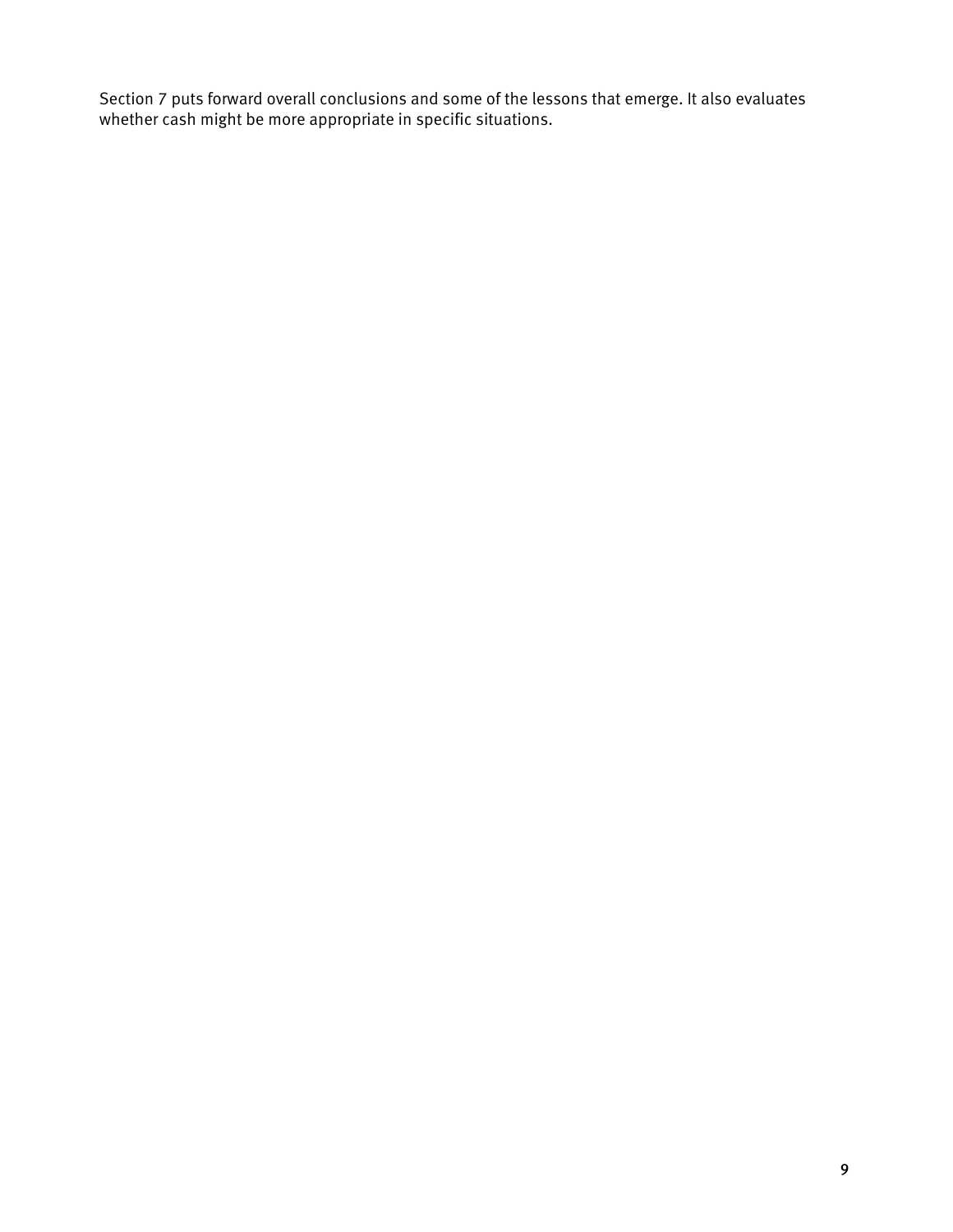Section 7 puts forward overall conclusions and some of the lessons that emerge. It also evaluates whether cash might be more appropriate in specific situations.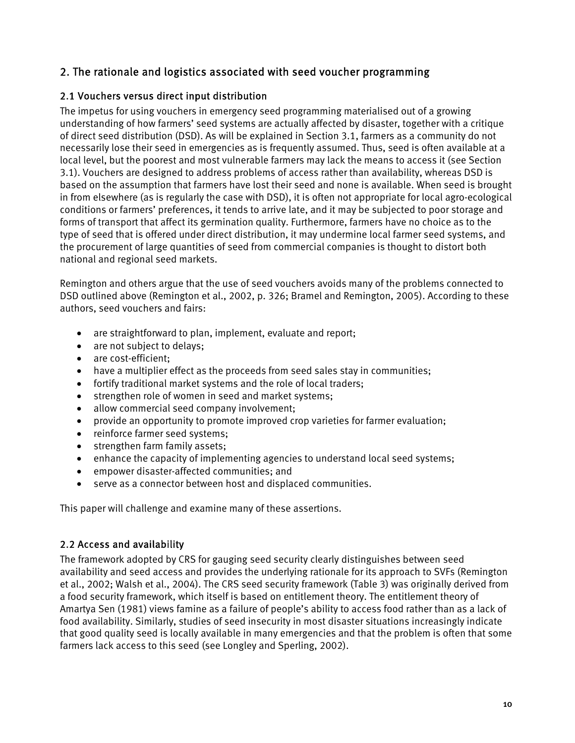## 2. The rationale and logistics associated with seed voucher programming

### 2.1 Vouchers versus direct input distribution

The impetus for using vouchers in emergency seed programming materialised out of a growing understanding of how farmers' seed systems are actually affected by disaster, together with a critique of direct seed distribution (DSD). As will be explained in Section 3.1, farmers as a community do not necessarily lose their seed in emergencies as is frequently assumed. Thus, seed is often available at a local level, but the poorest and most vulnerable farmers may lack the means to access it (see Section 3.1). Vouchers are designed to address problems of access rather than availability, whereas DSD is based on the assumption that farmers have lost their seed and none is available. When seed is brought in from elsewhere (as is regularly the case with DSD), it is often not appropriate for local agro-ecological conditions or farmers' preferences, it tends to arrive late, and it may be subjected to poor storage and forms of transport that affect its germination quality. Furthermore, farmers have no choice as to the type of seed that is offered under direct distribution, it may undermine local farmer seed systems, and the procurement of large quantities of seed from commercial companies is thought to distort both national and regional seed markets.

Remington and others argue that the use of seed vouchers avoids many of the problems connected to DSD outlined above (Remington et al., 2002, p. 326; Bramel and Remington, 2005). According to these authors, seed vouchers and fairs:

- are straightforward to plan, implement, evaluate and report;
- are not subject to delays;
- are cost-efficient;
- have a multiplier effect as the proceeds from seed sales stay in communities;
- fortify traditional market systems and the role of local traders;
- strengthen role of women in seed and market systems;
- allow commercial seed company involvement;
- provide an opportunity to promote improved crop varieties for farmer evaluation;
- reinforce farmer seed systems;
- strengthen farm family assets;
- enhance the capacity of implementing agencies to understand local seed systems;
- empower disaster-affected communities; and
- serve as a connector between host and displaced communities.

This paper will challenge and examine many of these assertions.

### 2.2 Access and availability

The framework adopted by CRS for gauging seed security clearly distinguishes between seed availability and seed access and provides the underlying rationale for its approach to SVFs (Remington et al., 2002; Walsh et al., 2004). The CRS seed security framework (Table 3) was originally derived from a food security framework, which itself is based on entitlement theory. The entitlement theory of Amartya Sen (1981) views famine as a failure of people's ability to access food rather than as a lack of food availability. Similarly, studies of seed insecurity in most disaster situations increasingly indicate that good quality seed is locally available in many emergencies and that the problem is often that some farmers lack access to this seed (see Longley and Sperling, 2002).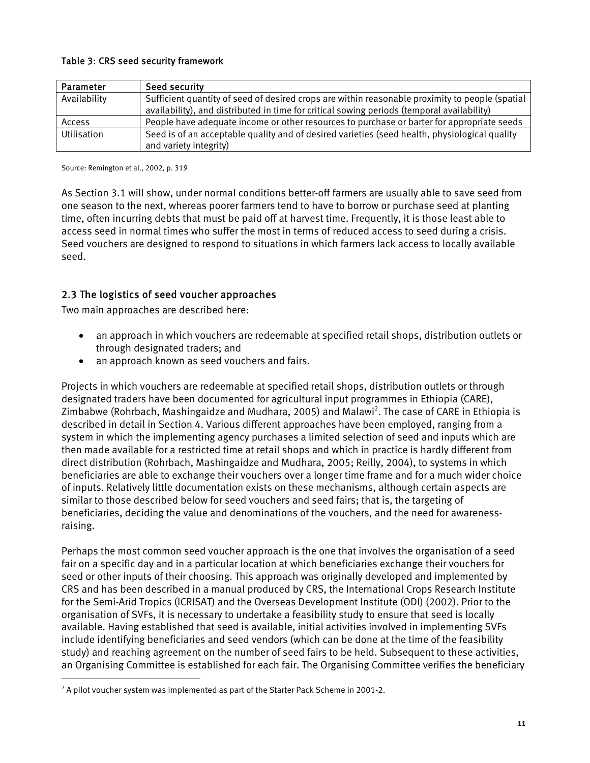Table 3: CRS seed security framework

| Parameter | Seed security |
|---|---|
| Availability | Sufficient quantity of seed of desired crops are within reasonable proximity to people (spatial availability), and distributed in time for critical sowing periods (temporal availability) |
| Access | People have adequate income or other resources to purchase or barter for appropriate seeds |
| Utilisation | Seed is of an acceptable quality and of desired varieties (seed health, physiological quality and variety integrity) |

Source: Remington et al., 2002, p. 319

As Section 3.1 will show, under normal conditions better-off farmers are usually able to save seed from one season to the next, whereas poorer farmers tend to have to borrow or purchase seed at planting time, often incurring debts that must be paid off at harvest time. Frequently, it is those least able to access seed in normal times who suffer the most in terms of reduced access to seed during a crisis. Seed vouchers are designed to respond to situations in which farmers lack access to locally available seed.

## 2.3 The logistics of seed voucher approaches

Two main approaches are described here:

- an approach in which vouchers are redeemable at specified retail shops, distribution outlets or through designated traders; and
- an approach known as seed vouchers and fairs.

Projects in which vouchers are redeemable at specified retail shops, distribution outlets or through designated traders have been documented for agricultural input programmes in Ethiopia (CARE), Zimbabwe (Rohrbach, Mashingaidze and Mudhara, 2005) and Malawi[2]. The case of CARE in Ethiopia is described in detail in Section 4. Various different approaches have been employed, ranging from a system in which the implementing agency purchases a limited selection of seed and inputs which are then made available for a restricted time at retail shops and which in practice is hardly different from direct distribution (Rohrbach, Mashingaidze and Mudhara, 2005; Reilly, 2004), to systems in which beneficiaries are able to exchange their vouchers over a longer time frame and for a much wider choice of inputs. Relatively little documentation exists on these mechanisms, although certain aspects are similar to those described below for seed vouchers and seed fairs; that is, the targeting of beneficiaries, deciding the value and denominations of the vouchers, and the need for awareness-raising.

Perhaps the most common seed voucher approach is the one that involves the organisation of a seed fair on a specific day and in a particular location at which beneficiaries exchange their vouchers for seed or other inputs of their choosing. This approach was originally developed and implemented by CRS and has been described in a manual produced by CRS, the International Crops Research Institute for the Semi-Arid Tropics (ICRISAT) and the Overseas Development Institute (ODI) (2002). Prior to the organisation of SVFs, it is necessary to undertake a feasibility study to ensure that seed is locally available. Having established that seed is available, initial activities involved in implementing SVFs include identifying beneficiaries and seed vendors (which can be done at the time of the feasibility study) and reaching agreement on the number of seed fairs to be held. Subsequent to these activities, an Organising Committee is established for each fair. The Organising Committee verifies the beneficiary

[2] A pilot voucher system was implemented as part of the Starter Pack Scheme in 2001-2.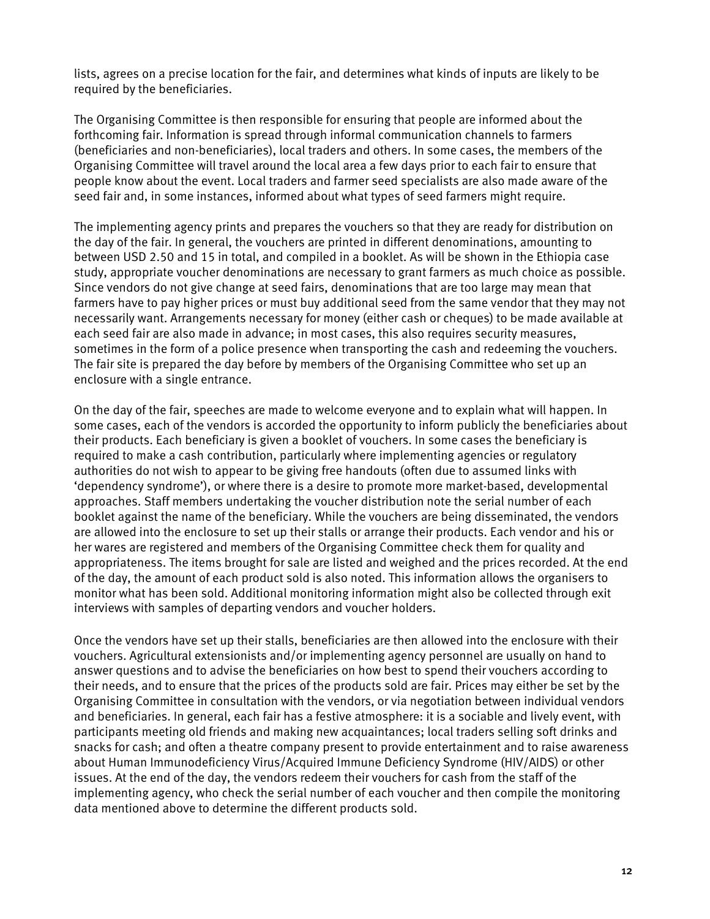lists, agrees on a precise location for the fair, and determines what kinds of inputs are likely to be required by the beneficiaries.

The Organising Committee is then responsible for ensuring that people are informed about the forthcoming fair. Information is spread through informal communication channels to farmers (beneficiaries and non-beneficiaries), local traders and others. In some cases, the members of the Organising Committee will travel around the local area a few days prior to each fair to ensure that people know about the event. Local traders and farmer seed specialists are also made aware of the seed fair and, in some instances, informed about what types of seed farmers might require.

The implementing agency prints and prepares the vouchers so that they are ready for distribution on the day of the fair. In general, the vouchers are printed in different denominations, amounting to between USD 2.50 and 15 in total, and compiled in a booklet. As will be shown in the Ethiopia case study, appropriate voucher denominations are necessary to grant farmers as much choice as possible. Since vendors do not give change at seed fairs, denominations that are too large may mean that farmers have to pay higher prices or must buy additional seed from the same vendor that they may not necessarily want. Arrangements necessary for money (either cash or cheques) to be made available at each seed fair are also made in advance; in most cases, this also requires security measures, sometimes in the form of a police presence when transporting the cash and redeeming the vouchers. The fair site is prepared the day before by members of the Organising Committee who set up an enclosure with a single entrance.

On the day of the fair, speeches are made to welcome everyone and to explain what will happen. In some cases, each of the vendors is accorded the opportunity to inform publicly the beneficiaries about their products. Each beneficiary is given a booklet of vouchers. In some cases the beneficiary is required to make a cash contribution, particularly where implementing agencies or regulatory authorities do not wish to appear to be giving free handouts (often due to assumed links with 'dependency syndrome'), or where there is a desire to promote more market-based, developmental approaches. Staff members undertaking the voucher distribution note the serial number of each booklet against the name of the beneficiary. While the vouchers are being disseminated, the vendors are allowed into the enclosure to set up their stalls or arrange their products. Each vendor and his or her wares are registered and members of the Organising Committee check them for quality and appropriateness. The items brought for sale are listed and weighed and the prices recorded. At the end of the day, the amount of each product sold is also noted. This information allows the organisers to monitor what has been sold. Additional monitoring information might also be collected through exit interviews with samples of departing vendors and voucher holders.

Once the vendors have set up their stalls, beneficiaries are then allowed into the enclosure with their vouchers. Agricultural extensionists and/or implementing agency personnel are usually on hand to answer questions and to advise the beneficiaries on how best to spend their vouchers according to their needs, and to ensure that the prices of the products sold are fair. Prices may either be set by the Organising Committee in consultation with the vendors, or via negotiation between individual vendors and beneficiaries. In general, each fair has a festive atmosphere: it is a sociable and lively event, with participants meeting old friends and making new acquaintances; local traders selling soft drinks and snacks for cash; and often a theatre company present to provide entertainment and to raise awareness about Human Immunodeficiency Virus/Acquired Immune Deficiency Syndrome (HIV/AIDS) or other issues. At the end of the day, the vendors redeem their vouchers for cash from the staff of the implementing agency, who check the serial number of each voucher and then compile the monitoring data mentioned above to determine the different products sold.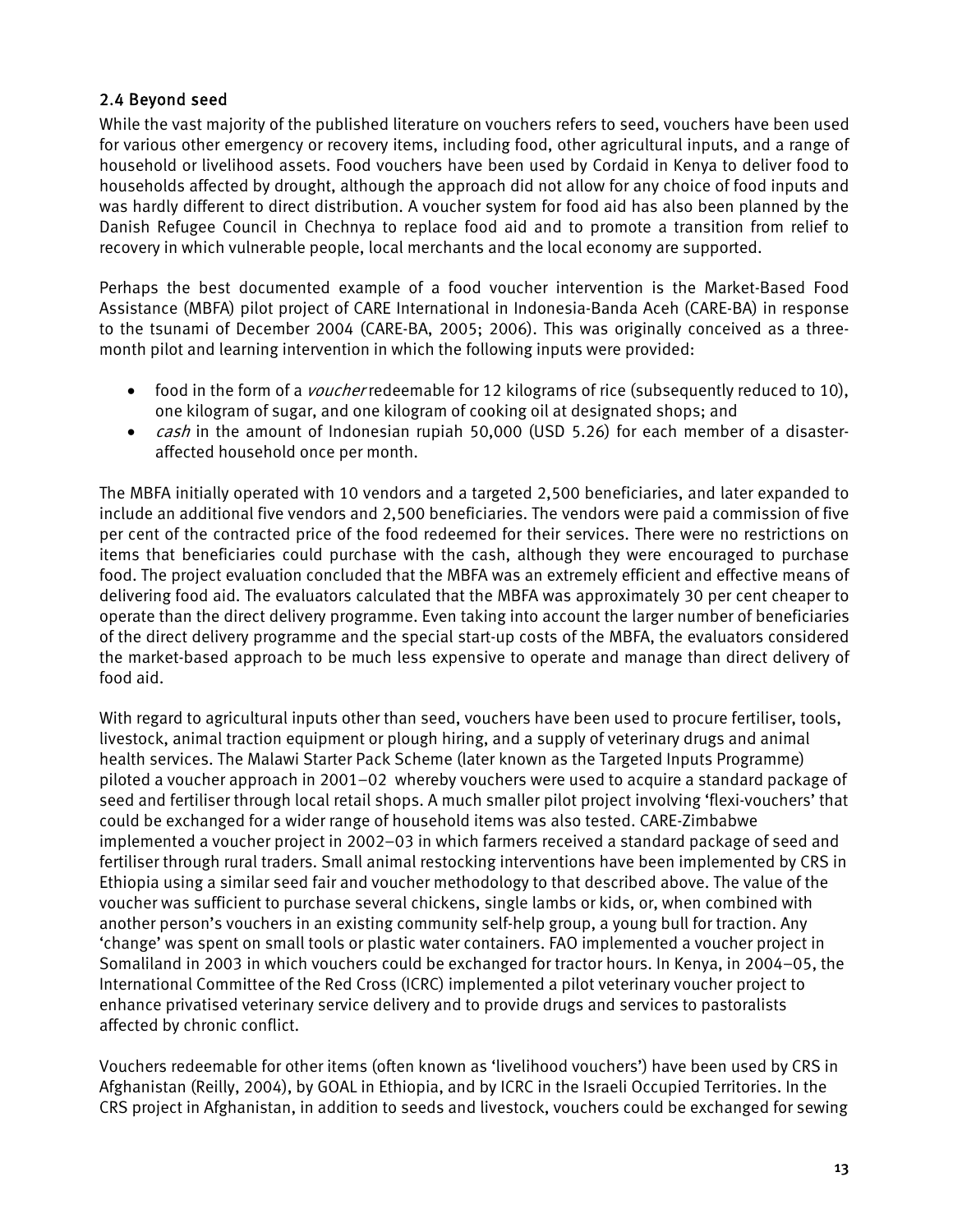### 2.4 Beyond seed

While the vast majority of the published literature on vouchers refers to seed, vouchers have been used for various other emergency or recovery items, including food, other agricultural inputs, and a range of household or livelihood assets. Food vouchers have been used by Cordaid in Kenya to deliver food to households affected by drought, although the approach did not allow for any choice of food inputs and was hardly different to direct distribution. A voucher system for food aid has also been planned by the Danish Refugee Council in Chechnya to replace food aid and to promote a transition from relief to recovery in which vulnerable people, local merchants and the local economy are supported.

Perhaps the best documented example of a food voucher intervention is the Market-Based Food Assistance (MBFA) pilot project of CARE International in Indonesia-Banda Aceh (CARE-BA) in response to the tsunami of December 2004 (CARE-BA, 2005; 2006). This was originally conceived as a three-month pilot and learning intervention in which the following inputs were provided:

- food in the form of a *voucher* redeemable for 12 kilograms of rice (subsequently reduced to 10), one kilogram of sugar, and one kilogram of cooking oil at designated shops; and
- *cash* in the amount of Indonesian rupiah 50,000 (USD 5.26) for each member of a disaster-affected household once per month.

The MBFA initially operated with 10 vendors and a targeted 2,500 beneficiaries, and later expanded to include an additional five vendors and 2,500 beneficiaries. The vendors were paid a commission of five per cent of the contracted price of the food redeemed for their services. There were no restrictions on items that beneficiaries could purchase with the cash, although they were encouraged to purchase food. The project evaluation concluded that the MBFA was an extremely efficient and effective means of delivering food aid. The evaluators calculated that the MBFA was approximately 30 per cent cheaper to operate than the direct delivery programme. Even taking into account the larger number of beneficiaries of the direct delivery programme and the special start-up costs of the MBFA, the evaluators considered the market-based approach to be much less expensive to operate and manage than direct delivery of food aid.

With regard to agricultural inputs other than seed, vouchers have been used to procure fertiliser, tools, livestock, animal traction equipment or plough hiring, and a supply of veterinary drugs and animal health services. The Malawi Starter Pack Scheme (later known as the Targeted Inputs Programme) piloted a voucher approach in 2001–02 whereby vouchers were used to acquire a standard package of seed and fertiliser through local retail shops. A much smaller pilot project involving 'flexi-vouchers' that could be exchanged for a wider range of household items was also tested. CARE-Zimbabwe implemented a voucher project in 2002–03 in which farmers received a standard package of seed and fertiliser through rural traders. Small animal restocking interventions have been implemented by CRS in Ethiopia using a similar seed fair and voucher methodology to that described above. The value of the voucher was sufficient to purchase several chickens, single lambs or kids, or, when combined with another person's vouchers in an existing community self-help group, a young bull for traction. Any 'change' was spent on small tools or plastic water containers. FAO implemented a voucher project in Somaliland in 2003 in which vouchers could be exchanged for tractor hours. In Kenya, in 2004–05, the International Committee of the Red Cross (ICRC) implemented a pilot veterinary voucher project to enhance privatised veterinary service delivery and to provide drugs and services to pastoralists affected by chronic conflict.

Vouchers redeemable for other items (often known as 'livelihood vouchers') have been used by CRS in Afghanistan (Reilly, 2004), by GOAL in Ethiopia, and by ICRC in the Israeli Occupied Territories. In the CRS project in Afghanistan, in addition to seeds and livestock, vouchers could be exchanged for sewing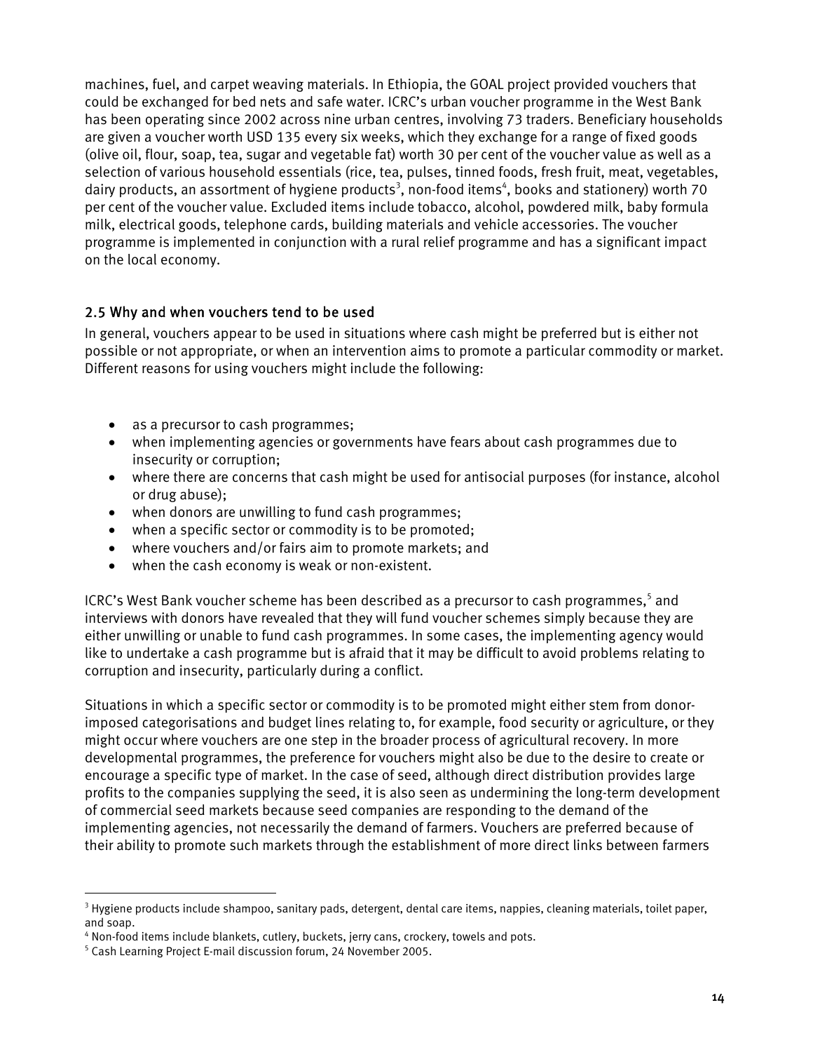machines, fuel, and carpet weaving materials. In Ethiopia, the GOAL project provided vouchers that could be exchanged for bed nets and safe water. ICRC's urban voucher programme in the West Bank has been operating since 2002 across nine urban centres, involving 73 traders. Beneficiary households are given a voucher worth USD 135 every six weeks, which they exchange for a range of fixed goods (olive oil, flour, soap, tea, sugar and vegetable fat) worth 30 per cent of the voucher value as well as a selection of various household essentials (rice, tea, pulses, tinned foods, fresh fruit, meat, vegetables, dairy products, an assortment of hygiene products[3], non-food items[4], books and stationery) worth 70 per cent of the voucher value. Excluded items include tobacco, alcohol, powdered milk, baby formula milk, electrical goods, telephone cards, building materials and vehicle accessories. The voucher programme is implemented in conjunction with a rural relief programme and has a significant impact on the local economy.

## 2.5 Why and when vouchers tend to be used

In general, vouchers appear to be used in situations where cash might be preferred but is either not possible or not appropriate, or when an intervention aims to promote a particular commodity or market. Different reasons for using vouchers might include the following:

- as a precursor to cash programmes;
- when implementing agencies or governments have fears about cash programmes due to insecurity or corruption;
- where there are concerns that cash might be used for antisocial purposes (for instance, alcohol or drug abuse);
- when donors are unwilling to fund cash programmes;
- when a specific sector or commodity is to be promoted;
- where vouchers and/or fairs aim to promote markets; and
- when the cash economy is weak or non-existent.

ICRC's West Bank voucher scheme has been described as a precursor to cash programmes,[5] and interviews with donors have revealed that they will fund voucher schemes simply because they are either unwilling or unable to fund cash programmes. In some cases, the implementing agency would like to undertake a cash programme but is afraid that it may be difficult to avoid problems relating to corruption and insecurity, particularly during a conflict.

Situations in which a specific sector or commodity is to be promoted might either stem from donor-imposed categorisations and budget lines relating to, for example, food security or agriculture, or they might occur where vouchers are one step in the broader process of agricultural recovery. In more developmental programmes, the preference for vouchers might also be due to the desire to create or encourage a specific type of market. In the case of seed, although direct distribution provides large profits to the companies supplying the seed, it is also seen as undermining the long-term development of commercial seed markets because seed companies are responding to the demand of the implementing agencies, not necessarily the demand of farmers. Vouchers are preferred because of their ability to promote such markets through the establishment of more direct links between farmers

[3] Hygiene products include shampoo, sanitary pads, detergent, dental care items, nappies, cleaning materials, toilet paper, and soap.

[4] Non-food items include blankets, cutlery, buckets, jerry cans, crockery, towels and pots.

[5] Cash Learning Project E-mail discussion forum, 24 November 2005.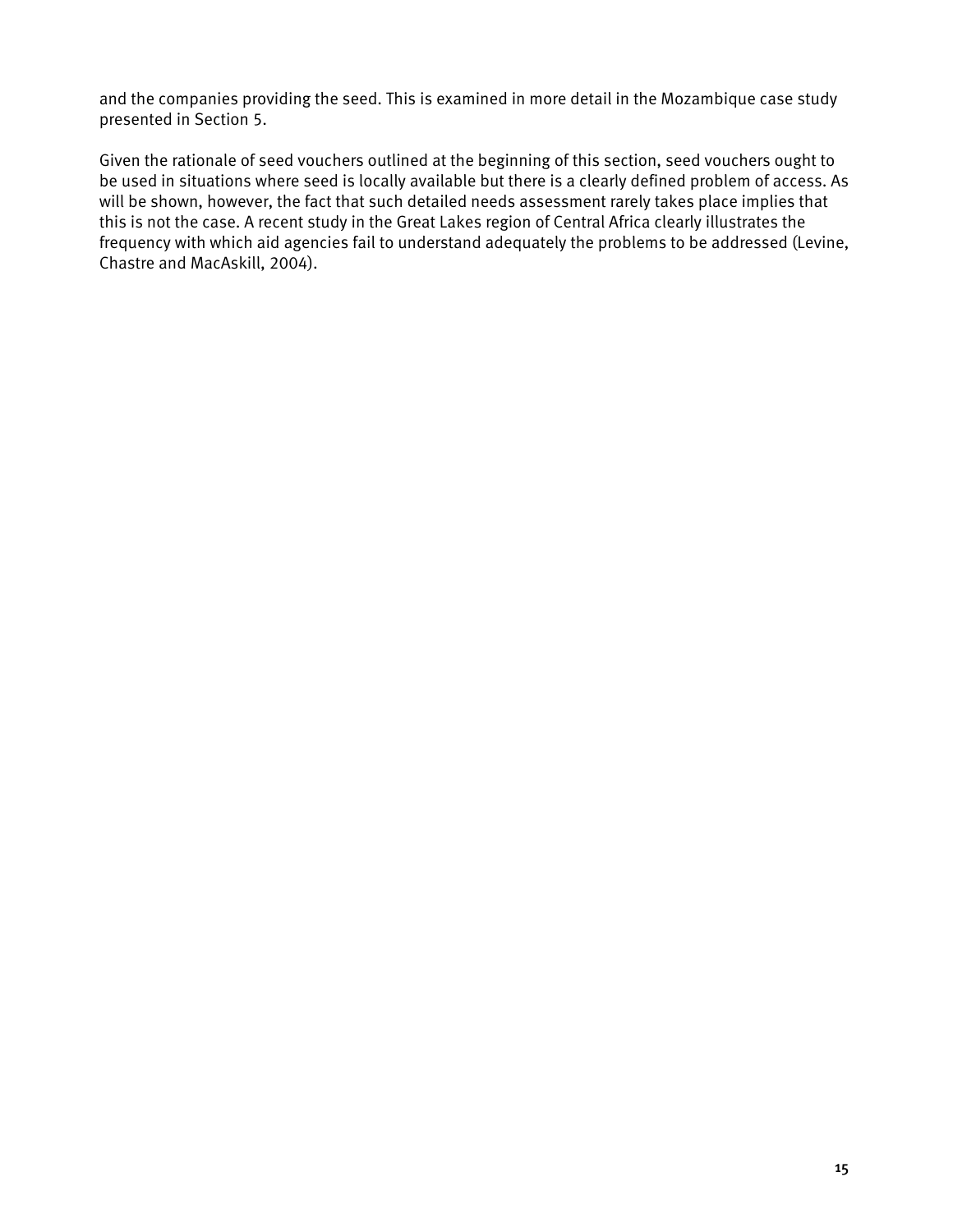and the companies providing the seed. This is examined in more detail in the Mozambique case study presented in Section 5.

Given the rationale of seed vouchers outlined at the beginning of this section, seed vouchers ought to be used in situations where seed is locally available but there is a clearly defined problem of access. As will be shown, however, the fact that such detailed needs assessment rarely takes place implies that this is not the case. A recent study in the Great Lakes region of Central Africa clearly illustrates the frequency with which aid agencies fail to understand adequately the problems to be addressed (Levine, Chastre and MacAskill, 2004).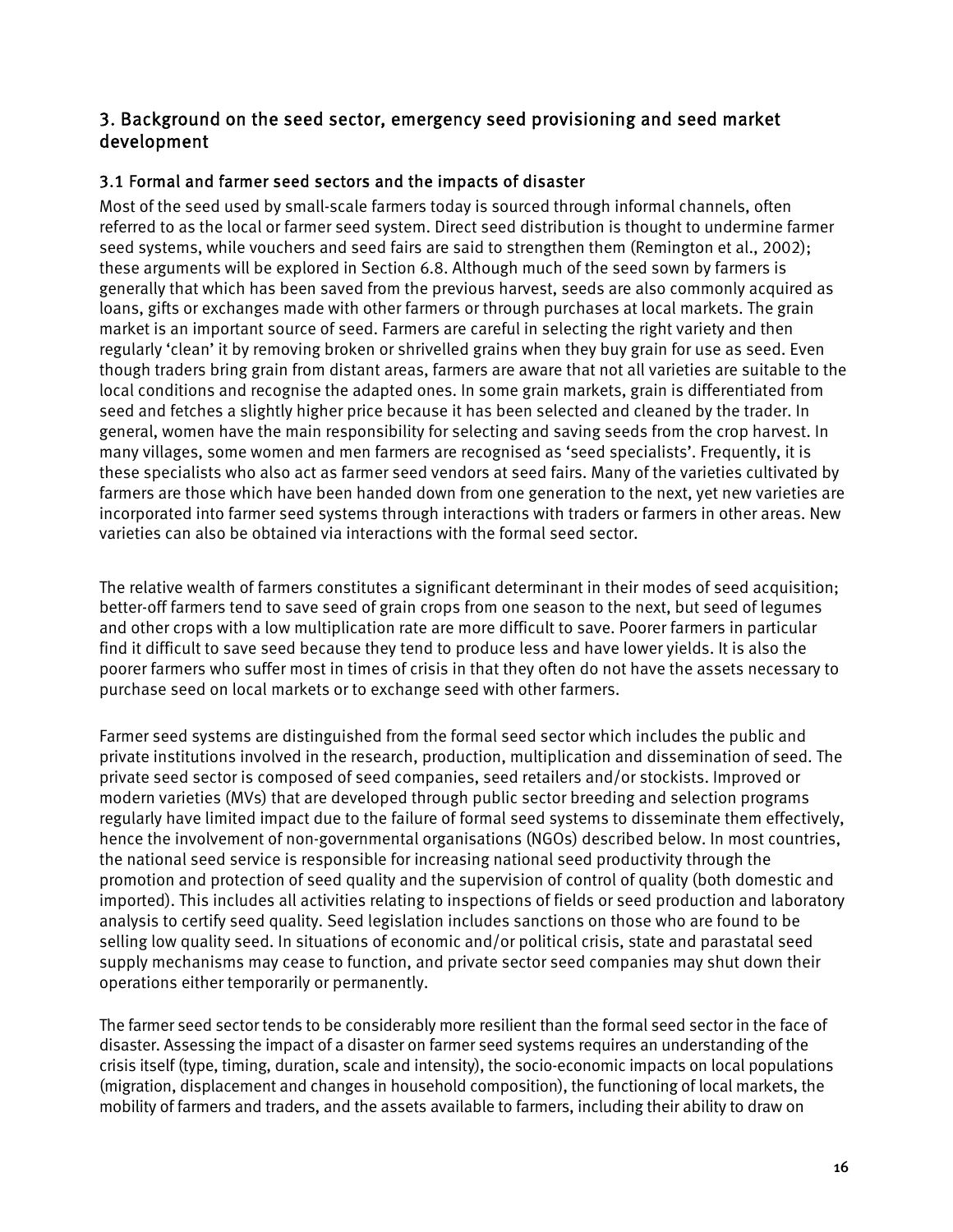## 3. Background on the seed sector, emergency seed provisioning and seed market development

### 3.1 Formal and farmer seed sectors and the impacts of disaster

Most of the seed used by small-scale farmers today is sourced through informal channels, often referred to as the local or farmer seed system. Direct seed distribution is thought to undermine farmer seed systems, while vouchers and seed fairs are said to strengthen them (Remington et al., 2002); these arguments will be explored in Section 6.8. Although much of the seed sown by farmers is generally that which has been saved from the previous harvest, seeds are also commonly acquired as loans, gifts or exchanges made with other farmers or through purchases at local markets. The grain market is an important source of seed. Farmers are careful in selecting the right variety and then regularly 'clean' it by removing broken or shrivelled grains when they buy grain for use as seed. Even though traders bring grain from distant areas, farmers are aware that not all varieties are suitable to the local conditions and recognise the adapted ones. In some grain markets, grain is differentiated from seed and fetches a slightly higher price because it has been selected and cleaned by the trader. In general, women have the main responsibility for selecting and saving seeds from the crop harvest. In many villages, some women and men farmers are recognised as 'seed specialists'. Frequently, it is these specialists who also act as farmer seed vendors at seed fairs. Many of the varieties cultivated by farmers are those which have been handed down from one generation to the next, yet new varieties are incorporated into farmer seed systems through interactions with traders or farmers in other areas. New varieties can also be obtained via interactions with the formal seed sector.

The relative wealth of farmers constitutes a significant determinant in their modes of seed acquisition; better-off farmers tend to save seed of grain crops from one season to the next, but seed of legumes and other crops with a low multiplication rate are more difficult to save. Poorer farmers in particular find it difficult to save seed because they tend to produce less and have lower yields. It is also the poorer farmers who suffer most in times of crisis in that they often do not have the assets necessary to purchase seed on local markets or to exchange seed with other farmers.

Farmer seed systems are distinguished from the formal seed sector which includes the public and private institutions involved in the research, production, multiplication and dissemination of seed. The private seed sector is composed of seed companies, seed retailers and/or stockists. Improved or modern varieties (MVs) that are developed through public sector breeding and selection programs regularly have limited impact due to the failure of formal seed systems to disseminate them effectively, hence the involvement of non-governmental organisations (NGOs) described below. In most countries, the national seed service is responsible for increasing national seed productivity through the promotion and protection of seed quality and the supervision of control of quality (both domestic and imported). This includes all activities relating to inspections of fields or seed production and laboratory analysis to certify seed quality. Seed legislation includes sanctions on those who are found to be selling low quality seed. In situations of economic and/or political crisis, state and parastatal seed supply mechanisms may cease to function, and private sector seed companies may shut down their operations either temporarily or permanently.

The farmer seed sector tends to be considerably more resilient than the formal seed sector in the face of disaster. Assessing the impact of a disaster on farmer seed systems requires an understanding of the crisis itself (type, timing, duration, scale and intensity), the socio-economic impacts on local populations (migration, displacement and changes in household composition), the functioning of local markets, the mobility of farmers and traders, and the assets available to farmers, including their ability to draw on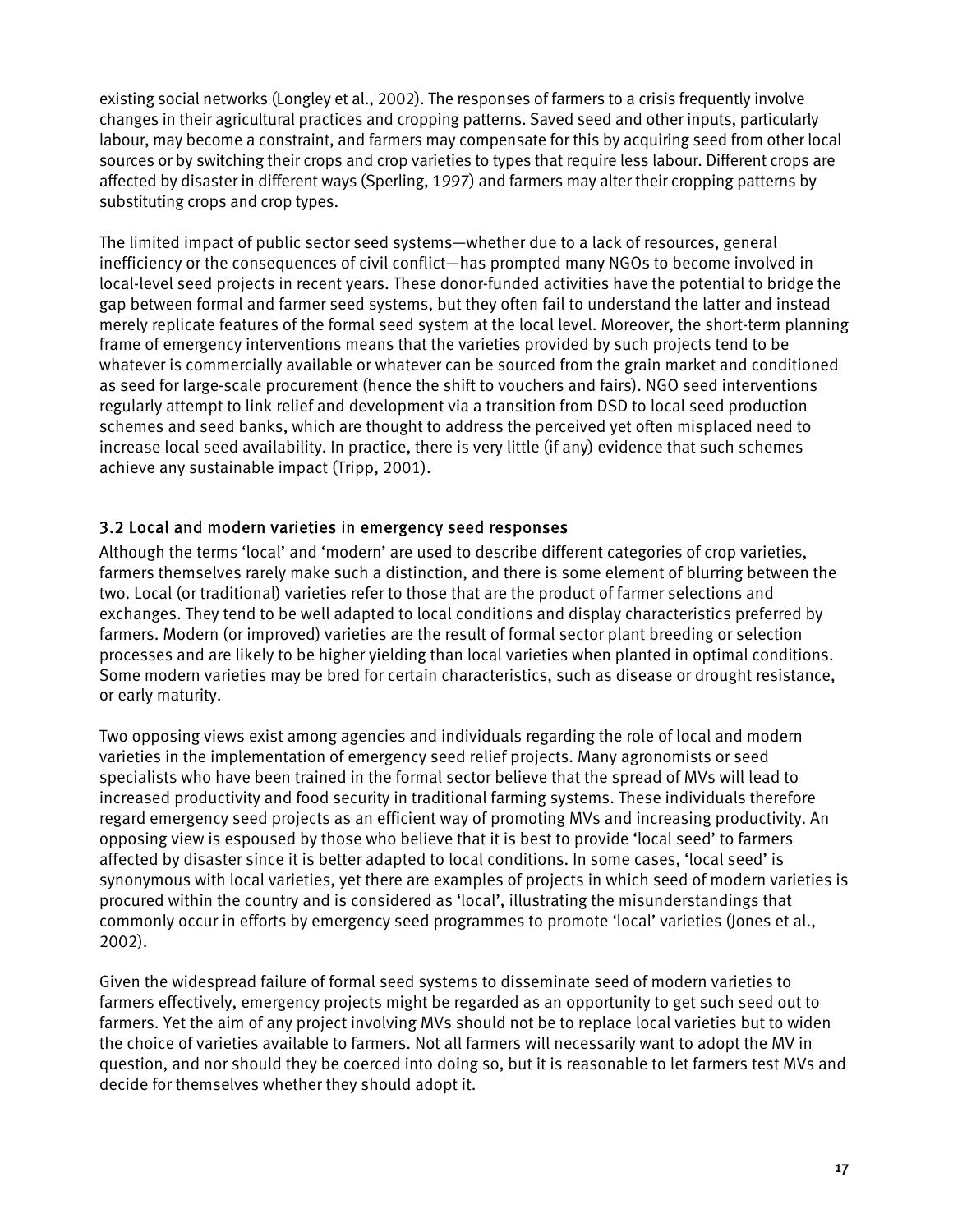existing social networks (Longley et al., 2002). The responses of farmers to a crisis frequently involve changes in their agricultural practices and cropping patterns. Saved seed and other inputs, particularly labour, may become a constraint, and farmers may compensate for this by acquiring seed from other local sources or by switching their crops and crop varieties to types that require less labour. Different crops are affected by disaster in different ways (Sperling, 1997) and farmers may alter their cropping patterns by substituting crops and crop types.

The limited impact of public sector seed systems—whether due to a lack of resources, general inefficiency or the consequences of civil conflict—has prompted many NGOs to become involved in local-level seed projects in recent years. These donor-funded activities have the potential to bridge the gap between formal and farmer seed systems, but they often fail to understand the latter and instead merely replicate features of the formal seed system at the local level. Moreover, the short-term planning frame of emergency interventions means that the varieties provided by such projects tend to be whatever is commercially available or whatever can be sourced from the grain market and conditioned as seed for large-scale procurement (hence the shift to vouchers and fairs). NGO seed interventions regularly attempt to link relief and development via a transition from DSD to local seed production schemes and seed banks, which are thought to address the perceived yet often misplaced need to increase local seed availability. In practice, there is very little (if any) evidence that such schemes achieve any sustainable impact (Tripp, 2001).

### 3.2 Local and modern varieties in emergency seed responses

Although the terms 'local' and 'modern' are used to describe different categories of crop varieties, farmers themselves rarely make such a distinction, and there is some element of blurring between the two. Local (or traditional) varieties refer to those that are the product of farmer selections and exchanges. They tend to be well adapted to local conditions and display characteristics preferred by farmers. Modern (or improved) varieties are the result of formal sector plant breeding or selection processes and are likely to be higher yielding than local varieties when planted in optimal conditions. Some modern varieties may be bred for certain characteristics, such as disease or drought resistance, or early maturity.

Two opposing views exist among agencies and individuals regarding the role of local and modern varieties in the implementation of emergency seed relief projects. Many agronomists or seed specialists who have been trained in the formal sector believe that the spread of MVs will lead to increased productivity and food security in traditional farming systems. These individuals therefore regard emergency seed projects as an efficient way of promoting MVs and increasing productivity. An opposing view is espoused by those who believe that it is best to provide 'local seed' to farmers affected by disaster since it is better adapted to local conditions. In some cases, 'local seed' is synonymous with local varieties, yet there are examples of projects in which seed of modern varieties is procured within the country and is considered as 'local', illustrating the misunderstandings that commonly occur in efforts by emergency seed programmes to promote 'local' varieties (Jones et al., 2002).

Given the widespread failure of formal seed systems to disseminate seed of modern varieties to farmers effectively, emergency projects might be regarded as an opportunity to get such seed out to farmers. Yet the aim of any project involving MVs should not be to replace local varieties but to widen the choice of varieties available to farmers. Not all farmers will necessarily want to adopt the MV in question, and nor should they be coerced into doing so, but it is reasonable to let farmers test MVs and decide for themselves whether they should adopt it.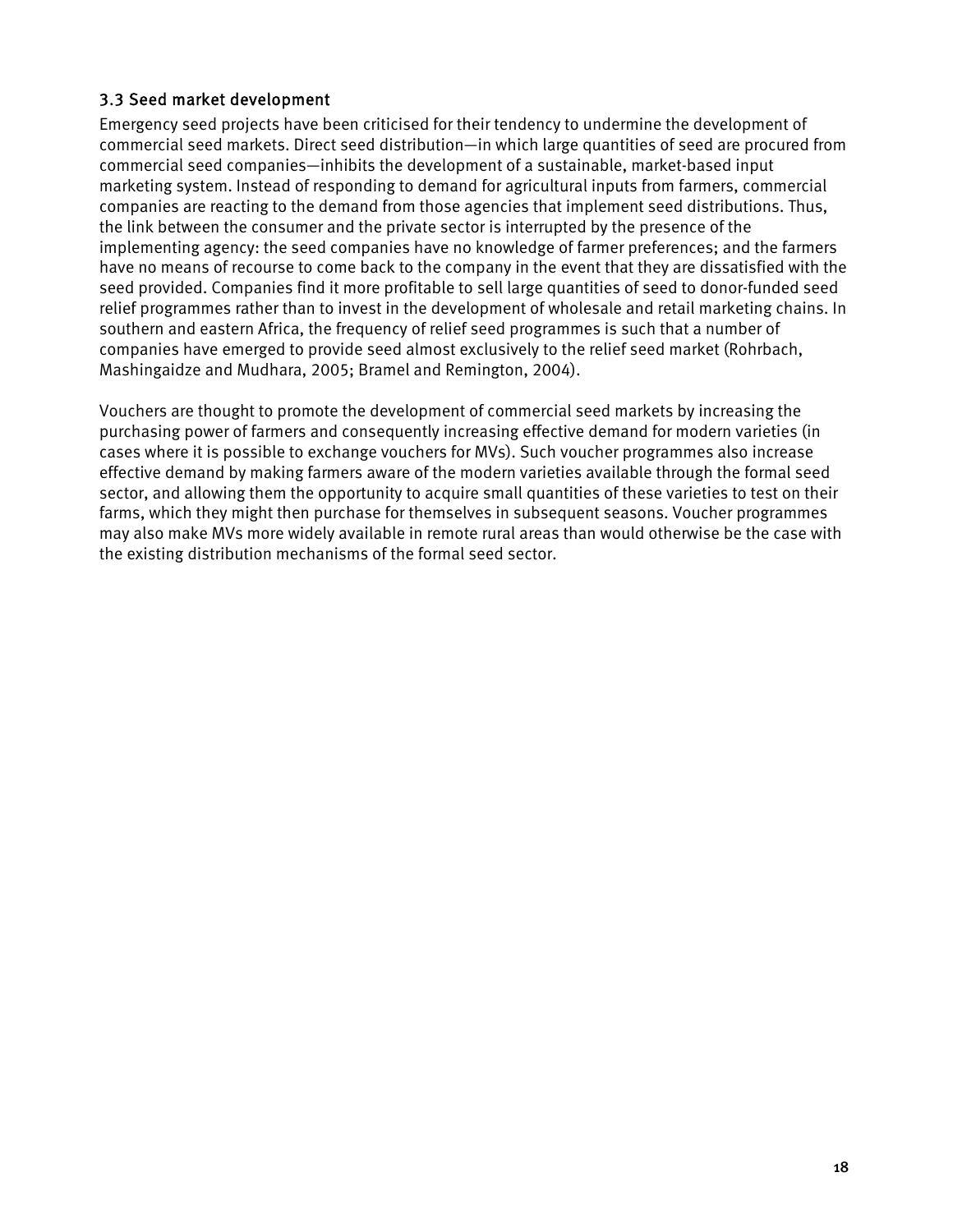### 3.3 Seed market development

Emergency seed projects have been criticised for their tendency to undermine the development of commercial seed markets. Direct seed distribution—in which large quantities of seed are procured from commercial seed companies—inhibits the development of a sustainable, market-based input marketing system. Instead of responding to demand for agricultural inputs from farmers, commercial companies are reacting to the demand from those agencies that implement seed distributions. Thus, the link between the consumer and the private sector is interrupted by the presence of the implementing agency: the seed companies have no knowledge of farmer preferences; and the farmers have no means of recourse to come back to the company in the event that they are dissatisfied with the seed provided. Companies find it more profitable to sell large quantities of seed to donor-funded seed relief programmes rather than to invest in the development of wholesale and retail marketing chains. In southern and eastern Africa, the frequency of relief seed programmes is such that a number of companies have emerged to provide seed almost exclusively to the relief seed market (Rohrbach, Mashingaidze and Mudhara, 2005; Bramel and Remington, 2004).

Vouchers are thought to promote the development of commercial seed markets by increasing the purchasing power of farmers and consequently increasing effective demand for modern varieties (in cases where it is possible to exchange vouchers for MVs). Such voucher programmes also increase effective demand by making farmers aware of the modern varieties available through the formal seed sector, and allowing them the opportunity to acquire small quantities of these varieties to test on their farms, which they might then purchase for themselves in subsequent seasons. Voucher programmes may also make MVs more widely available in remote rural areas than would otherwise be the case with the existing distribution mechanisms of the formal seed sector.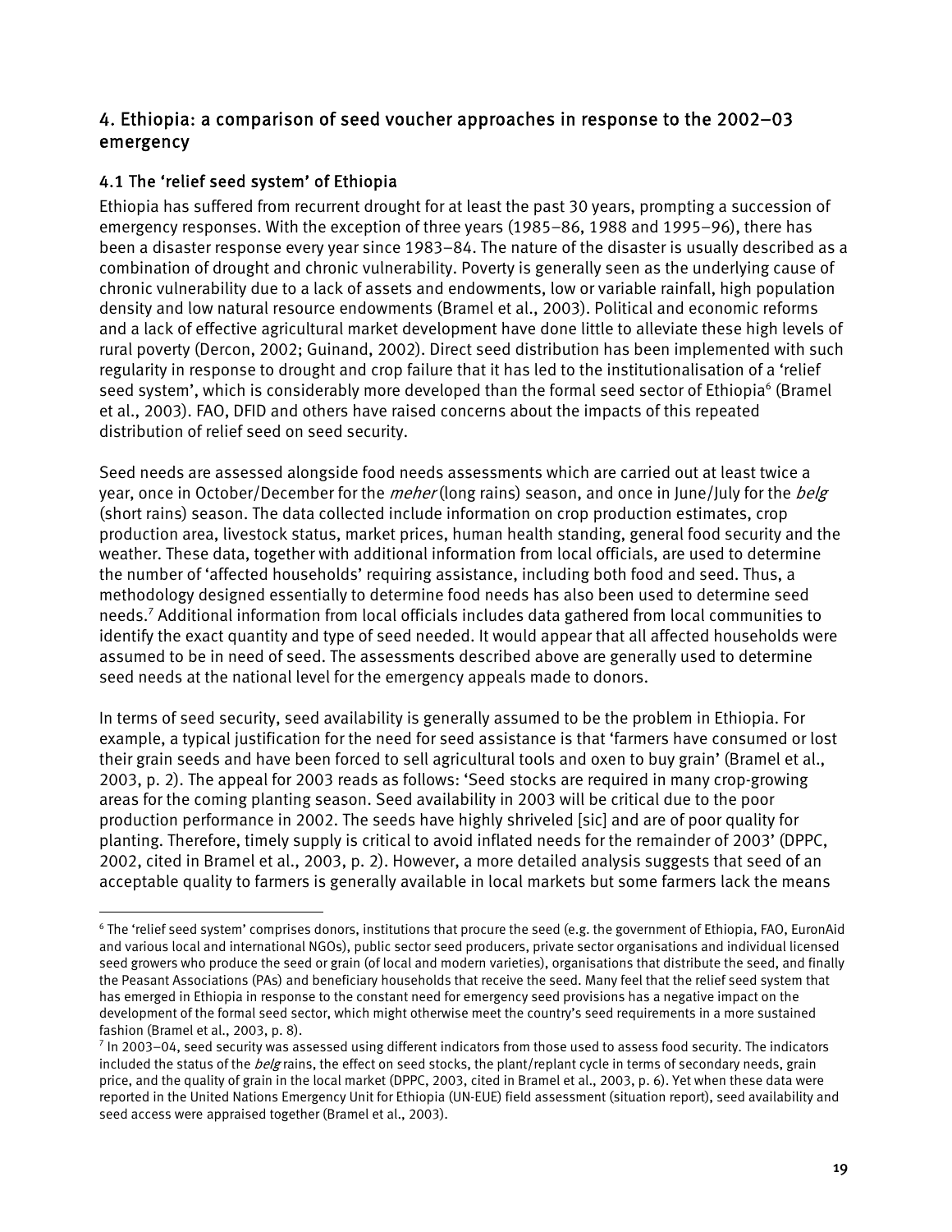## 4. Ethiopia: a comparison of seed voucher approaches in response to the 2002–03 emergency

### 4.1 The 'relief seed system' of Ethiopia

Ethiopia has suffered from recurrent drought for at least the past 30 years, prompting a succession of emergency responses. With the exception of three years (1985–86, 1988 and 1995–96), there has been a disaster response every year since 1983–84. The nature of the disaster is usually described as a combination of drought and chronic vulnerability. Poverty is generally seen as the underlying cause of chronic vulnerability due to a lack of assets and endowments, low or variable rainfall, high population density and low natural resource endowments (Bramel et al., 2003). Political and economic reforms and a lack of effective agricultural market development have done little to alleviate these high levels of rural poverty (Dercon, 2002; Guinand, 2002). Direct seed distribution has been implemented with such regularity in response to drought and crop failure that it has led to the institutionalisation of a 'relief seed system', which is considerably more developed than the formal seed sector of Ethiopia[6] (Bramel et al., 2003). FAO, DFID and others have raised concerns about the impacts of this repeated distribution of relief seed on seed security.

Seed needs are assessed alongside food needs assessments which are carried out at least twice a year, once in October/December for the *meher* (long rains) season, and once in June/July for the *belg* (short rains) season. The data collected include information on crop production estimates, crop production area, livestock status, market prices, human health standing, general food security and the weather. These data, together with additional information from local officials, are used to determine the number of 'affected households' requiring assistance, including both food and seed. Thus, a methodology designed essentially to determine food needs has also been used to determine seed needs.[7] Additional information from local officials includes data gathered from local communities to identify the exact quantity and type of seed needed. It would appear that all affected households were assumed to be in need of seed. The assessments described above are generally used to determine seed needs at the national level for the emergency appeals made to donors.

In terms of seed security, seed availability is generally assumed to be the problem in Ethiopia. For example, a typical justification for the need for seed assistance is that 'farmers have consumed or lost their grain seeds and have been forced to sell agricultural tools and oxen to buy grain' (Bramel et al., 2003, p. 2). The appeal for 2003 reads as follows: 'Seed stocks are required in many crop-growing areas for the coming planting season. Seed availability in 2003 will be critical due to the poor production performance in 2002. The seeds have highly shriveled [sic] and are of poor quality for planting. Therefore, timely supply is critical to avoid inflated needs for the remainder of 2003' (DPPC, 2002, cited in Bramel et al., 2003, p. 2). However, a more detailed analysis suggests that seed of an acceptable quality to farmers is generally available in local markets but some farmers lack the means

---

[6] The 'relief seed system' comprises donors, institutions that procure the seed (e.g. the government of Ethiopia, FAO, EuronAid and various local and international NGOs), public sector seed producers, private sector organisations and individual licensed seed growers who produce the seed or grain (of local and modern varieties), organisations that distribute the seed, and finally the Peasant Associations (PAs) and beneficiary households that receive the seed. Many feel that the relief seed system that has emerged in Ethiopia in response to the constant need for emergency seed provisions has a negative impact on the development of the formal seed sector, which might otherwise meet the country's seed requirements in a more sustained fashion (Bramel et al., 2003, p. 8).

[7] In 2003–04, seed security was assessed using different indicators from those used to assess food security. The indicators included the status of the *belg* rains, the effect on seed stocks, the plant/replant cycle in terms of secondary needs, grain price, and the quality of grain in the local market (DPPC, 2003, cited in Bramel et al., 2003, p. 6). Yet when these data were reported in the United Nations Emergency Unit for Ethiopia (UN-EUE) field assessment (situation report), seed availability and seed access were appraised together (Bramel et al., 2003).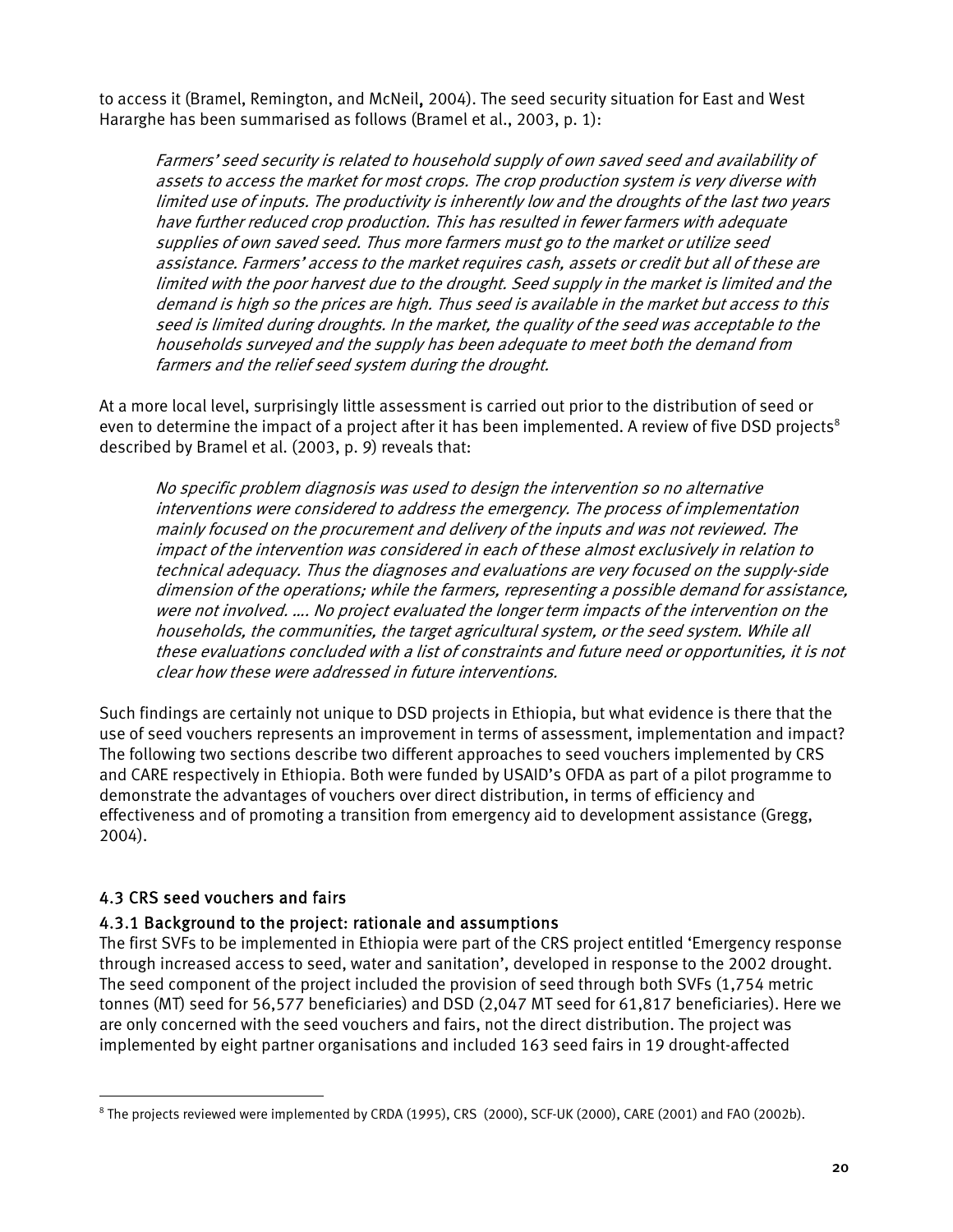to access it (Bramel, Remington, and McNeil, 2004). The seed security situation for East and West Hararghe has been summarised as follows (Bramel et al., 2003, p. 1):

> *Farmers' seed security is related to household supply of own saved seed and availability of assets to access the market for most crops. The crop production system is very diverse with limited use of inputs. The productivity is inherently low and the droughts of the last two years have further reduced crop production. This has resulted in fewer farmers with adequate supplies of own saved seed. Thus more farmers must go to the market or utilize seed assistance. Farmers' access to the market requires cash, assets or credit but all of these are limited with the poor harvest due to the drought. Seed supply in the market is limited and the demand is high so the prices are high. Thus seed is available in the market but access to this seed is limited during droughts. In the market, the quality of the seed was acceptable to the households surveyed and the supply has been adequate to meet both the demand from farmers and the relief seed system during the drought.*

At a more local level, surprisingly little assessment is carried out prior to the distribution of seed or even to determine the impact of a project after it has been implemented. A review of five DSD projects[8] described by Bramel et al. (2003, p. 9) reveals that:

> *No specific problem diagnosis was used to design the intervention so no alternative interventions were considered to address the emergency. The process of implementation mainly focused on the procurement and delivery of the inputs and was not reviewed. The impact of the intervention was considered in each of these almost exclusively in relation to technical adequacy. Thus the diagnoses and evaluations are very focused on the supply-side dimension of the operations; while the farmers, representing a possible demand for assistance, were not involved. …. No project evaluated the longer term impacts of the intervention on the households, the communities, the target agricultural system, or the seed system. While all these evaluations concluded with a list of constraints and future need or opportunities, it is not clear how these were addressed in future interventions.*

Such findings are certainly not unique to DSD projects in Ethiopia, but what evidence is there that the use of seed vouchers represents an improvement in terms of assessment, implementation and impact? The following two sections describe two different approaches to seed vouchers implemented by CRS and CARE respectively in Ethiopia. Both were funded by USAID's OFDA as part of a pilot programme to demonstrate the advantages of vouchers over direct distribution, in terms of efficiency and effectiveness and of promoting a transition from emergency aid to development assistance (Gregg, 2004).

### 4.3 CRS seed vouchers and fairs

#### 4.3.1 Background to the project: rationale and assumptions

The first SVFs to be implemented in Ethiopia were part of the CRS project entitled 'Emergency response through increased access to seed, water and sanitation', developed in response to the 2002 drought. The seed component of the project included the provision of seed through both SVFs (1,754 metric tonnes (MT) seed for 56,577 beneficiaries) and DSD (2,047 MT seed for 61,817 beneficiaries). Here we are only concerned with the seed vouchers and fairs, not the direct distribution. The project was implemented by eight partner organisations and included 163 seed fairs in 19 drought-affected

---

[8] The projects reviewed were implemented by CRDA (1995), CRS (2000), SCF-UK (2000), CARE (2001) and FAO (2002b).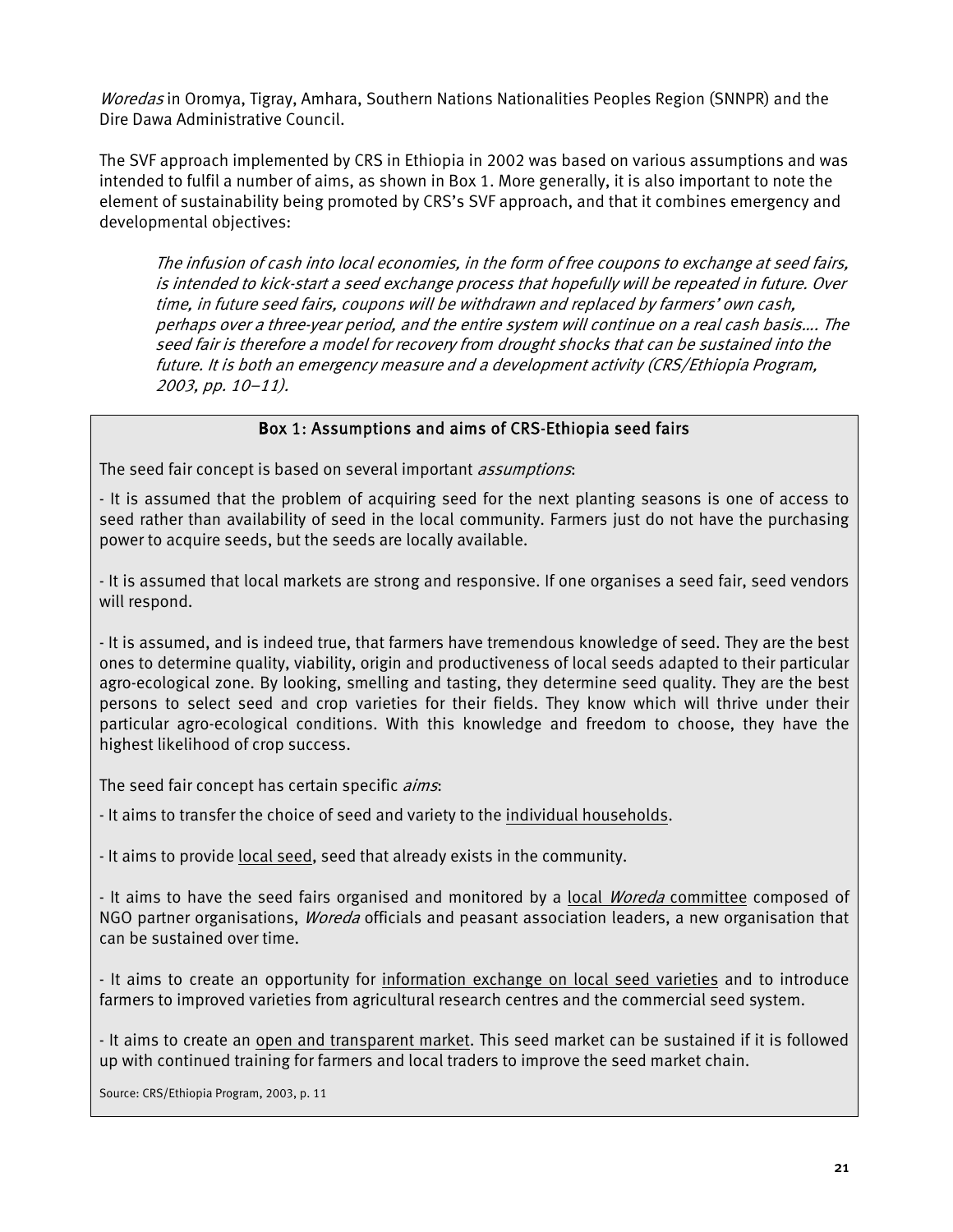*Woredas* in Oromya, Tigray, Amhara, Southern Nations Nationalities Peoples Region (SNNPR) and the Dire Dawa Administrative Council.

The SVF approach implemented by CRS in Ethiopia in 2002 was based on various assumptions and was intended to fulfil a number of aims, as shown in Box 1. More generally, it is also important to note the element of sustainability being promoted by CRS's SVF approach, and that it combines emergency and developmental objectives:

> *The infusion of cash into local economies, in the form of free coupons to exchange at seed fairs, is intended to kick-start a seed exchange process that hopefully will be repeated in future. Over time, in future seed fairs, coupons will be withdrawn and replaced by farmers' own cash, perhaps over a three-year period, and the entire system will continue on a real cash basis…. The seed fair is therefore a model for recovery from drought shocks that can be sustained into the future. It is both an emergency measure and a development activity (CRS/Ethiopia Program, 2003, pp. 10–11).*

### Box 1: Assumptions and aims of CRS-Ethiopia seed fairs

The seed fair concept is based on several important *assumptions*:

- It is assumed that the problem of acquiring seed for the next planting seasons is one of access to seed rather than availability of seed in the local community. Farmers just do not have the purchasing power to acquire seeds, but the seeds are locally available.

- It is assumed that local markets are strong and responsive. If one organises a seed fair, seed vendors will respond.

- It is assumed, and is indeed true, that farmers have tremendous knowledge of seed. They are the best ones to determine quality, viability, origin and productiveness of local seeds adapted to their particular agro-ecological zone. By looking, smelling and tasting, they determine seed quality. They are the best persons to select seed and crop varieties for their fields. They know which will thrive under their particular agro-ecological conditions. With this knowledge and freedom to choose, they have the highest likelihood of crop success.

The seed fair concept has certain specific *aims*:

- It aims to transfer the choice of seed and variety to the individual households.

- It aims to provide local seed, seed that already exists in the community.

- It aims to have the seed fairs organised and monitored by a local *Woreda* committee composed of NGO partner organisations, *Woreda* officials and peasant association leaders, a new organisation that can be sustained over time.

- It aims to create an opportunity for information exchange on local seed varieties and to introduce farmers to improved varieties from agricultural research centres and the commercial seed system.

- It aims to create an open and transparent market. This seed market can be sustained if it is followed up with continued training for farmers and local traders to improve the seed market chain.

Source: CRS/Ethiopia Program, 2003, p. 11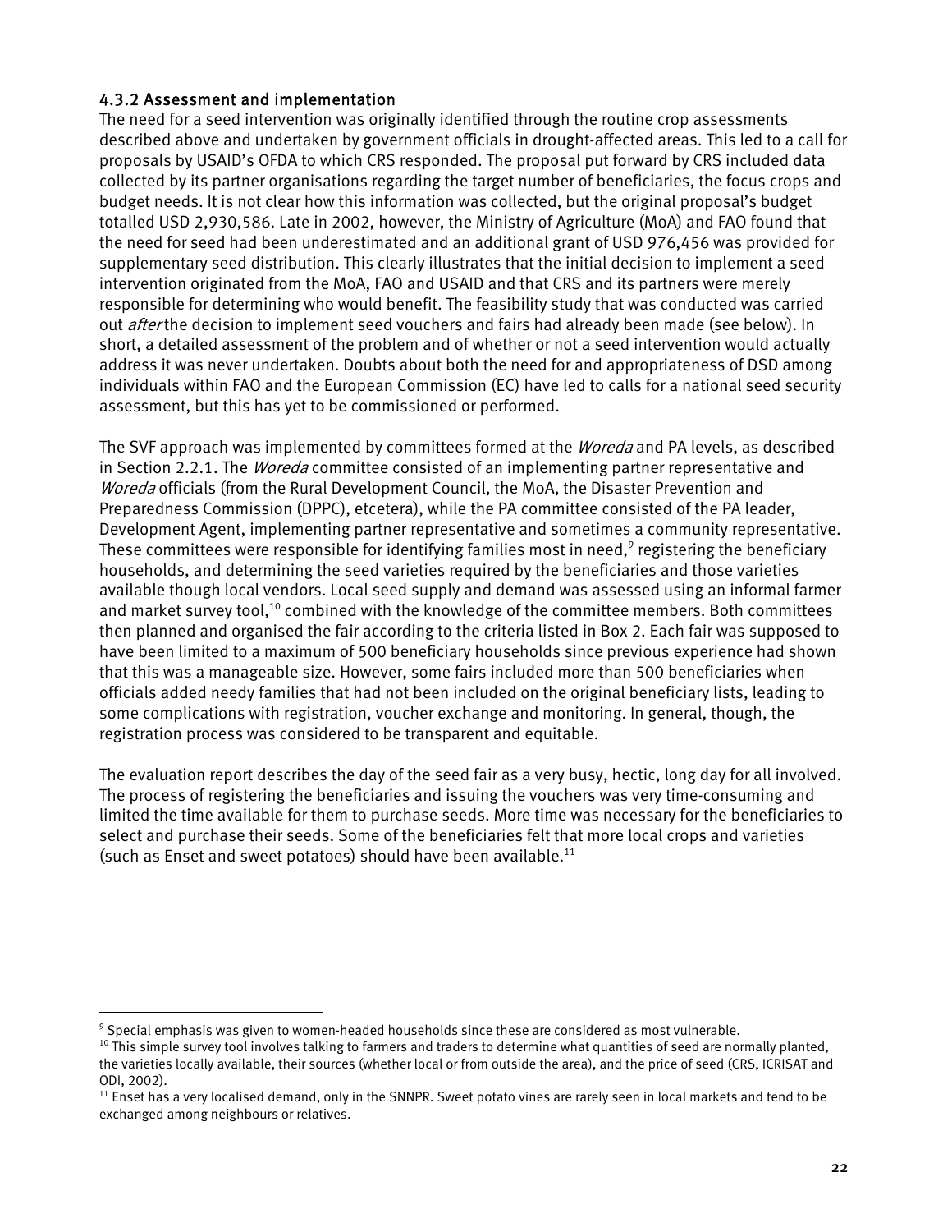### 4.3.2 Assessment and implementation

The need for a seed intervention was originally identified through the routine crop assessments described above and undertaken by government officials in drought-affected areas. This led to a call for proposals by USAID's OFDA to which CRS responded. The proposal put forward by CRS included data collected by its partner organisations regarding the target number of beneficiaries, the focus crops and budget needs. It is not clear how this information was collected, but the original proposal's budget totalled USD 2,930,586. Late in 2002, however, the Ministry of Agriculture (MoA) and FAO found that the need for seed had been underestimated and an additional grant of USD 976,456 was provided for supplementary seed distribution. This clearly illustrates that the initial decision to implement a seed intervention originated from the MoA, FAO and USAID and that CRS and its partners were merely responsible for determining who would benefit. The feasibility study that was conducted was carried out *after* the decision to implement seed vouchers and fairs had already been made (see below). In short, a detailed assessment of the problem and of whether or not a seed intervention would actually address it was never undertaken. Doubts about both the need for and appropriateness of DSD among individuals within FAO and the European Commission (EC) have led to calls for a national seed security assessment, but this has yet to be commissioned or performed.

The SVF approach was implemented by committees formed at the *Woreda* and PA levels, as described in Section 2.2.1. The *Woreda* committee consisted of an implementing partner representative and *Woreda* officials (from the Rural Development Council, the MoA, the Disaster Prevention and Preparedness Commission (DPPC), etcetera), while the PA committee consisted of the PA leader, Development Agent, implementing partner representative and sometimes a community representative. These committees were responsible for identifying families most in need,[9] registering the beneficiary households, and determining the seed varieties required by the beneficiaries and those varieties available though local vendors. Local seed supply and demand was assessed using an informal farmer and market survey tool,[10] combined with the knowledge of the committee members. Both committees then planned and organised the fair according to the criteria listed in Box 2. Each fair was supposed to have been limited to a maximum of 500 beneficiary households since previous experience had shown that this was a manageable size. However, some fairs included more than 500 beneficiaries when officials added needy families that had not been included on the original beneficiary lists, leading to some complications with registration, voucher exchange and monitoring. In general, though, the registration process was considered to be transparent and equitable.

The evaluation report describes the day of the seed fair as a very busy, hectic, long day for all involved. The process of registering the beneficiaries and issuing the vouchers was very time-consuming and limited the time available for them to purchase seeds. More time was necessary for the beneficiaries to select and purchase their seeds. Some of the beneficiaries felt that more local crops and varieties (such as Enset and sweet potatoes) should have been available.[11]

---

[9] Special emphasis was given to women-headed households since these are considered as most vulnerable.

[10] This simple survey tool involves talking to farmers and traders to determine what quantities of seed are normally planted, the varieties locally available, their sources (whether local or from outside the area), and the price of seed (CRS, ICRISAT and ODI, 2002).

[11] Enset has a very localised demand, only in the SNNPR. Sweet potato vines are rarely seen in local markets and tend to be exchanged among neighbours or relatives.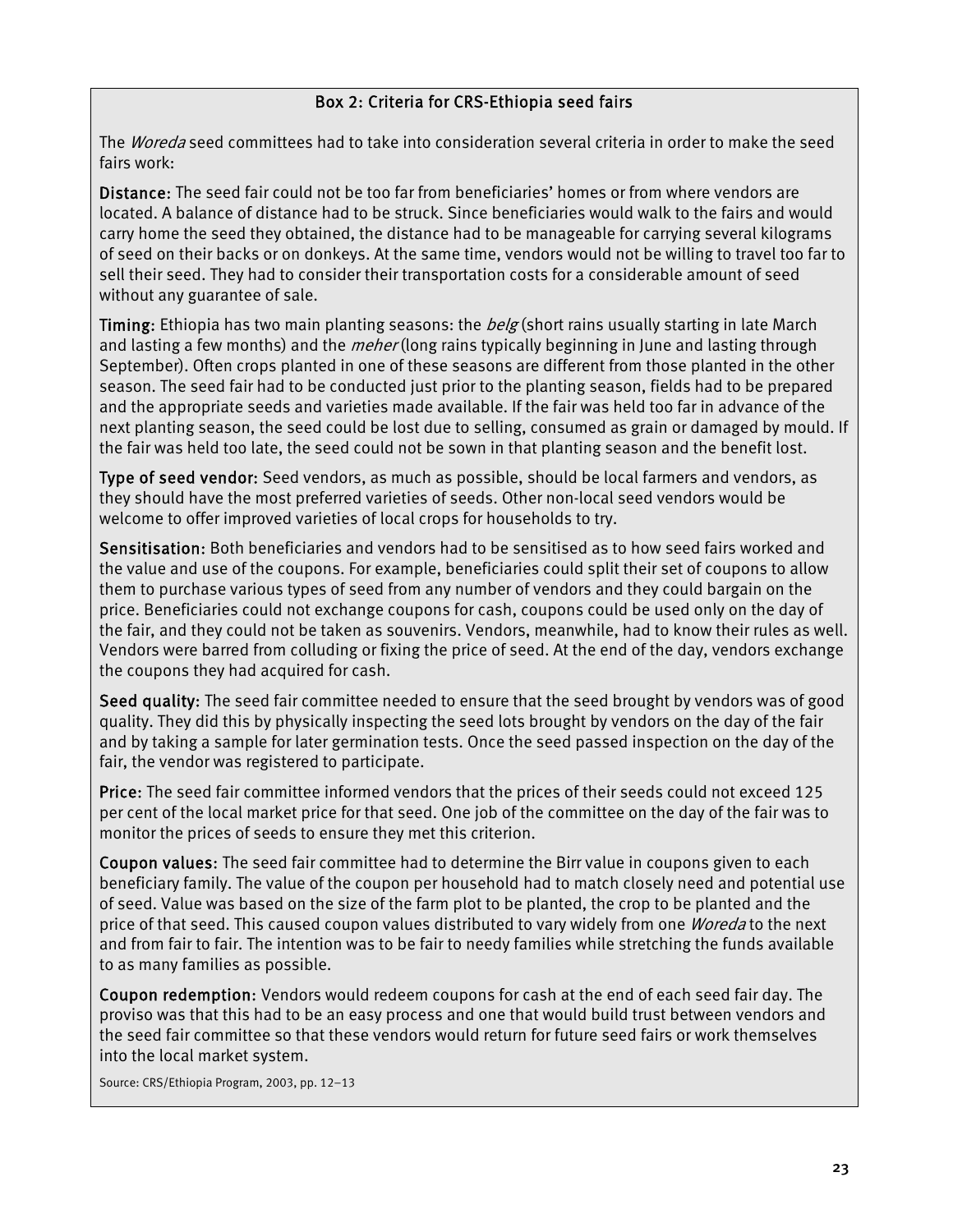### Box 2: Criteria for CRS-Ethiopia seed fairs

The *Woreda* seed committees had to take into consideration several criteria in order to make the seed fairs work:

**Distance:** The seed fair could not be too far from beneficiaries' homes or from where vendors are located. A balance of distance had to be struck. Since beneficiaries would walk to the fairs and would carry home the seed they obtained, the distance had to be manageable for carrying several kilograms of seed on their backs or on donkeys. At the same time, vendors would not be willing to travel too far to sell their seed. They had to consider their transportation costs for a considerable amount of seed without any guarantee of sale.

**Timing:** Ethiopia has two main planting seasons: the *belg* (short rains usually starting in late March and lasting a few months) and the *meher* (long rains typically beginning in June and lasting through September). Often crops planted in one of these seasons are different from those planted in the other season. The seed fair had to be conducted just prior to the planting season, fields had to be prepared and the appropriate seeds and varieties made available. If the fair was held too far in advance of the next planting season, the seed could be lost due to selling, consumed as grain or damaged by mould. If the fair was held too late, the seed could not be sown in that planting season and the benefit lost.

**Type of seed vendor:** Seed vendors, as much as possible, should be local farmers and vendors, as they should have the most preferred varieties of seeds. Other non-local seed vendors would be welcome to offer improved varieties of local crops for households to try.

**Sensitisation:** Both beneficiaries and vendors had to be sensitised as to how seed fairs worked and the value and use of the coupons. For example, beneficiaries could split their set of coupons to allow them to purchase various types of seed from any number of vendors and they could bargain on the price. Beneficiaries could not exchange coupons for cash, coupons could be used only on the day of the fair, and they could not be taken as souvenirs. Vendors, meanwhile, had to know their rules as well. Vendors were barred from colluding or fixing the price of seed. At the end of the day, vendors exchange the coupons they had acquired for cash.

**Seed quality:** The seed fair committee needed to ensure that the seed brought by vendors was of good quality. They did this by physically inspecting the seed lots brought by vendors on the day of the fair and by taking a sample for later germination tests. Once the seed passed inspection on the day of the fair, the vendor was registered to participate.

**Price:** The seed fair committee informed vendors that the prices of their seeds could not exceed 125 per cent of the local market price for that seed. One job of the committee on the day of the fair was to monitor the prices of seeds to ensure they met this criterion.

**Coupon values:** The seed fair committee had to determine the Birr value in coupons given to each beneficiary family. The value of the coupon per household had to match closely need and potential use of seed. Value was based on the size of the farm plot to be planted, the crop to be planted and the price of that seed. This caused coupon values distributed to vary widely from one *Woreda* to the next and from fair to fair. The intention was to be fair to needy families while stretching the funds available to as many families as possible.

**Coupon redemption:** Vendors would redeem coupons for cash at the end of each seed fair day. The proviso was that this had to be an easy process and one that would build trust between vendors and the seed fair committee so that these vendors would return for future seed fairs or work themselves into the local market system.

Source: CRS/Ethiopia Program, 2003, pp. 12–13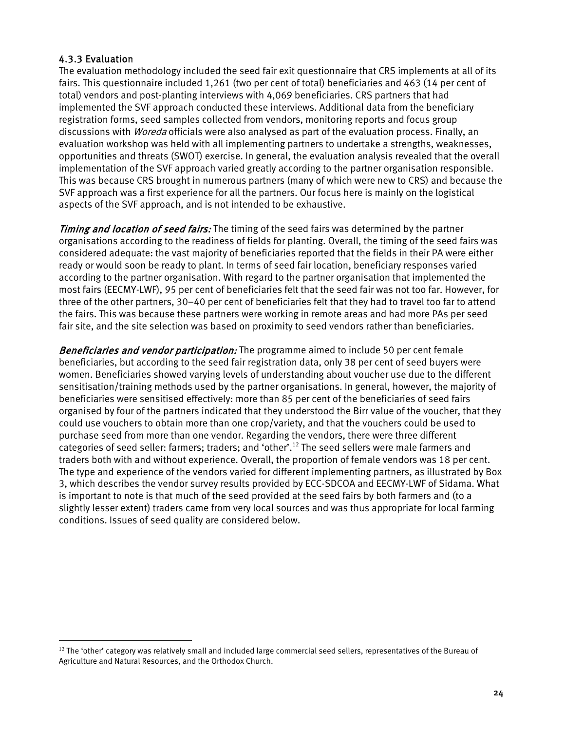### 4.3.3 Evaluation

The evaluation methodology included the seed fair exit questionnaire that CRS implements at all of its fairs. This questionnaire included 1,261 (two per cent of total) beneficiaries and 463 (14 per cent of total) vendors and post-planting interviews with 4,069 beneficiaries. CRS partners that had implemented the SVF approach conducted these interviews. Additional data from the beneficiary registration forms, seed samples collected from vendors, monitoring reports and focus group discussions with *Woreda* officials were also analysed as part of the evaluation process. Finally, an evaluation workshop was held with all implementing partners to undertake a strengths, weaknesses, opportunities and threats (SWOT) exercise. In general, the evaluation analysis revealed that the overall implementation of the SVF approach varied greatly according to the partner organisation responsible. This was because CRS brought in numerous partners (many of which were new to CRS) and because the SVF approach was a first experience for all the partners. Our focus here is mainly on the logistical aspects of the SVF approach, and is not intended to be exhaustive.

***Timing and location of seed fairs:*** The timing of the seed fairs was determined by the partner organisations according to the readiness of fields for planting. Overall, the timing of the seed fairs was considered adequate: the vast majority of beneficiaries reported that the fields in their PA were either ready or would soon be ready to plant. In terms of seed fair location, beneficiary responses varied according to the partner organisation. With regard to the partner organisation that implemented the most fairs (EECMY-LWF), 95 per cent of beneficiaries felt that the seed fair was not too far. However, for three of the other partners, 30–40 per cent of beneficiaries felt that they had to travel too far to attend the fairs. This was because these partners were working in remote areas and had more PAs per seed fair site, and the site selection was based on proximity to seed vendors rather than beneficiaries.

***Beneficiaries and vendor participation:*** The programme aimed to include 50 per cent female beneficiaries, but according to the seed fair registration data, only 38 per cent of seed buyers were women. Beneficiaries showed varying levels of understanding about voucher use due to the different sensitisation/training methods used by the partner organisations. In general, however, the majority of beneficiaries were sensitised effectively: more than 85 per cent of the beneficiaries of seed fairs organised by four of the partners indicated that they understood the Birr value of the voucher, that they could use vouchers to obtain more than one crop/variety, and that the vouchers could be used to purchase seed from more than one vendor. Regarding the vendors, there were three different categories of seed seller: farmers; traders; and 'other'.[12] The seed sellers were male farmers and traders both with and without experience. Overall, the proportion of female vendors was 18 per cent. The type and experience of the vendors varied for different implementing partners, as illustrated by Box 3, which describes the vendor survey results provided by ECC-SDCOA and EECMY-LWF of Sidama. What is important to note is that much of the seed provided at the seed fairs by both farmers and (to a slightly lesser extent) traders came from very local sources and was thus appropriate for local farming conditions. Issues of seed quality are considered below.

[12] The 'other' category was relatively small and included large commercial seed sellers, representatives of the Bureau of Agriculture and Natural Resources, and the Orthodox Church.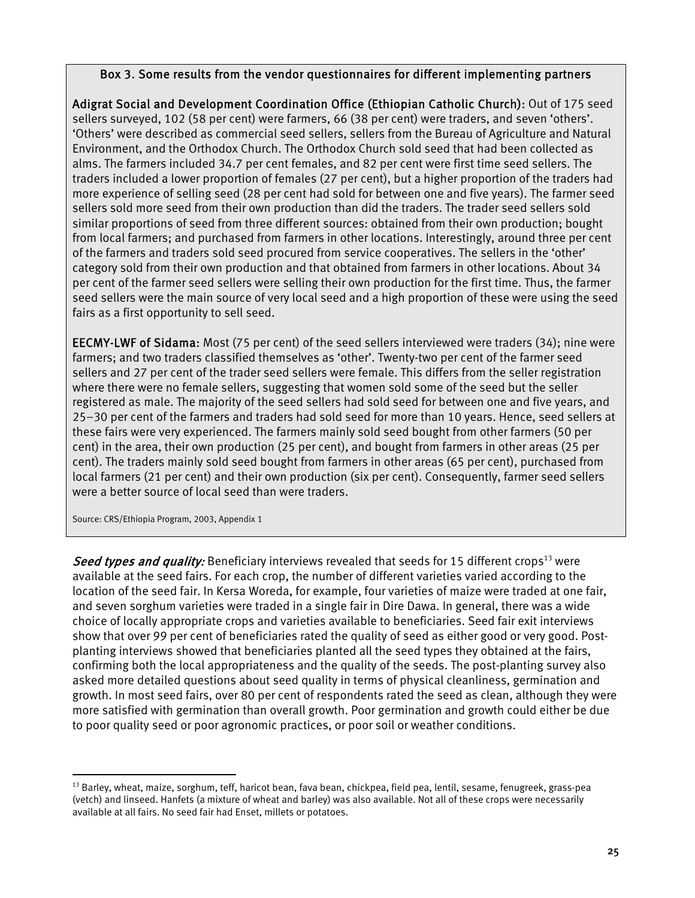**Box 3. Some results from the vendor questionnaires for different implementing partners**

**Adigrat Social and Development Coordination Office (Ethiopian Catholic Church):** Out of 175 seed sellers surveyed, 102 (58 per cent) were farmers, 66 (38 per cent) were traders, and seven 'others'. 'Others' were described as commercial seed sellers, sellers from the Bureau of Agriculture and Natural Environment, and the Orthodox Church. The Orthodox Church sold seed that had been collected as alms. The farmers included 34.7 per cent females, and 82 per cent were first time seed sellers. The traders included a lower proportion of females (27 per cent), but a higher proportion of the traders had more experience of selling seed (28 per cent had sold for between one and five years). The farmer seed sellers sold more seed from their own production than did the traders. The trader seed sellers sold similar proportions of seed from three different sources: obtained from their own production; bought from local farmers; and purchased from farmers in other locations. Interestingly, around three per cent of the farmers and traders sold seed procured from service cooperatives. The sellers in the 'other' category sold from their own production and that obtained from farmers in other locations. About 34 per cent of the farmer seed sellers were selling their own production for the first time. Thus, the farmer seed sellers were the main source of very local seed and a high proportion of these were using the seed fairs as a first opportunity to sell seed.

**EECMY-LWF of Sidama:** Most (75 per cent) of the seed sellers interviewed were traders (34); nine were farmers; and two traders classified themselves as 'other'. Twenty-two per cent of the farmer seed sellers and 27 per cent of the trader seed sellers were female. This differs from the seller registration where there were no female sellers, suggesting that women sold some of the seed but the seller registered as male. The majority of the seed sellers had sold seed for between one and five years, and 25–30 per cent of the farmers and traders had sold seed for more than 10 years. Hence, seed sellers at these fairs were very experienced. The farmers mainly sold seed bought from other farmers (50 per cent) in the area, their own production (25 per cent), and bought from farmers in other areas (25 per cent). The traders mainly sold seed bought from farmers in other areas (65 per cent), purchased from local farmers (21 per cent) and their own production (six per cent). Consequently, farmer seed sellers were a better source of local seed than were traders.

Source: CRS/Ethiopia Program, 2003, Appendix 1

***Seed types and quality:*** Beneficiary interviews revealed that seeds for 15 different crops[13] were available at the seed fairs. For each crop, the number of different varieties varied according to the location of the seed fair. In Kersa Woreda, for example, four varieties of maize were traded at one fair, and seven sorghum varieties were traded in a single fair in Dire Dawa. In general, there was a wide choice of locally appropriate crops and varieties available to beneficiaries. Seed fair exit interviews show that over 99 per cent of beneficiaries rated the quality of seed as either good or very good. Post-planting interviews showed that beneficiaries planted all the seed types they obtained at the fairs, confirming both the local appropriateness and the quality of the seeds. The post-planting survey also asked more detailed questions about seed quality in terms of physical cleanliness, germination and growth. In most seed fairs, over 80 per cent of respondents rated the seed as clean, although they were more satisfied with germination than overall growth. Poor germination and growth could either be due to poor quality seed or poor agronomic practices, or poor soil or weather conditions.

---

[13] Barley, wheat, maize, sorghum, teff, haricot bean, fava bean, chickpea, field pea, lentil, sesame, fenugreek, grass-pea (vetch) and linseed. Hanfets (a mixture of wheat and barley) was also available. Not all of these crops were necessarily available at all fairs. No seed fair had Enset, millets or potatoes.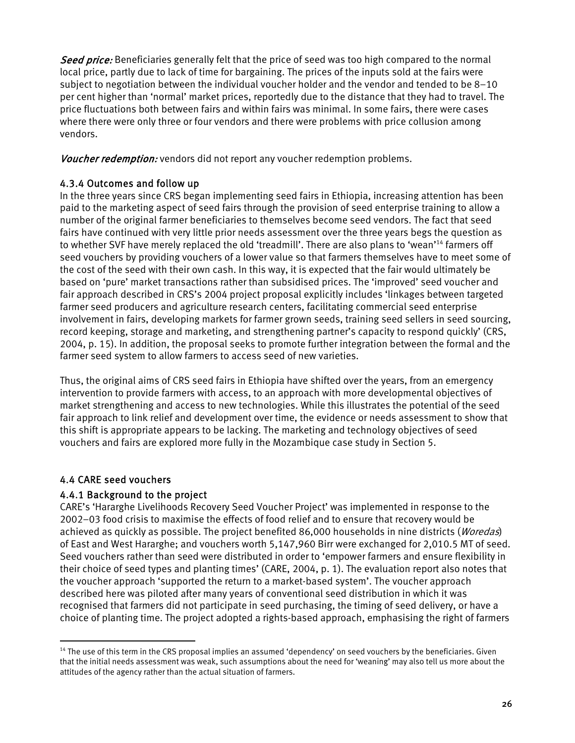*Seed price:* Beneficiaries generally felt that the price of seed was too high compared to the normal local price, partly due to lack of time for bargaining. The prices of the inputs sold at the fairs were subject to negotiation between the individual voucher holder and the vendor and tended to be 8–10 per cent higher than 'normal' market prices, reportedly due to the distance that they had to travel. The price fluctuations both between fairs and within fairs was minimal. In some fairs, there were cases where there were only three or four vendors and there were problems with price collusion among vendors.

*Voucher redemption:* vendors did not report any voucher redemption problems.

### 4.3.4 Outcomes and follow up

In the three years since CRS began implementing seed fairs in Ethiopia, increasing attention has been paid to the marketing aspect of seed fairs through the provision of seed enterprise training to allow a number of the original farmer beneficiaries to themselves become seed vendors. The fact that seed fairs have continued with very little prior needs assessment over the three years begs the question as to whether SVF have merely replaced the old 'treadmill'. There are also plans to 'wean'[14] farmers off seed vouchers by providing vouchers of a lower value so that farmers themselves have to meet some of the cost of the seed with their own cash. In this way, it is expected that the fair would ultimately be based on 'pure' market transactions rather than subsidised prices. The 'improved' seed voucher and fair approach described in CRS's 2004 project proposal explicitly includes 'linkages between targeted farmer seed producers and agriculture research centers, facilitating commercial seed enterprise involvement in fairs, developing markets for farmer grown seeds, training seed sellers in seed sourcing, record keeping, storage and marketing, and strengthening partner's capacity to respond quickly' (CRS, 2004, p. 15). In addition, the proposal seeks to promote further integration between the formal and the farmer seed system to allow farmers to access seed of new varieties.

Thus, the original aims of CRS seed fairs in Ethiopia have shifted over the years, from an emergency intervention to provide farmers with access, to an approach with more developmental objectives of market strengthening and access to new technologies. While this illustrates the potential of the seed fair approach to link relief and development over time, the evidence or needs assessment to show that this shift is appropriate appears to be lacking. The marketing and technology objectives of seed vouchers and fairs are explored more fully in the Mozambique case study in Section 5.

## 4.4 CARE seed vouchers

### 4.4.1 Background to the project

CARE's 'Hararghe Livelihoods Recovery Seed Voucher Project' was implemented in response to the 2002–03 food crisis to maximise the effects of food relief and to ensure that recovery would be achieved as quickly as possible. The project benefited 86,000 households in nine districts (*Woredas*) of East and West Hararghe; and vouchers worth 5,147,960 Birr were exchanged for 2,010.5 MT of seed. Seed vouchers rather than seed were distributed in order to 'empower farmers and ensure flexibility in their choice of seed types and planting times' (CARE, 2004, p. 1). The evaluation report also notes that the voucher approach 'supported the return to a market-based system'. The voucher approach described here was piloted after many years of conventional seed distribution in which it was recognised that farmers did not participate in seed purchasing, the timing of seed delivery, or have a choice of planting time. The project adopted a rights-based approach, emphasising the right of farmers

---

[14] The use of this term in the CRS proposal implies an assumed 'dependency' on seed vouchers by the beneficiaries. Given that the initial needs assessment was weak, such assumptions about the need for 'weaning' may also tell us more about the attitudes of the agency rather than the actual situation of farmers.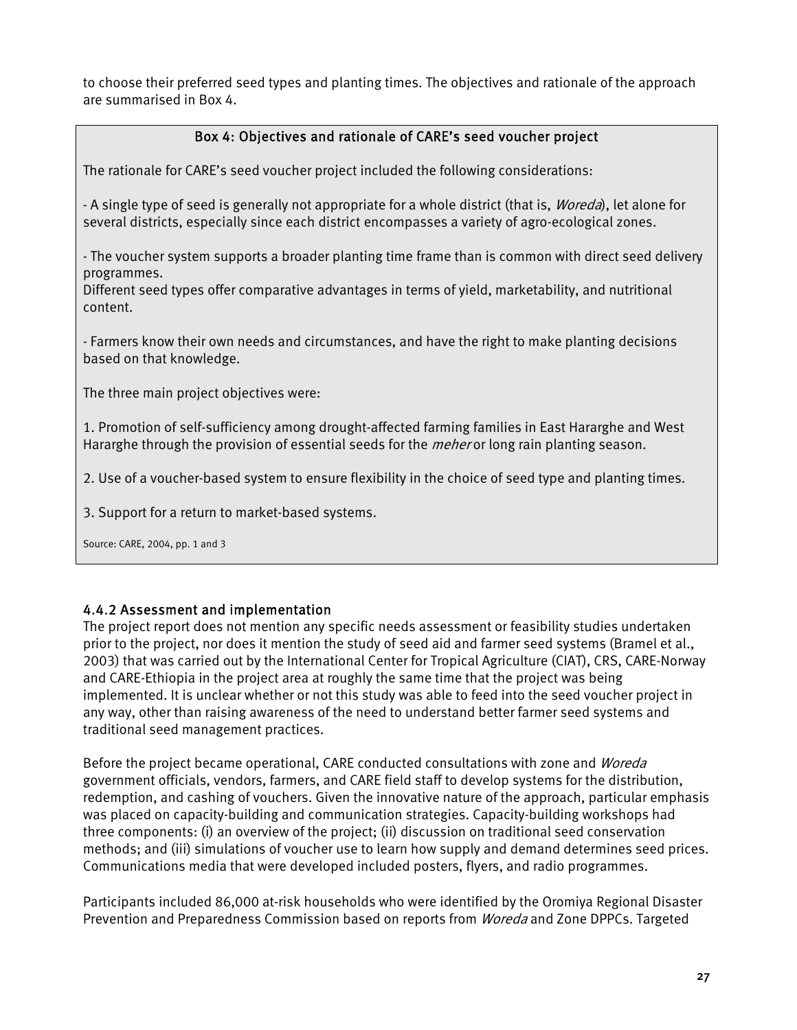to choose their preferred seed types and planting times. The objectives and rationale of the approach are summarised in Box 4.

> **Box 4: Objectives and rationale of CARE's seed voucher project**
>
> The rationale for CARE's seed voucher project included the following considerations:
>
> - A single type of seed is generally not appropriate for a whole district (that is, *Woreda*), let alone for several districts, especially since each district encompasses a variety of agro-ecological zones.
>
> - The voucher system supports a broader planting time frame than is common with direct seed delivery programmes.
> Different seed types offer comparative advantages in terms of yield, marketability, and nutritional content.
>
> - Farmers know their own needs and circumstances, and have the right to make planting decisions based on that knowledge.
>
> The three main project objectives were:
>
> 1. Promotion of self-sufficiency among drought-affected farming families in East Hararghe and West Hararghe through the provision of essential seeds for the *meher* or long rain planting season.
>
> 2. Use of a voucher-based system to ensure flexibility in the choice of seed type and planting times.
>
> 3. Support for a return to market-based systems.
>
> Source: CARE, 2004, pp. 1 and 3

### 4.4.2 Assessment and implementation

The project report does not mention any specific needs assessment or feasibility studies undertaken prior to the project, nor does it mention the study of seed aid and farmer seed systems (Bramel et al., 2003) that was carried out by the International Center for Tropical Agriculture (CIAT), CRS, CARE-Norway and CARE-Ethiopia in the project area at roughly the same time that the project was being implemented. It is unclear whether or not this study was able to feed into the seed voucher project in any way, other than raising awareness of the need to understand better farmer seed systems and traditional seed management practices.

Before the project became operational, CARE conducted consultations with zone and *Woreda* government officials, vendors, farmers, and CARE field staff to develop systems for the distribution, redemption, and cashing of vouchers. Given the innovative nature of the approach, particular emphasis was placed on capacity-building and communication strategies. Capacity-building workshops had three components: (i) an overview of the project; (ii) discussion on traditional seed conservation methods; and (iii) simulations of voucher use to learn how supply and demand determines seed prices. Communications media that were developed included posters, flyers, and radio programmes.

Participants included 86,000 at-risk households who were identified by the Oromiya Regional Disaster Prevention and Preparedness Commission based on reports from *Woreda* and Zone DPPCs. Targeted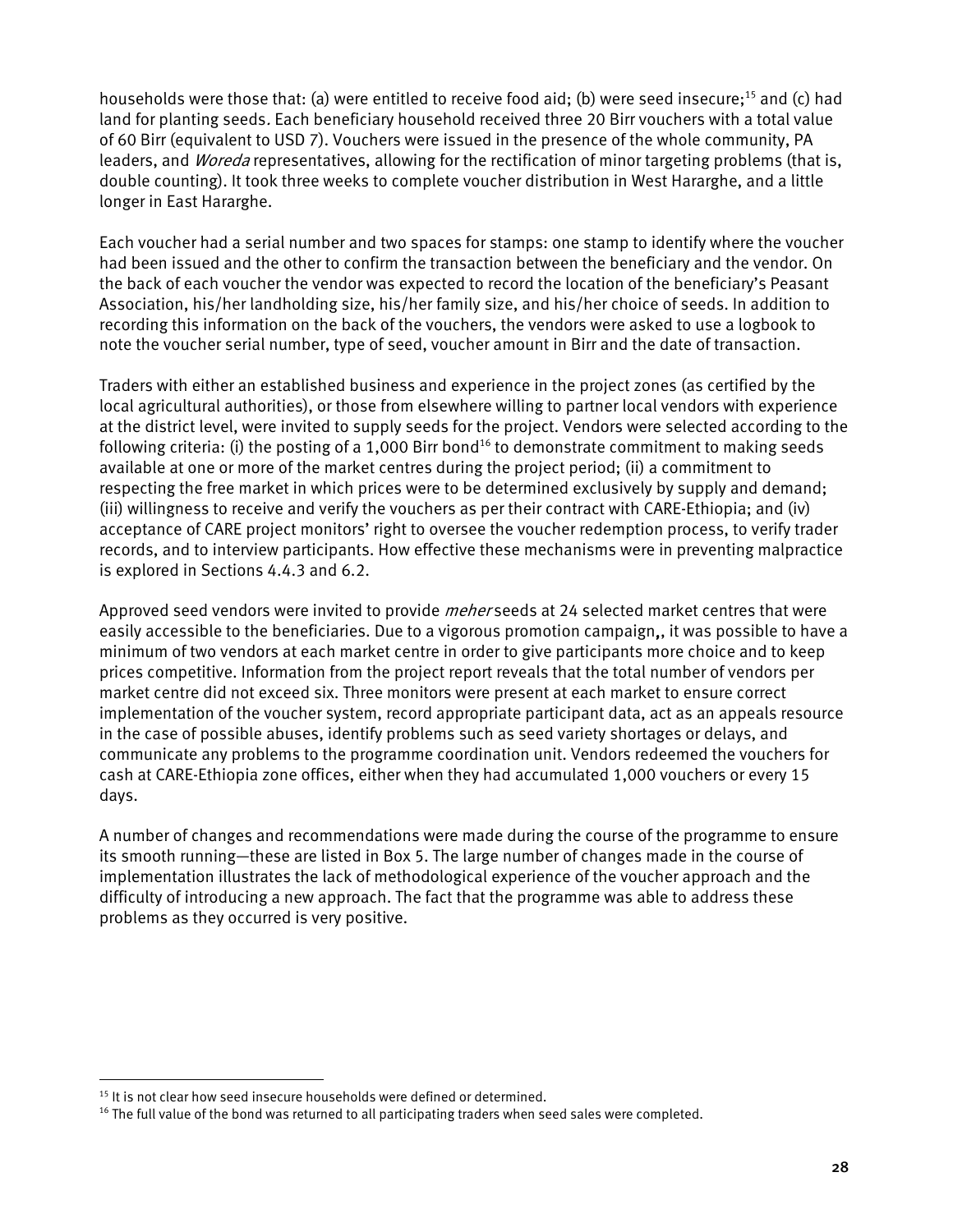households were those that: (a) were entitled to receive food aid; (b) were seed insecure;[15] and (c) had land for planting seeds. Each beneficiary household received three 20 Birr vouchers with a total value of 60 Birr (equivalent to USD 7). Vouchers were issued in the presence of the whole community, PA leaders, and *Woreda* representatives, allowing for the rectification of minor targeting problems (that is, double counting). It took three weeks to complete voucher distribution in West Hararghe, and a little longer in East Hararghe.

Each voucher had a serial number and two spaces for stamps: one stamp to identify where the voucher had been issued and the other to confirm the transaction between the beneficiary and the vendor. On the back of each voucher the vendor was expected to record the location of the beneficiary's Peasant Association, his/her landholding size, his/her family size, and his/her choice of seeds. In addition to recording this information on the back of the vouchers, the vendors were asked to use a logbook to note the voucher serial number, type of seed, voucher amount in Birr and the date of transaction.

Traders with either an established business and experience in the project zones (as certified by the local agricultural authorities), or those from elsewhere willing to partner local vendors with experience at the district level, were invited to supply seeds for the project. Vendors were selected according to the following criteria: (i) the posting of a 1,000 Birr bond[16] to demonstrate commitment to making seeds available at one or more of the market centres during the project period; (ii) a commitment to respecting the free market in which prices were to be determined exclusively by supply and demand; (iii) willingness to receive and verify the vouchers as per their contract with CARE-Ethiopia; and (iv) acceptance of CARE project monitors' right to oversee the voucher redemption process, to verify trader records, and to interview participants. How effective these mechanisms were in preventing malpractice is explored in Sections 4.4.3 and 6.2.

Approved seed vendors were invited to provide *meher* seeds at 24 selected market centres that were easily accessible to the beneficiaries. Due to a vigorous promotion campaign,, it was possible to have a minimum of two vendors at each market centre in order to give participants more choice and to keep prices competitive. Information from the project report reveals that the total number of vendors per market centre did not exceed six. Three monitors were present at each market to ensure correct implementation of the voucher system, record appropriate participant data, act as an appeals resource in the case of possible abuses, identify problems such as seed variety shortages or delays, and communicate any problems to the programme coordination unit. Vendors redeemed the vouchers for cash at CARE-Ethiopia zone offices, either when they had accumulated 1,000 vouchers or every 15 days.

A number of changes and recommendations were made during the course of the programme to ensure its smooth running—these are listed in Box 5. The large number of changes made in the course of implementation illustrates the lack of methodological experience of the voucher approach and the difficulty of introducing a new approach. The fact that the programme was able to address these problems as they occurred is very positive.

[15] It is not clear how seed insecure households were defined or determined.

[16] The full value of the bond was returned to all participating traders when seed sales were completed.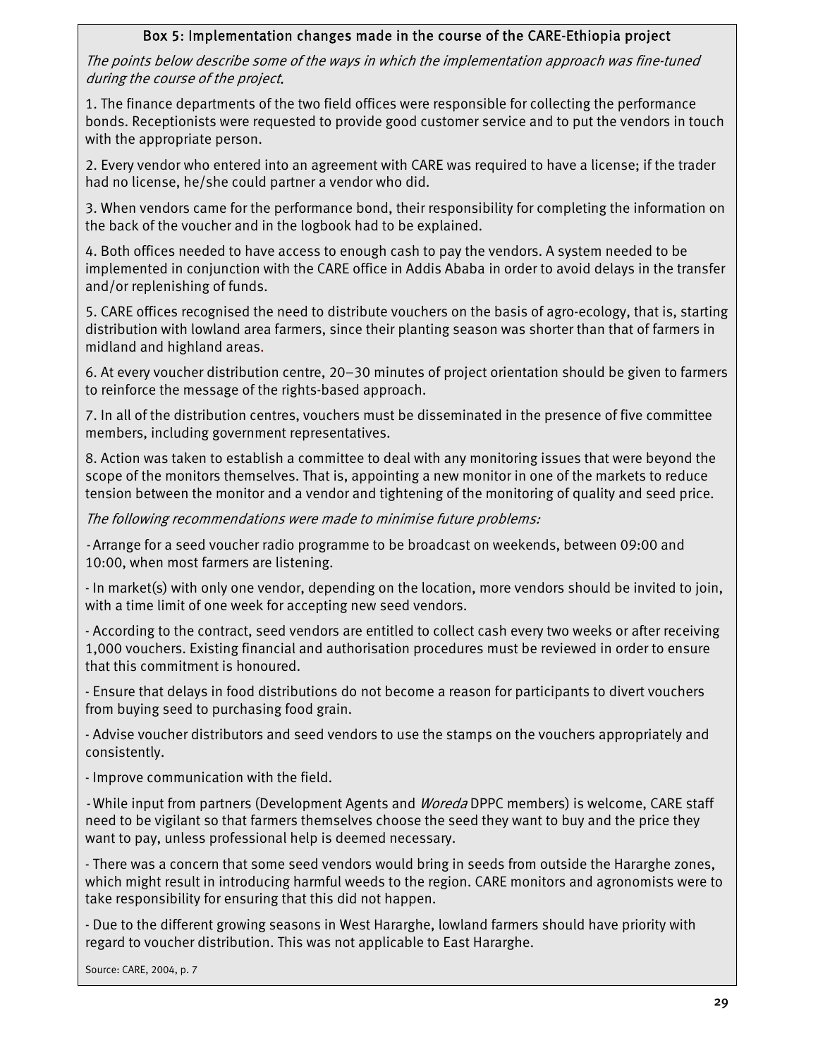### Box 5: Implementation changes made in the course of the CARE-Ethiopia project

*The points below describe some of the ways in which the implementation approach was fine-tuned during the course of the project.*

1. The finance departments of the two field offices were responsible for collecting the performance bonds. Receptionists were requested to provide good customer service and to put the vendors in touch with the appropriate person.

2. Every vendor who entered into an agreement with CARE was required to have a license; if the trader had no license, he/she could partner a vendor who did.

3. When vendors came for the performance bond, their responsibility for completing the information on the back of the voucher and in the logbook had to be explained.

4. Both offices needed to have access to enough cash to pay the vendors. A system needed to be implemented in conjunction with the CARE office in Addis Ababa in order to avoid delays in the transfer and/or replenishing of funds.

5. CARE offices recognised the need to distribute vouchers on the basis of agro-ecology, that is, starting distribution with lowland area farmers, since their planting season was shorter than that of farmers in midland and highland areas.

6. At every voucher distribution centre, 20–30 minutes of project orientation should be given to farmers to reinforce the message of the rights-based approach.

7. In all of the distribution centres, vouchers must be disseminated in the presence of five committee members, including government representatives.

8. Action was taken to establish a committee to deal with any monitoring issues that were beyond the scope of the monitors themselves. That is, appointing a new monitor in one of the markets to reduce tension between the monitor and a vendor and tightening of the monitoring of quality and seed price.

*The following recommendations were made to minimise future problems:*

- Arrange for a seed voucher radio programme to be broadcast on weekends, between 09:00 and 10:00, when most farmers are listening.
- In market(s) with only one vendor, depending on the location, more vendors should be invited to join, with a time limit of one week for accepting new seed vendors.
- According to the contract, seed vendors are entitled to collect cash every two weeks or after receiving 1,000 vouchers. Existing financial and authorisation procedures must be reviewed in order to ensure that this commitment is honoured.
- Ensure that delays in food distributions do not become a reason for participants to divert vouchers from buying seed to purchasing food grain.
- Advise voucher distributors and seed vendors to use the stamps on the vouchers appropriately and consistently.
- Improve communication with the field.
- While input from partners (Development Agents and *Woreda* DPPC members) is welcome, CARE staff need to be vigilant so that farmers themselves choose the seed they want to buy and the price they want to pay, unless professional help is deemed necessary.
- There was a concern that some seed vendors would bring in seeds from outside the Hararghe zones, which might result in introducing harmful weeds to the region. CARE monitors and agronomists were to take responsibility for ensuring that this did not happen.
- Due to the different growing seasons in West Hararghe, lowland farmers should have priority with regard to voucher distribution. This was not applicable to East Hararghe.

Source: CARE, 2004, p. 7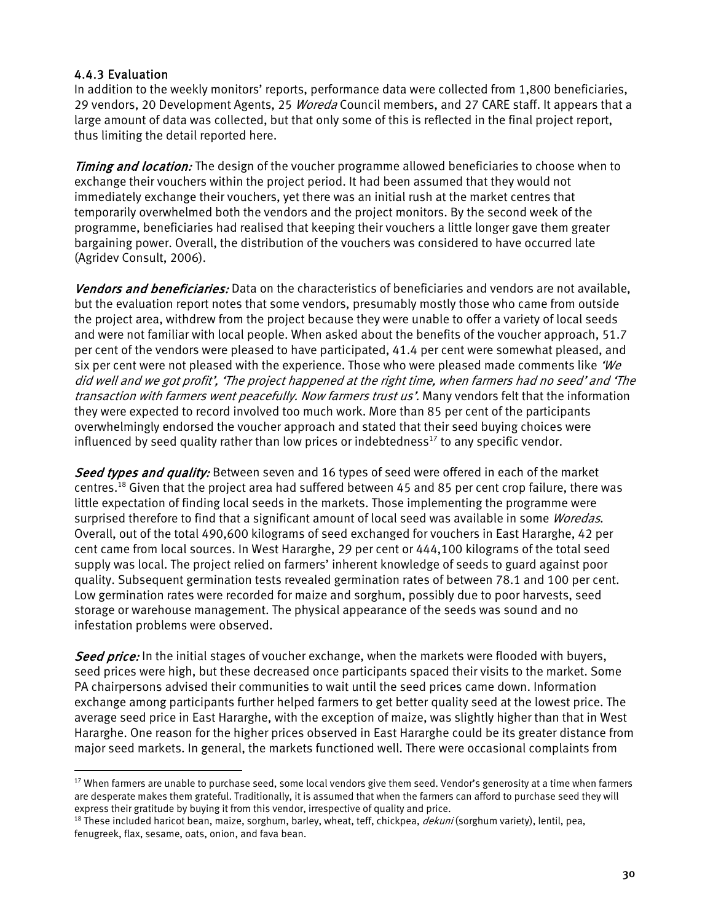### 4.4.3 Evaluation

In addition to the weekly monitors' reports, performance data were collected from 1,800 beneficiaries, 29 vendors, 20 Development Agents, 25 *Woreda* Council members, and 27 CARE staff. It appears that a large amount of data was collected, but that only some of this is reflected in the final project report, thus limiting the detail reported here.

***Timing and location:*** The design of the voucher programme allowed beneficiaries to choose when to exchange their vouchers within the project period. It had been assumed that they would not immediately exchange their vouchers, yet there was an initial rush at the market centres that temporarily overwhelmed both the vendors and the project monitors. By the second week of the programme, beneficiaries had realised that keeping their vouchers a little longer gave them greater bargaining power. Overall, the distribution of the vouchers was considered to have occurred late (Agridev Consult, 2006).

***Vendors and beneficiaries:*** Data on the characteristics of beneficiaries and vendors are not available, but the evaluation report notes that some vendors, presumably mostly those who came from outside the project area, withdrew from the project because they were unable to offer a variety of local seeds and were not familiar with local people. When asked about the benefits of the voucher approach, 51.7 per cent of the vendors were pleased to have participated, 41.4 per cent were somewhat pleased, and six per cent were not pleased with the experience. Those who were pleased made comments like *'We did well and we got profit', 'The project happened at the right time, when farmers had no seed' and 'The transaction with farmers went peacefully. Now farmers trust us'.* Many vendors felt that the information they were expected to record involved too much work. More than 85 per cent of the participants overwhelmingly endorsed the voucher approach and stated that their seed buying choices were influenced by seed quality rather than low prices or indebtedness[17] to any specific vendor.

***Seed types and quality:*** Between seven and 16 types of seed were offered in each of the market centres.[18] Given that the project area had suffered between 45 and 85 per cent crop failure, there was little expectation of finding local seeds in the markets. Those implementing the programme were surprised therefore to find that a significant amount of local seed was available in some *Woredas*. Overall, out of the total 490,600 kilograms of seed exchanged for vouchers in East Hararghe, 42 per cent came from local sources. In West Hararghe, 29 per cent or 444,100 kilograms of the total seed supply was local. The project relied on farmers' inherent knowledge of seeds to guard against poor quality. Subsequent germination tests revealed germination rates of between 78.1 and 100 per cent. Low germination rates were recorded for maize and sorghum, possibly due to poor harvests, seed storage or warehouse management. The physical appearance of the seeds was sound and no infestation problems were observed.

***Seed price:*** In the initial stages of voucher exchange, when the markets were flooded with buyers, seed prices were high, but these decreased once participants spaced their visits to the market. Some PA chairpersons advised their communities to wait until the seed prices came down. Information exchange among participants further helped farmers to get better quality seed at the lowest price. The average seed price in East Hararghe, with the exception of maize, was slightly higher than that in West Hararghe. One reason for the higher prices observed in East Hararghe could be its greater distance from major seed markets. In general, the markets functioned well. There were occasional complaints from

---

[17] When farmers are unable to purchase seed, some local vendors give them seed. Vendor's generosity at a time when farmers are desperate makes them grateful. Traditionally, it is assumed that when the farmers can afford to purchase seed they will express their gratitude by buying it from this vendor, irrespective of quality and price.

[18] These included haricot bean, maize, sorghum, barley, wheat, teff, chickpea, *dekuni* (sorghum variety), lentil, pea, fenugreek, flax, sesame, oats, onion, and fava bean.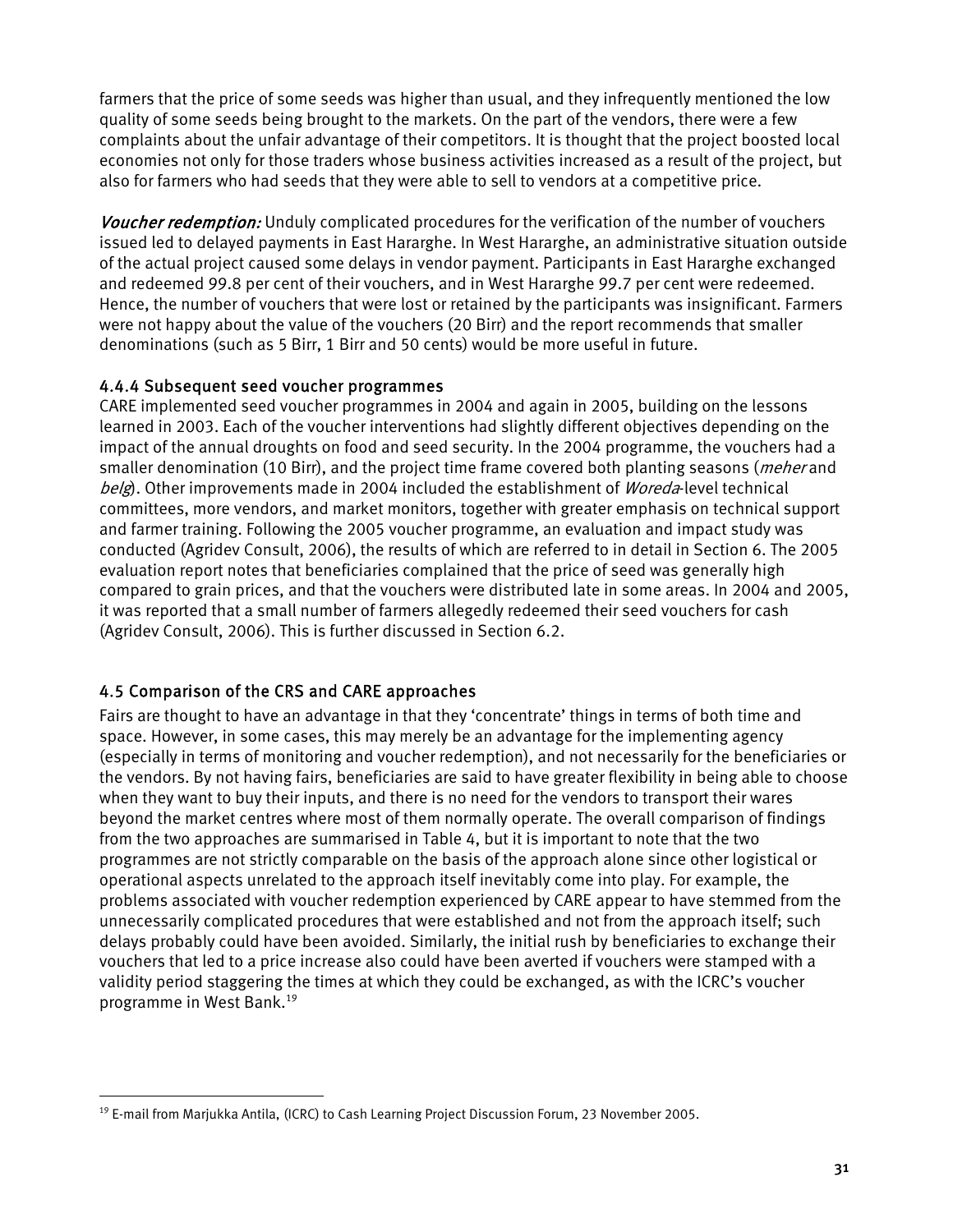farmers that the price of some seeds was higher than usual, and they infrequently mentioned the low quality of some seeds being brought to the markets. On the part of the vendors, there were a few complaints about the unfair advantage of their competitors. It is thought that the project boosted local economies not only for those traders whose business activities increased as a result of the project, but also for farmers who had seeds that they were able to sell to vendors at a competitive price.

*Voucher redemption:* Unduly complicated procedures for the verification of the number of vouchers issued led to delayed payments in East Hararghe. In West Hararghe, an administrative situation outside of the actual project caused some delays in vendor payment. Participants in East Hararghe exchanged and redeemed 99.8 per cent of their vouchers, and in West Hararghe 99.7 per cent were redeemed. Hence, the number of vouchers that were lost or retained by the participants was insignificant. Farmers were not happy about the value of the vouchers (20 Birr) and the report recommends that smaller denominations (such as 5 Birr, 1 Birr and 50 cents) would be more useful in future.

### 4.4.4 Subsequent seed voucher programmes

CARE implemented seed voucher programmes in 2004 and again in 2005, building on the lessons learned in 2003. Each of the voucher interventions had slightly different objectives depending on the impact of the annual droughts on food and seed security. In the 2004 programme, the vouchers had a smaller denomination (10 Birr), and the project time frame covered both planting seasons (*meher* and *belg*). Other improvements made in 2004 included the establishment of *Woreda*-level technical committees, more vendors, and market monitors, together with greater emphasis on technical support and farmer training. Following the 2005 voucher programme, an evaluation and impact study was conducted (Agridev Consult, 2006), the results of which are referred to in detail in Section 6. The 2005 evaluation report notes that beneficiaries complained that the price of seed was generally high compared to grain prices, and that the vouchers were distributed late in some areas. In 2004 and 2005, it was reported that a small number of farmers allegedly redeemed their seed vouchers for cash (Agridev Consult, 2006). This is further discussed in Section 6.2.

## 4.5 Comparison of the CRS and CARE approaches

Fairs are thought to have an advantage in that they 'concentrate' things in terms of both time and space. However, in some cases, this may merely be an advantage for the implementing agency (especially in terms of monitoring and voucher redemption), and not necessarily for the beneficiaries or the vendors. By not having fairs, beneficiaries are said to have greater flexibility in being able to choose when they want to buy their inputs, and there is no need for the vendors to transport their wares beyond the market centres where most of them normally operate. The overall comparison of findings from the two approaches are summarised in Table 4, but it is important to note that the two programmes are not strictly comparable on the basis of the approach alone since other logistical or operational aspects unrelated to the approach itself inevitably come into play. For example, the problems associated with voucher redemption experienced by CARE appear to have stemmed from the unnecessarily complicated procedures that were established and not from the approach itself; such delays probably could have been avoided. Similarly, the initial rush by beneficiaries to exchange their vouchers that led to a price increase also could have been averted if vouchers were stamped with a validity period staggering the times at which they could be exchanged, as with the ICRC's voucher programme in West Bank.[19]

[19] E-mail from Marjukka Antila, (ICRC) to Cash Learning Project Discussion Forum, 23 November 2005.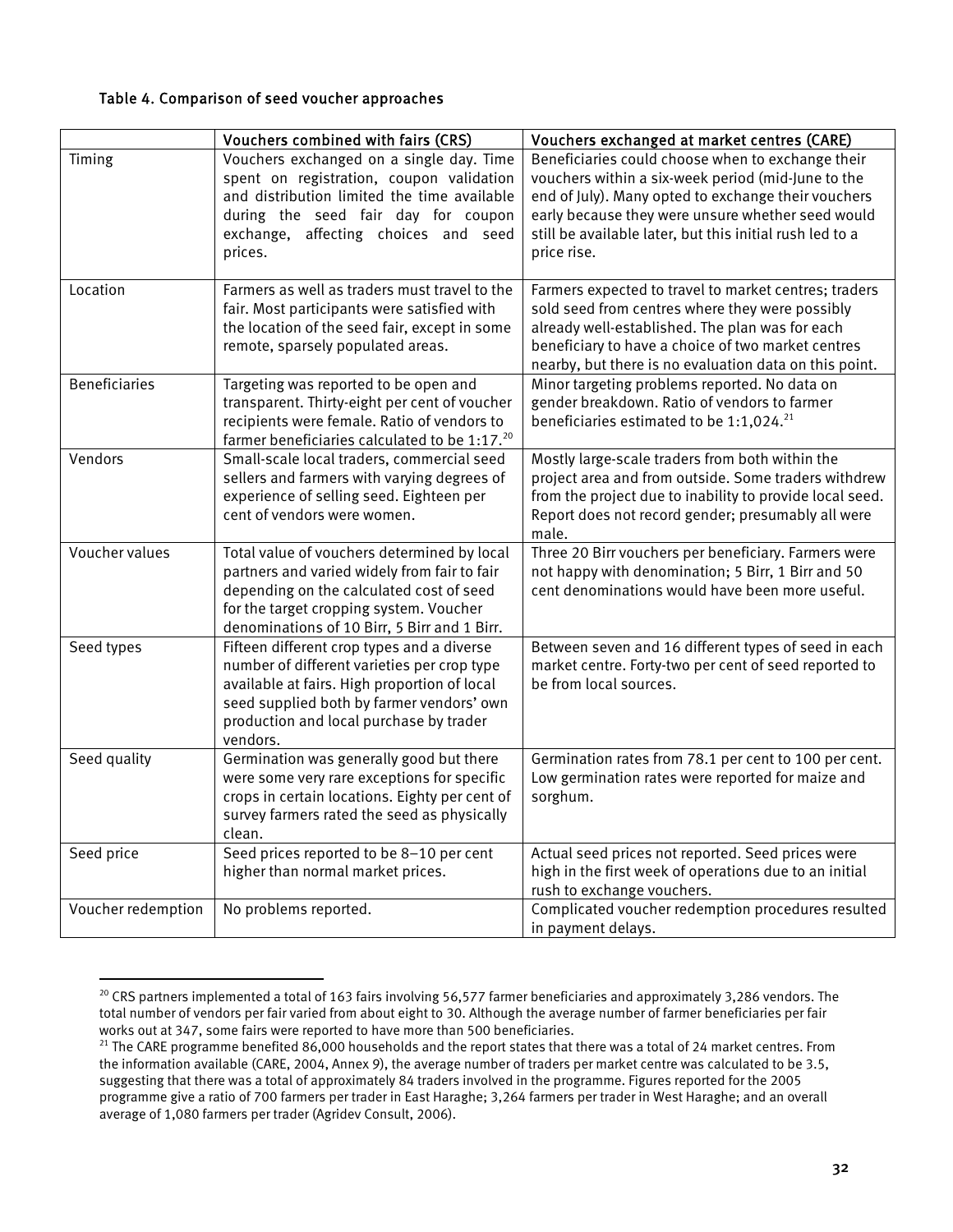Table 4. Comparison of seed voucher approaches

| | Vouchers combined with fairs (CRS) | Vouchers exchanged at market centres (CARE) |
|---|---|---|
| Timing | Vouchers exchanged on a single day. Time spent on registration, coupon validation and distribution limited the time available during the seed fair day for coupon exchange, affecting choices and seed prices. | Beneficiaries could choose when to exchange their vouchers within a six-week period (mid-June to the end of July). Many opted to exchange their vouchers early because they were unsure whether seed would still be available later, but this initial rush led to a price rise. |
| Location | Farmers as well as traders must travel to the fair. Most participants were satisfied with the location of the seed fair, except in some remote, sparsely populated areas. | Farmers expected to travel to market centres; traders sold seed from centres where they were possibly already well-established. The plan was for each beneficiary to have a choice of two market centres nearby, but there is no evaluation data on this point. |
| Beneficiaries | Targeting was reported to be open and transparent. Thirty-eight per cent of voucher recipients were female. Ratio of vendors to farmer beneficiaries calculated to be 1:17.[20] | Minor targeting problems reported. No data on gender breakdown. Ratio of vendors to farmer beneficiaries estimated to be 1:1,024.[21] |
| Vendors | Small-scale local traders, commercial seed sellers and farmers with varying degrees of experience of selling seed. Eighteen per cent of vendors were women. | Mostly large-scale traders from both within the project area and from outside. Some traders withdrew from the project due to inability to provide local seed. Report does not record gender; presumably all were male. |
| Voucher values | Total value of vouchers determined by local partners and varied widely from fair to fair depending on the calculated cost of seed for the target cropping system. Voucher denominations of 10 Birr, 5 Birr and 1 Birr. | Three 20 Birr vouchers per beneficiary. Farmers were not happy with denomination; 5 Birr, 1 Birr and 50 cent denominations would have been more useful. |
| Seed types | Fifteen different crop types and a diverse number of different varieties per crop type available at fairs. High proportion of local seed supplied both by farmer vendors' own production and local purchase by trader vendors. | Between seven and 16 different types of seed in each market centre. Forty-two per cent of seed reported to be from local sources. |
| Seed quality | Germination was generally good but there were some very rare exceptions for specific crops in certain locations. Eighty per cent of survey farmers rated the seed as physically clean. | Germination rates from 78.1 per cent to 100 per cent. Low germination rates were reported for maize and sorghum. |
| Seed price | Seed prices reported to be 8–10 per cent higher than normal market prices. | Actual seed prices not reported. Seed prices were high in the first week of operations due to an initial rush to exchange vouchers. |
| Voucher redemption | No problems reported. | Complicated voucher redemption procedures resulted in payment delays. |

[20] CRS partners implemented a total of 163 fairs involving 56,577 farmer beneficiaries and approximately 3,286 vendors. The total number of vendors per fair varied from about eight to 30. Although the average number of farmer beneficiaries per fair works out at 347, some fairs were reported to have more than 500 beneficiaries.

[21] The CARE programme benefited 86,000 households and the report states that there was a total of 24 market centres. From the information available (CARE, 2004, Annex 9), the average number of traders per market centre was calculated to be 3.5, suggesting that there was a total of approximately 84 traders involved in the programme. Figures reported for the 2005 programme give a ratio of 700 farmers per trader in East Haraghe; 3,264 farmers per trader in West Haraghe; and an overall average of 1,080 farmers per trader (Agridev Consult, 2006).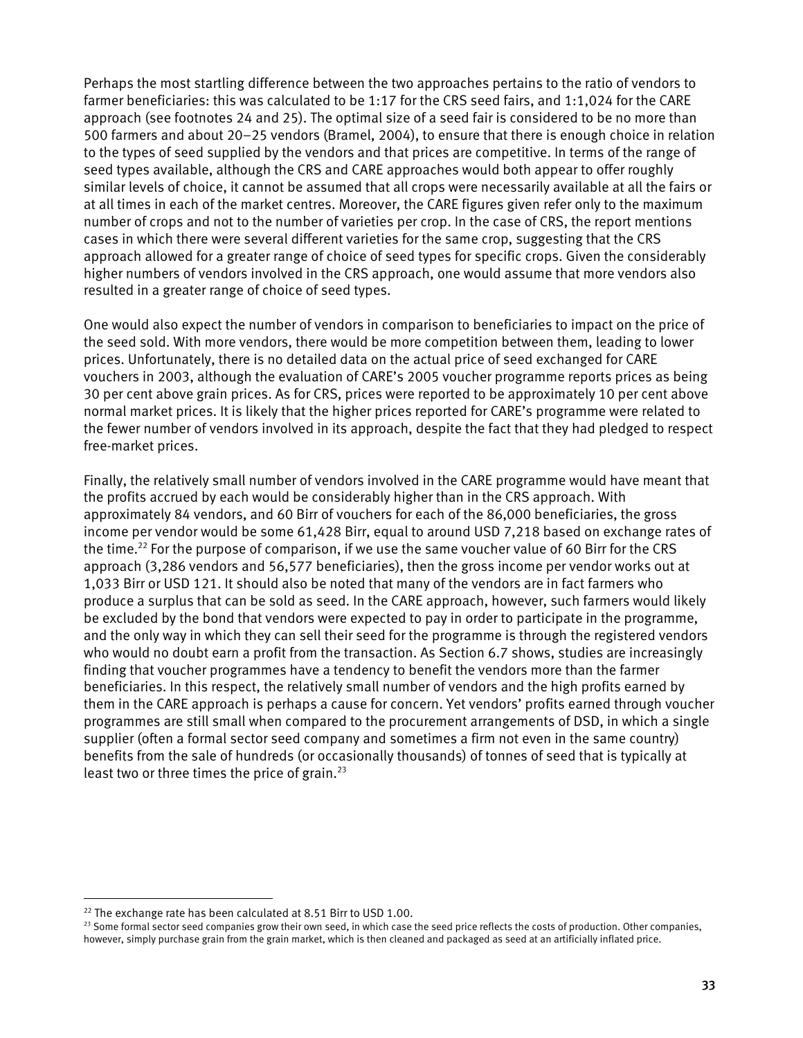Perhaps the most startling difference between the two approaches pertains to the ratio of vendors to farmer beneficiaries: this was calculated to be 1:17 for the CRS seed fairs, and 1:1,024 for the CARE approach (see footnotes 24 and 25). The optimal size of a seed fair is considered to be no more than 500 farmers and about 20–25 vendors (Bramel, 2004), to ensure that there is enough choice in relation to the types of seed supplied by the vendors and that prices are competitive. In terms of the range of seed types available, although the CRS and CARE approaches would both appear to offer roughly similar levels of choice, it cannot be assumed that all crops were necessarily available at all the fairs or at all times in each of the market centres. Moreover, the CARE figures given refer only to the maximum number of crops and not to the number of varieties per crop. In the case of CRS, the report mentions cases in which there were several different varieties for the same crop, suggesting that the CRS approach allowed for a greater range of choice of seed types for specific crops. Given the considerably higher numbers of vendors involved in the CRS approach, one would assume that more vendors also resulted in a greater range of choice of seed types.

One would also expect the number of vendors in comparison to beneficiaries to impact on the price of the seed sold. With more vendors, there would be more competition between them, leading to lower prices. Unfortunately, there is no detailed data on the actual price of seed exchanged for CARE vouchers in 2003, although the evaluation of CARE's 2005 voucher programme reports prices as being 30 per cent above grain prices. As for CRS, prices were reported to be approximately 10 per cent above normal market prices. It is likely that the higher prices reported for CARE's programme were related to the fewer number of vendors involved in its approach, despite the fact that they had pledged to respect free-market prices.

Finally, the relatively small number of vendors involved in the CARE programme would have meant that the profits accrued by each would be considerably higher than in the CRS approach. With approximately 84 vendors, and 60 Birr of vouchers for each of the 86,000 beneficiaries, the gross income per vendor would be some 61,428 Birr, equal to around USD 7,218 based on exchange rates of the time.[22] For the purpose of comparison, if we use the same voucher value of 60 Birr for the CRS approach (3,286 vendors and 56,577 beneficiaries), then the gross income per vendor works out at 1,033 Birr or USD 121. It should also be noted that many of the vendors are in fact farmers who produce a surplus that can be sold as seed. In the CARE approach, however, such farmers would likely be excluded by the bond that vendors were expected to pay in order to participate in the programme, and the only way in which they can sell their seed for the programme is through the registered vendors who would no doubt earn a profit from the transaction. As Section 6.7 shows, studies are increasingly finding that voucher programmes have a tendency to benefit the vendors more than the farmer beneficiaries. In this respect, the relatively small number of vendors and the high profits earned by them in the CARE approach is perhaps a cause for concern. Yet vendors' profits earned through voucher programmes are still small when compared to the procurement arrangements of DSD, in which a single supplier (often a formal sector seed company and sometimes a firm not even in the same country) benefits from the sale of hundreds (or occasionally thousands) of tonnes of seed that is typically at least two or three times the price of grain.[23]

---

[22] The exchange rate has been calculated at 8.51 Birr to USD 1.00.

[23] Some formal sector seed companies grow their own seed, in which case the seed price reflects the costs of production. Other companies, however, simply purchase grain from the grain market, which is then cleaned and packaged as seed at an artificially inflated price.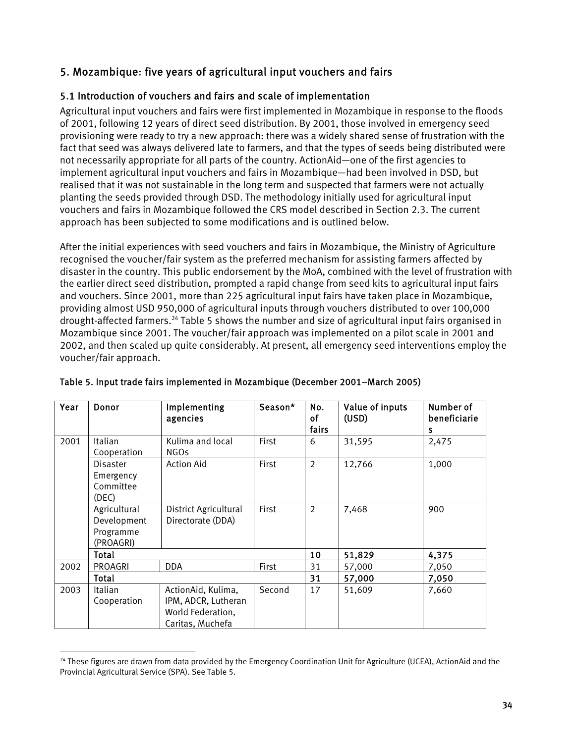## 5. Mozambique: five years of agricultural input vouchers and fairs

### 5.1 Introduction of vouchers and fairs and scale of implementation

Agricultural input vouchers and fairs were first implemented in Mozambique in response to the floods of 2001, following 12 years of direct seed distribution. By 2001, those involved in emergency seed provisioning were ready to try a new approach: there was a widely shared sense of frustration with the fact that seed was always delivered late to farmers, and that the types of seeds being distributed were not necessarily appropriate for all parts of the country. ActionAid—one of the first agencies to implement agricultural input vouchers and fairs in Mozambique—had been involved in DSD, but realised that it was not sustainable in the long term and suspected that farmers were not actually planting the seeds provided through DSD. The methodology initially used for agricultural input vouchers and fairs in Mozambique followed the CRS model described in Section 2.3. The current approach has been subjected to some modifications and is outlined below.

After the initial experiences with seed vouchers and fairs in Mozambique, the Ministry of Agriculture recognised the voucher/fair system as the preferred mechanism for assisting farmers affected by disaster in the country. This public endorsement by the MoA, combined with the level of frustration with the earlier direct seed distribution, prompted a rapid change from seed kits to agricultural input fairs and vouchers. Since 2001, more than 225 agricultural input fairs have taken place in Mozambique, providing almost USD 950,000 of agricultural inputs through vouchers distributed to over 100,000 drought-affected farmers.[24] Table 5 shows the number and size of agricultural input fairs organised in Mozambique since 2001. The voucher/fair approach was implemented on a pilot scale in 2001 and 2002, and then scaled up quite considerably. At present, all emergency seed interventions employ the voucher/fair approach.

**Table 5. Input trade fairs implemented in Mozambique (December 2001–March 2005)**

| Year | Donor | Implementing agencies | Season* | No. of fairs | Value of inputs (USD) | Number of beneficiaries |
|---|---|---|---|---|---|---|
| 2001 | Italian Cooperation | Kulima and local NGOs | First | 6 | 31,595 | 2,475 |
| | Disaster Emergency Committee (DEC) | Action Aid | First | 2 | 12,766 | 1,000 |
| | Agricultural Development Programme (PROAGRI) | District Agricultural Directorate (DDA) | First | 2 | 7,468 | 900 |
| | **Total** | | | **10** | **51,829** | **4,375** |
| 2002 | PROAGRI | DDA | First | 31 | 57,000 | 7,050 |
| | **Total** | | | **31** | **57,000** | **7,050** |
| 2003 | Italian Cooperation | ActionAid, Kulima, IPM, ADCR, Lutheran World Federation, Caritas, Muchefa | Second | 17 | 51,609 | 7,660 |

[24] These figures are drawn from data provided by the Emergency Coordination Unit for Agriculture (UCEA), ActionAid and the Provincial Agricultural Service (SPA). See Table 5.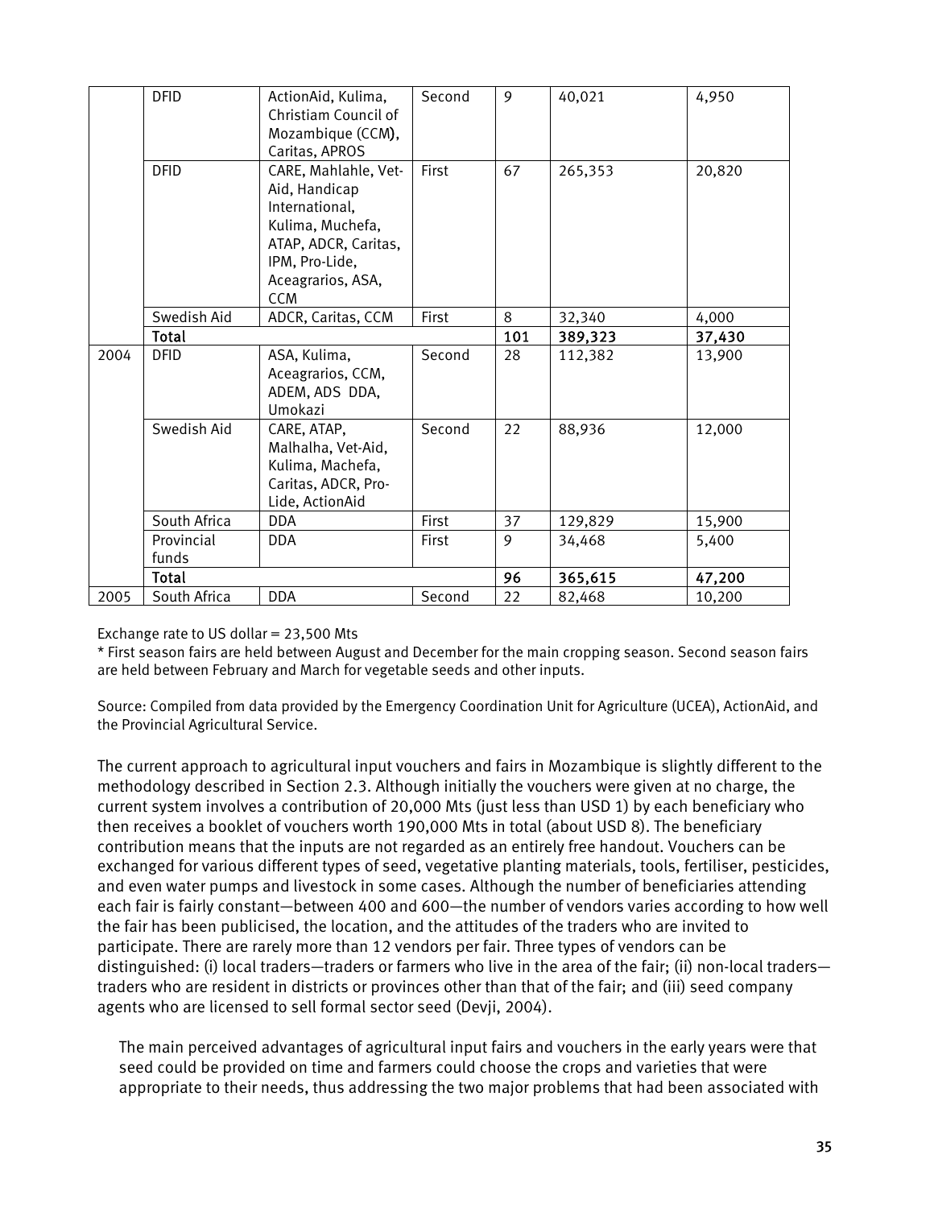|  | DFID | ActionAid, Kulima, Christiam Council of Mozambique (CCM), Caritas, APROS | Second | 9 | 40,021 | 4,950 |
|---|---|---|---|---|---|---|
|  | DFID | CARE, Mahlahle, Vet-Aid, Handicap International, Kulima, Muchefa, ATAP, ADCR, Caritas, IPM, Pro-Lide, Aceagrarios, ASA, CCM | First | 67 | 265,353 | 20,820 |
|  | Swedish Aid | ADCR, Caritas, CCM | First | 8 | 32,340 | 4,000 |
|  | **Total** |  |  | **101** | **389,323** | **37,430** |
| 2004 | DFID | ASA, Kulima, Aceagrarios, CCM, ADEM, ADS DDA, Umokazi | Second | 28 | 112,382 | 13,900 |
|  | Swedish Aid | CARE, ATAP, Malhalha, Vet-Aid, Kulima, Machefa, Caritas, ADCR, Pro-Lide, ActionAid | Second | 22 | 88,936 | 12,000 |
|  | South Africa | DDA | First | 37 | 129,829 | 15,900 |
|  | Provincial funds | DDA | First | 9 | 34,468 | 5,400 |
|  | **Total** |  |  | **96** | **365,615** | **47,200** |
| 2005 | South Africa | DDA | Second | 22 | 82,468 | 10,200 |

Exchange rate to US dollar = 23,500 Mts

* First season fairs are held between August and December for the main cropping season. Second season fairs are held between February and March for vegetable seeds and other inputs.

Source: Compiled from data provided by the Emergency Coordination Unit for Agriculture (UCEA), ActionAid, and the Provincial Agricultural Service.

The current approach to agricultural input vouchers and fairs in Mozambique is slightly different to the methodology described in Section 2.3. Although initially the vouchers were given at no charge, the current system involves a contribution of 20,000 Mts (just less than USD 1) by each beneficiary who then receives a booklet of vouchers worth 190,000 Mts in total (about USD 8). The beneficiary contribution means that the inputs are not regarded as an entirely free handout. Vouchers can be exchanged for various different types of seed, vegetative planting materials, tools, fertiliser, pesticides, and even water pumps and livestock in some cases. Although the number of beneficiaries attending each fair is fairly constant—between 400 and 600—the number of vendors varies according to how well the fair has been publicised, the location, and the attitudes of the traders who are invited to participate. There are rarely more than 12 vendors per fair. Three types of vendors can be distinguished: (i) local traders—traders or farmers who live in the area of the fair; (ii) non-local traders—traders who are resident in districts or provinces other than that of the fair; and (iii) seed company agents who are licensed to sell formal sector seed (Devji, 2004).

The main perceived advantages of agricultural input fairs and vouchers in the early years were that seed could be provided on time and farmers could choose the crops and varieties that were appropriate to their needs, thus addressing the two major problems that had been associated with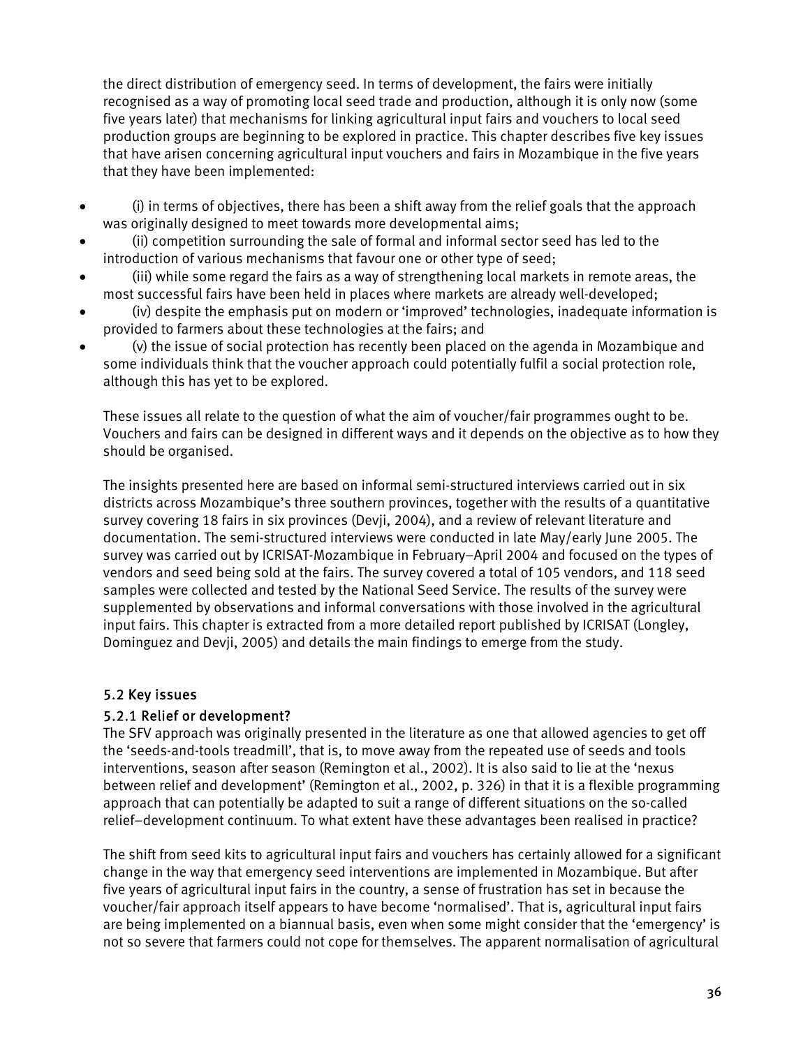the direct distribution of emergency seed. In terms of development, the fairs were initially recognised as a way of promoting local seed trade and production, although it is only now (some five years later) that mechanisms for linking agricultural input fairs and vouchers to local seed production groups are beginning to be explored in practice. This chapter describes five key issues that have arisen concerning agricultural input vouchers and fairs in Mozambique in the five years that they have been implemented:

- (i) in terms of objectives, there has been a shift away from the relief goals that the approach was originally designed to meet towards more developmental aims;
- (ii) competition surrounding the sale of formal and informal sector seed has led to the introduction of various mechanisms that favour one or other type of seed;
- (iii) while some regard the fairs as a way of strengthening local markets in remote areas, the most successful fairs have been held in places where markets are already well-developed;
- (iv) despite the emphasis put on modern or 'improved' technologies, inadequate information is provided to farmers about these technologies at the fairs; and
- (v) the issue of social protection has recently been placed on the agenda in Mozambique and some individuals think that the voucher approach could potentially fulfil a social protection role, although this has yet to be explored.

These issues all relate to the question of what the aim of voucher/fair programmes ought to be. Vouchers and fairs can be designed in different ways and it depends on the objective as to how they should be organised.

The insights presented here are based on informal semi-structured interviews carried out in six districts across Mozambique's three southern provinces, together with the results of a quantitative survey covering 18 fairs in six provinces (Devji, 2004), and a review of relevant literature and documentation. The semi-structured interviews were conducted in late May/early June 2005. The survey was carried out by ICRISAT-Mozambique in February–April 2004 and focused on the types of vendors and seed being sold at the fairs. The survey covered a total of 105 vendors, and 118 seed samples were collected and tested by the National Seed Service. The results of the survey were supplemented by observations and informal conversations with those involved in the agricultural input fairs. This chapter is extracted from a more detailed report published by ICRISAT (Longley, Dominguez and Devji, 2005) and details the main findings to emerge from the study.

## 5.2 Key issues

### 5.2.1 Relief or development?

The SFV approach was originally presented in the literature as one that allowed agencies to get off the 'seeds-and-tools treadmill', that is, to move away from the repeated use of seeds and tools interventions, season after season (Remington et al., 2002). It is also said to lie at the 'nexus between relief and development' (Remington et al., 2002, p. 326) in that it is a flexible programming approach that can potentially be adapted to suit a range of different situations on the so-called relief–development continuum. To what extent have these advantages been realised in practice?

The shift from seed kits to agricultural input fairs and vouchers has certainly allowed for a significant change in the way that emergency seed interventions are implemented in Mozambique. But after five years of agricultural input fairs in the country, a sense of frustration has set in because the voucher/fair approach itself appears to have become 'normalised'. That is, agricultural input fairs are being implemented on a biannual basis, even when some might consider that the 'emergency' is not so severe that farmers could not cope for themselves. The apparent normalisation of agricultural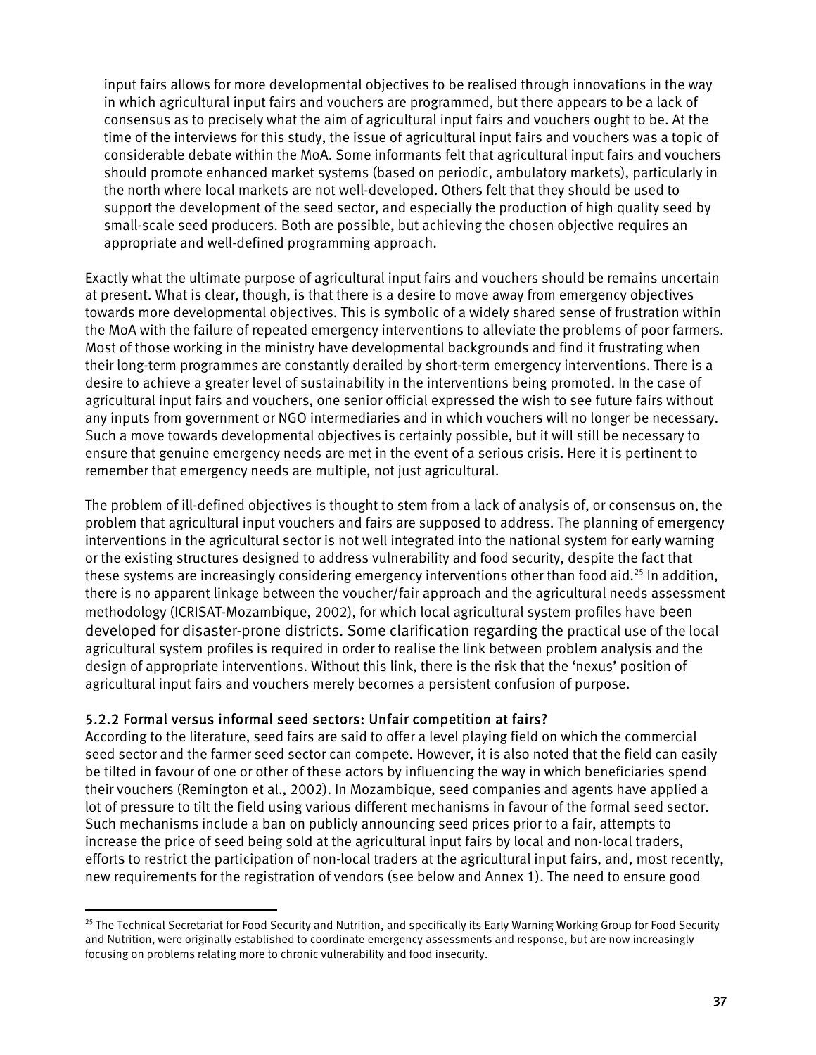input fairs allows for more developmental objectives to be realised through innovations in the way in which agricultural input fairs and vouchers are programmed, but there appears to be a lack of consensus as to precisely what the aim of agricultural input fairs and vouchers ought to be. At the time of the interviews for this study, the issue of agricultural input fairs and vouchers was a topic of considerable debate within the MoA. Some informants felt that agricultural input fairs and vouchers should promote enhanced market systems (based on periodic, ambulatory markets), particularly in the north where local markets are not well-developed. Others felt that they should be used to support the development of the seed sector, and especially the production of high quality seed by small-scale seed producers. Both are possible, but achieving the chosen objective requires an appropriate and well-defined programming approach.

Exactly what the ultimate purpose of agricultural input fairs and vouchers should be remains uncertain at present. What is clear, though, is that there is a desire to move away from emergency objectives towards more developmental objectives. This is symbolic of a widely shared sense of frustration within the MoA with the failure of repeated emergency interventions to alleviate the problems of poor farmers. Most of those working in the ministry have developmental backgrounds and find it frustrating when their long-term programmes are constantly derailed by short-term emergency interventions. There is a desire to achieve a greater level of sustainability in the interventions being promoted. In the case of agricultural input fairs and vouchers, one senior official expressed the wish to see future fairs without any inputs from government or NGO intermediaries and in which vouchers will no longer be necessary. Such a move towards developmental objectives is certainly possible, but it will still be necessary to ensure that genuine emergency needs are met in the event of a serious crisis. Here it is pertinent to remember that emergency needs are multiple, not just agricultural.

The problem of ill-defined objectives is thought to stem from a lack of analysis of, or consensus on, the problem that agricultural input vouchers and fairs are supposed to address. The planning of emergency interventions in the agricultural sector is not well integrated into the national system for early warning or the existing structures designed to address vulnerability and food security, despite the fact that these systems are increasingly considering emergency interventions other than food aid.[25] In addition, there is no apparent linkage between the voucher/fair approach and the agricultural needs assessment methodology (ICRISAT-Mozambique, 2002), for which local agricultural system profiles have been developed for disaster-prone districts. Some clarification regarding the practical use of the local agricultural system profiles is required in order to realise the link between problem analysis and the design of appropriate interventions. Without this link, there is the risk that the 'nexus' position of agricultural input fairs and vouchers merely becomes a persistent confusion of purpose.

### 5.2.2 Formal versus informal seed sectors: Unfair competition at fairs?

According to the literature, seed fairs are said to offer a level playing field on which the commercial seed sector and the farmer seed sector can compete. However, it is also noted that the field can easily be tilted in favour of one or other of these actors by influencing the way in which beneficiaries spend their vouchers (Remington et al., 2002). In Mozambique, seed companies and agents have applied a lot of pressure to tilt the field using various different mechanisms in favour of the formal seed sector. Such mechanisms include a ban on publicly announcing seed prices prior to a fair, attempts to increase the price of seed being sold at the agricultural input fairs by local and non-local traders, efforts to restrict the participation of non-local traders at the agricultural input fairs, and, most recently, new requirements for the registration of vendors (see below and Annex 1). The need to ensure good

[25] The Technical Secretariat for Food Security and Nutrition, and specifically its Early Warning Working Group for Food Security and Nutrition, were originally established to coordinate emergency assessments and response, but are now increasingly focusing on problems relating more to chronic vulnerability and food insecurity.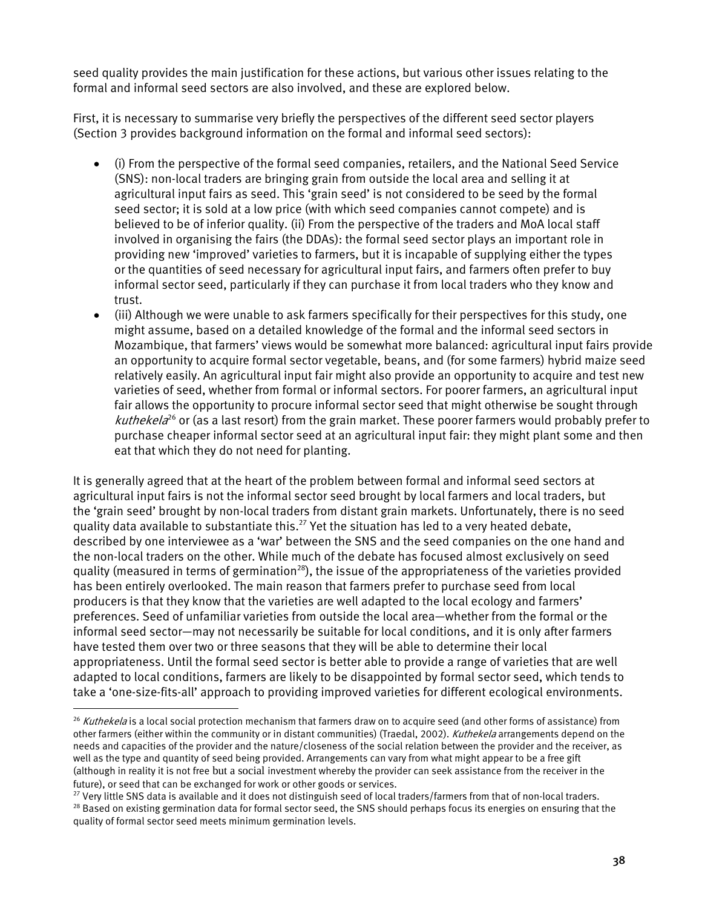seed quality provides the main justification for these actions, but various other issues relating to the formal and informal seed sectors are also involved, and these are explored below.

First, it is necessary to summarise very briefly the perspectives of the different seed sector players (Section 3 provides background information on the formal and informal seed sectors):

- (i) From the perspective of the formal seed companies, retailers, and the National Seed Service (SNS): non-local traders are bringing grain from outside the local area and selling it at agricultural input fairs as seed. This 'grain seed' is not considered to be seed by the formal seed sector; it is sold at a low price (with which seed companies cannot compete) and is believed to be of inferior quality. (ii) From the perspective of the traders and MoA local staff involved in organising the fairs (the DDAs): the formal seed sector plays an important role in providing new 'improved' varieties to farmers, but it is incapable of supplying either the types or the quantities of seed necessary for agricultural input fairs, and farmers often prefer to buy informal sector seed, particularly if they can purchase it from local traders who they know and trust.
- (iii) Although we were unable to ask farmers specifically for their perspectives for this study, one might assume, based on a detailed knowledge of the formal and the informal seed sectors in Mozambique, that farmers' views would be somewhat more balanced: agricultural input fairs provide an opportunity to acquire formal sector vegetable, beans, and (for some farmers) hybrid maize seed relatively easily. An agricultural input fair might also provide an opportunity to acquire and test new varieties of seed, whether from formal or informal sectors. For poorer farmers, an agricultural input fair allows the opportunity to procure informal sector seed that might otherwise be sought through *kuthekela*[26] or (as a last resort) from the grain market. These poorer farmers would probably prefer to purchase cheaper informal sector seed at an agricultural input fair: they might plant some and then eat that which they do not need for planting.

It is generally agreed that at the heart of the problem between formal and informal seed sectors at agricultural input fairs is not the informal sector seed brought by local farmers and local traders, but the 'grain seed' brought by non-local traders from distant grain markets. Unfortunately, there is no seed quality data available to substantiate this.[27] Yet the situation has led to a very heated debate, described by one interviewee as a 'war' between the SNS and the seed companies on the one hand and the non-local traders on the other. While much of the debate has focused almost exclusively on seed quality (measured in terms of germination[28]), the issue of the appropriateness of the varieties provided has been entirely overlooked. The main reason that farmers prefer to purchase seed from local producers is that they know that the varieties are well adapted to the local ecology and farmers' preferences. Seed of unfamiliar varieties from outside the local area—whether from the formal or the informal seed sector—may not necessarily be suitable for local conditions, and it is only after farmers have tested them over two or three seasons that they will be able to determine their local appropriateness. Until the formal seed sector is better able to provide a range of varieties that are well adapted to local conditions, farmers are likely to be disappointed by formal sector seed, which tends to take a 'one-size-fits-all' approach to providing improved varieties for different ecological environments.

---

[26] *Kuthekela* is a local social protection mechanism that farmers draw on to acquire seed (and other forms of assistance) from other farmers (either within the community or in distant communities) (Traedal, 2002). *Kuthekela* arrangements depend on the needs and capacities of the provider and the nature/closeness of the social relation between the provider and the receiver, as well as the type and quantity of seed being provided. Arrangements can vary from what might appear to be a free gift (although in reality it is not free but a social investment whereby the provider can seek assistance from the receiver in the future), or seed that can be exchanged for work or other goods or services.

[27] Very little SNS data is available and it does not distinguish seed of local traders/farmers from that of non-local traders.

[28] Based on existing germination data for formal sector seed, the SNS should perhaps focus its energies on ensuring that the quality of formal sector seed meets minimum germination levels.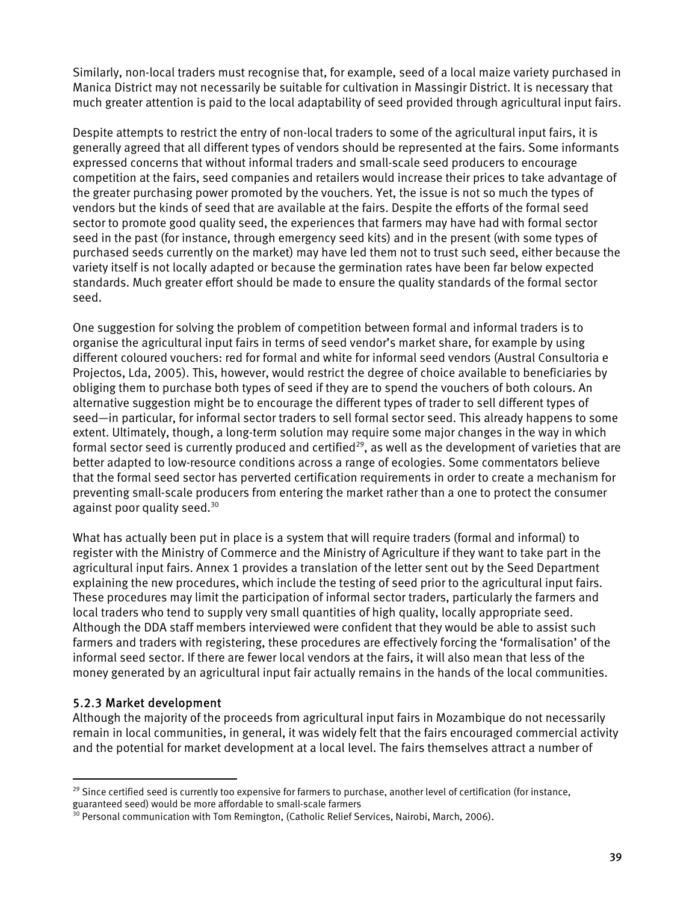Similarly, non-local traders must recognise that, for example, seed of a local maize variety purchased in Manica District may not necessarily be suitable for cultivation in Massingir District. It is necessary that much greater attention is paid to the local adaptability of seed provided through agricultural input fairs.

Despite attempts to restrict the entry of non-local traders to some of the agricultural input fairs, it is generally agreed that all different types of vendors should be represented at the fairs. Some informants expressed concerns that without informal traders and small-scale seed producers to encourage competition at the fairs, seed companies and retailers would increase their prices to take advantage of the greater purchasing power promoted by the vouchers. Yet, the issue is not so much the types of vendors but the kinds of seed that are available at the fairs. Despite the efforts of the formal seed sector to promote good quality seed, the experiences that farmers may have had with formal sector seed in the past (for instance, through emergency seed kits) and in the present (with some types of purchased seeds currently on the market) may have led them not to trust such seed, either because the variety itself is not locally adapted or because the germination rates have been far below expected standards. Much greater effort should be made to ensure the quality standards of the formal sector seed.

One suggestion for solving the problem of competition between formal and informal traders is to organise the agricultural input fairs in terms of seed vendor's market share, for example by using different coloured vouchers: red for formal and white for informal seed vendors (Austral Consultoria e Projectos, Lda, 2005). This, however, would restrict the degree of choice available to beneficiaries by obliging them to purchase both types of seed if they are to spend the vouchers of both colours. An alternative suggestion might be to encourage the different types of trader to sell different types of seed—in particular, for informal sector traders to sell formal sector seed. This already happens to some extent. Ultimately, though, a long-term solution may require some major changes in the way in which formal sector seed is currently produced and certified[29], as well as the development of varieties that are better adapted to low-resource conditions across a range of ecologies. Some commentators believe that the formal seed sector has perverted certification requirements in order to create a mechanism for preventing small-scale producers from entering the market rather than a one to protect the consumer against poor quality seed.[30]

What has actually been put in place is a system that will require traders (formal and informal) to register with the Ministry of Commerce and the Ministry of Agriculture if they want to take part in the agricultural input fairs. Annex 1 provides a translation of the letter sent out by the Seed Department explaining the new procedures, which include the testing of seed prior to the agricultural input fairs. These procedures may limit the participation of informal sector traders, particularly the farmers and local traders who tend to supply very small quantities of high quality, locally appropriate seed. Although the DDA staff members interviewed were confident that they would be able to assist such farmers and traders with registering, these procedures are effectively forcing the 'formalisation' of the informal seed sector. If there are fewer local vendors at the fairs, it will also mean that less of the money generated by an agricultural input fair actually remains in the hands of the local communities.

### 5.2.3 Market development

Although the majority of the proceeds from agricultural input fairs in Mozambique do not necessarily remain in local communities, in general, it was widely felt that the fairs encouraged commercial activity and the potential for market development at a local level. The fairs themselves attract a number of

[29] Since certified seed is currently too expensive for farmers to purchase, another level of certification (for instance, guaranteed seed) would be more affordable to small-scale farmers

[30] Personal communication with Tom Remington, (Catholic Relief Services, Nairobi, March, 2006).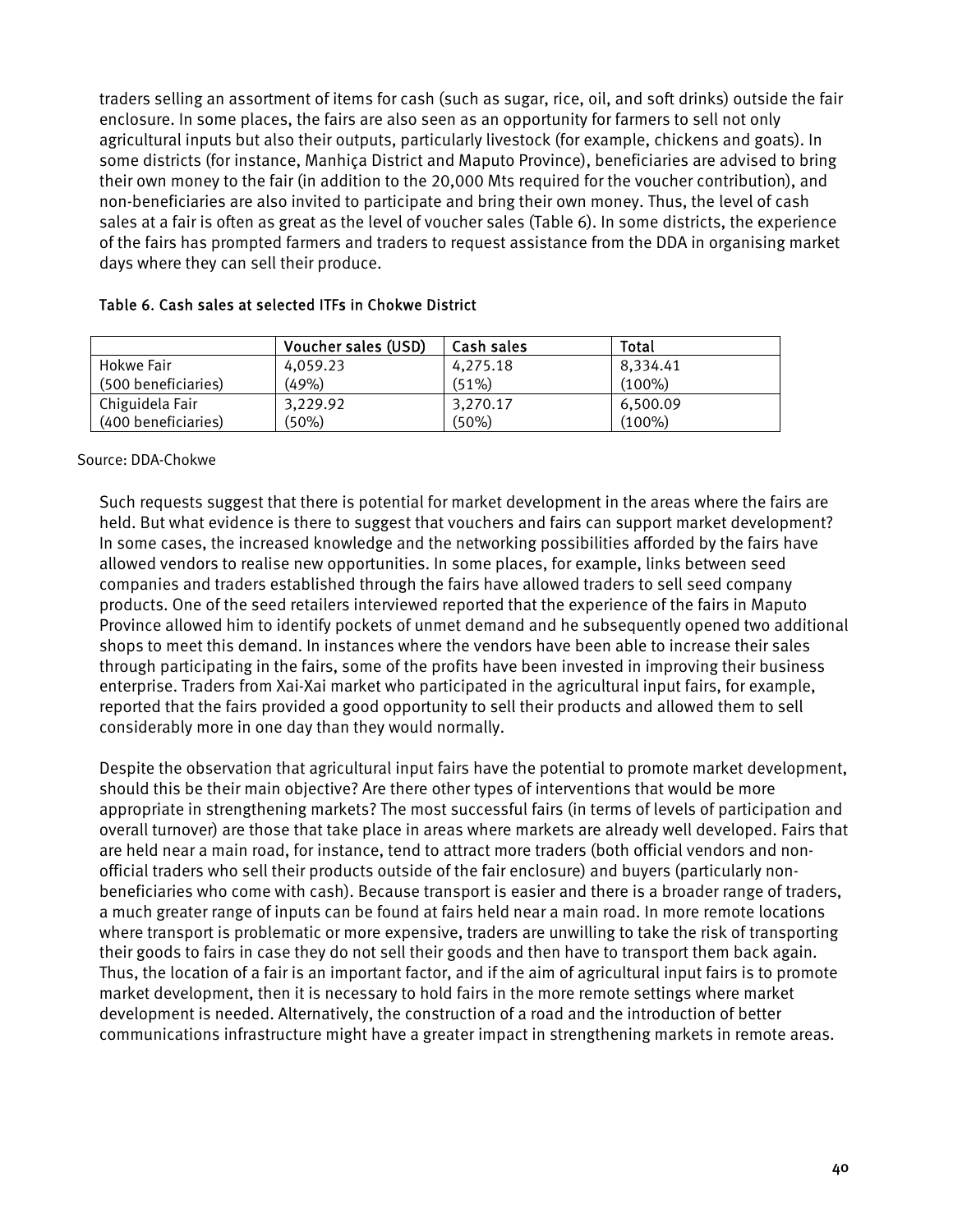traders selling an assortment of items for cash (such as sugar, rice, oil, and soft drinks) outside the fair enclosure. In some places, the fairs are also seen as an opportunity for farmers to sell not only agricultural inputs but also their outputs, particularly livestock (for example, chickens and goats). In some districts (for instance, Manhiça District and Maputo Province), beneficiaries are advised to bring their own money to the fair (in addition to the 20,000 Mts required for the voucher contribution), and non-beneficiaries are also invited to participate and bring their own money. Thus, the level of cash sales at a fair is often as great as the level of voucher sales (Table 6). In some districts, the experience of the fairs has prompted farmers and traders to request assistance from the DDA in organising market days where they can sell their produce.

Table 6. Cash sales at selected ITFs in Chokwe District

| | Voucher sales (USD) | Cash sales | Total |
|---|---|---|---|
| Hokwe Fair (500 beneficiaries) | 4,059.23 (49%) | 4,275.18 (51%) | 8,334.41 (100%) |
| Chiguidela Fair (400 beneficiaries) | 3,229.92 (50%) | 3,270.17 (50%) | 6,500.09 (100%) |

Source: DDA-Chokwe

Such requests suggest that there is potential for market development in the areas where the fairs are held. But what evidence is there to suggest that vouchers and fairs can support market development? In some cases, the increased knowledge and the networking possibilities afforded by the fairs have allowed vendors to realise new opportunities. In some places, for example, links between seed companies and traders established through the fairs have allowed traders to sell seed company products. One of the seed retailers interviewed reported that the experience of the fairs in Maputo Province allowed him to identify pockets of unmet demand and he subsequently opened two additional shops to meet this demand. In instances where the vendors have been able to increase their sales through participating in the fairs, some of the profits have been invested in improving their business enterprise. Traders from Xai-Xai market who participated in the agricultural input fairs, for example, reported that the fairs provided a good opportunity to sell their products and allowed them to sell considerably more in one day than they would normally.

Despite the observation that agricultural input fairs have the potential to promote market development, should this be their main objective? Are there other types of interventions that would be more appropriate in strengthening markets? The most successful fairs (in terms of levels of participation and overall turnover) are those that take place in areas where markets are already well developed. Fairs that are held near a main road, for instance, tend to attract more traders (both official vendors and non-official traders who sell their products outside of the fair enclosure) and buyers (particularly non-beneficiaries who come with cash). Because transport is easier and there is a broader range of traders, a much greater range of inputs can be found at fairs held near a main road. In more remote locations where transport is problematic or more expensive, traders are unwilling to take the risk of transporting their goods to fairs in case they do not sell their goods and then have to transport them back again. Thus, the location of a fair is an important factor, and if the aim of agricultural input fairs is to promote market development, then it is necessary to hold fairs in the more remote settings where market development is needed. Alternatively, the construction of a road and the introduction of better communications infrastructure might have a greater impact in strengthening markets in remote areas.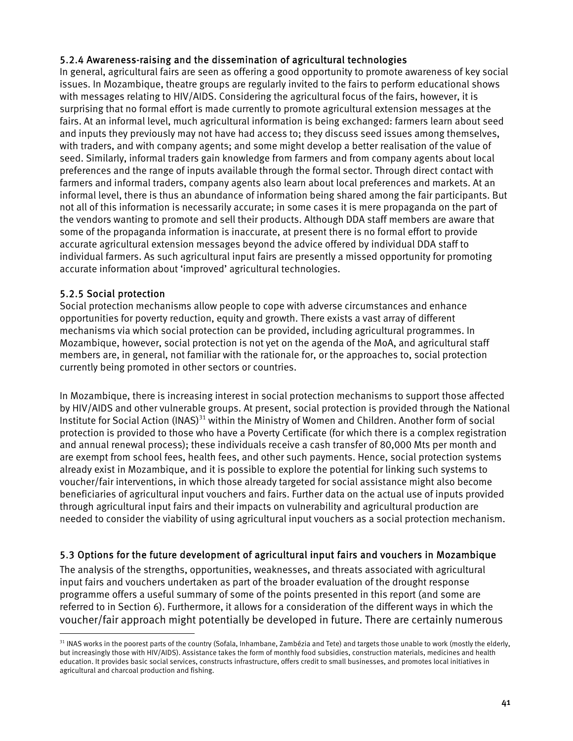### 5.2.4 Awareness-raising and the dissemination of agricultural technologies

In general, agricultural fairs are seen as offering a good opportunity to promote awareness of key social issues. In Mozambique, theatre groups are regularly invited to the fairs to perform educational shows with messages relating to HIV/AIDS. Considering the agricultural focus of the fairs, however, it is surprising that no formal effort is made currently to promote agricultural extension messages at the fairs. At an informal level, much agricultural information is being exchanged: farmers learn about seed and inputs they previously may not have had access to; they discuss seed issues among themselves, with traders, and with company agents; and some might develop a better realisation of the value of seed. Similarly, informal traders gain knowledge from farmers and from company agents about local preferences and the range of inputs available through the formal sector. Through direct contact with farmers and informal traders, company agents also learn about local preferences and markets. At an informal level, there is thus an abundance of information being shared among the fair participants. But not all of this information is necessarily accurate; in some cases it is mere propaganda on the part of the vendors wanting to promote and sell their products. Although DDA staff members are aware that some of the propaganda information is inaccurate, at present there is no formal effort to provide accurate agricultural extension messages beyond the advice offered by individual DDA staff to individual farmers. As such agricultural input fairs are presently a missed opportunity for promoting accurate information about 'improved' agricultural technologies.

### 5.2.5 Social protection

Social protection mechanisms allow people to cope with adverse circumstances and enhance opportunities for poverty reduction, equity and growth. There exists a vast array of different mechanisms via which social protection can be provided, including agricultural programmes. In Mozambique, however, social protection is not yet on the agenda of the MoA, and agricultural staff members are, in general, not familiar with the rationale for, or the approaches to, social protection currently being promoted in other sectors or countries.

In Mozambique, there is increasing interest in social protection mechanisms to support those affected by HIV/AIDS and other vulnerable groups. At present, social protection is provided through the National Institute for Social Action (INAS)[31] within the Ministry of Women and Children. Another form of social protection is provided to those who have a Poverty Certificate (for which there is a complex registration and annual renewal process); these individuals receive a cash transfer of 80,000 Mts per month and are exempt from school fees, health fees, and other such payments. Hence, social protection systems already exist in Mozambique, and it is possible to explore the potential for linking such systems to voucher/fair interventions, in which those already targeted for social assistance might also become beneficiaries of agricultural input vouchers and fairs. Further data on the actual use of inputs provided through agricultural input fairs and their impacts on vulnerability and agricultural production are needed to consider the viability of using agricultural input vouchers as a social protection mechanism.

## 5.3 Options for the future development of agricultural input fairs and vouchers in Mozambique

The analysis of the strengths, opportunities, weaknesses, and threats associated with agricultural input fairs and vouchers undertaken as part of the broader evaluation of the drought response programme offers a useful summary of some of the points presented in this report (and some are referred to in Section 6). Furthermore, it allows for a consideration of the different ways in which the voucher/fair approach might potentially be developed in future. There are certainly numerous

[31] INAS works in the poorest parts of the country (Sofala, Inhambane, Zambézia and Tete) and targets those unable to work (mostly the elderly, but increasingly those with HIV/AIDS). Assistance takes the form of monthly food subsidies, construction materials, medicines and health education. It provides basic social services, constructs infrastructure, offers credit to small businesses, and promotes local initiatives in agricultural and charcoal production and fishing.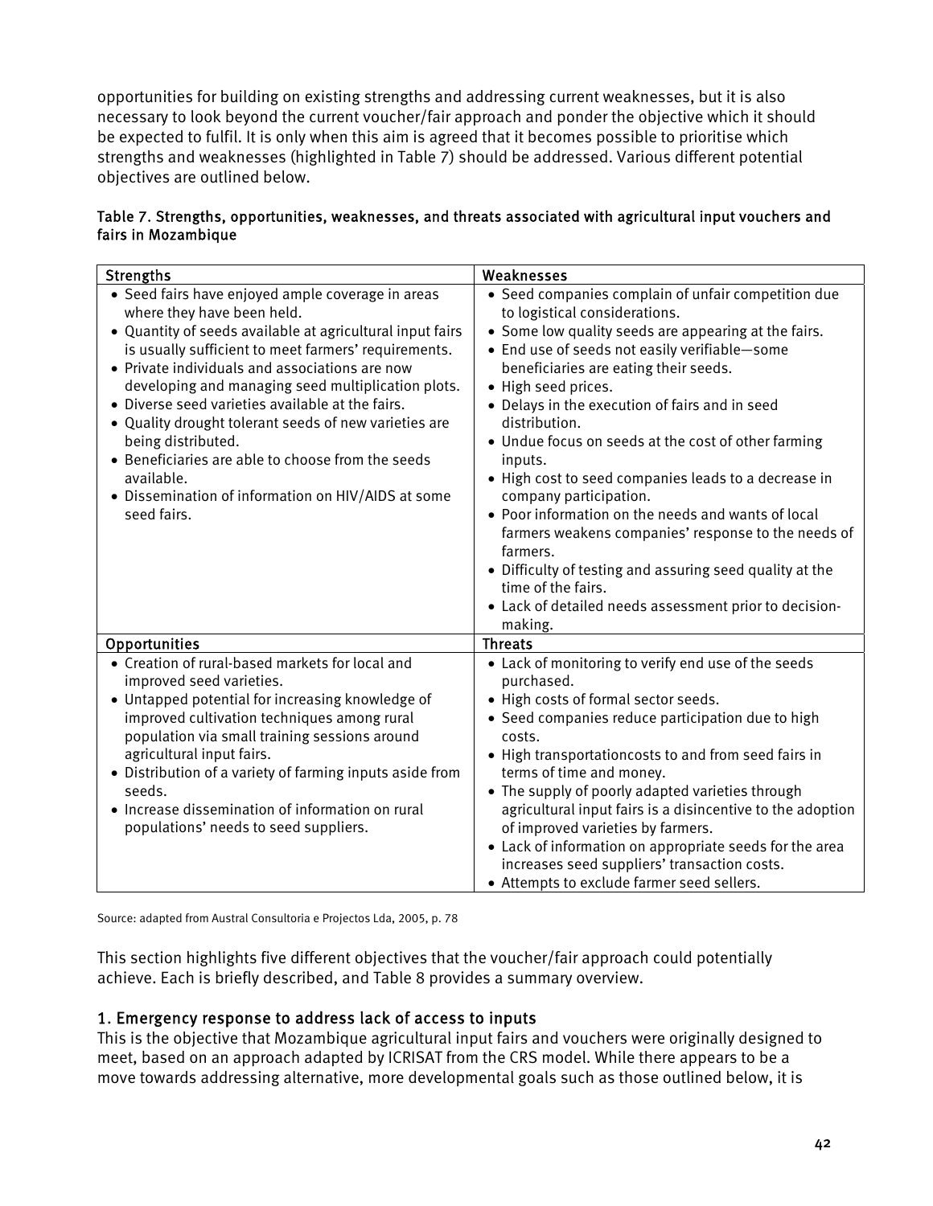opportunities for building on existing strengths and addressing current weaknesses, but it is also necessary to look beyond the current voucher/fair approach and ponder the objective which it should be expected to fulfil. It is only when this aim is agreed that it becomes possible to prioritise which strengths and weaknesses (highlighted in Table 7) should be addressed. Various different potential objectives are outlined below.

Table 7. Strengths, opportunities, weaknesses, and threats associated with agricultural input vouchers and fairs in Mozambique

| Strengths | Weaknesses |
|---|---|
| • Seed fairs have enjoyed ample coverage in areas where they have been held.<br>• Quantity of seeds available at agricultural input fairs is usually sufficient to meet farmers' requirements.<br>• Private individuals and associations are now developing and managing seed multiplication plots.<br>• Diverse seed varieties available at the fairs.<br>• Quality drought tolerant seeds of new varieties are being distributed.<br>• Beneficiaries are able to choose from the seeds available.<br>• Dissemination of information on HIV/AIDS at some seed fairs. | • Seed companies complain of unfair competition due to logistical considerations.<br>• Some low quality seeds are appearing at the fairs.<br>• End use of seeds not easily verifiable—some beneficiaries are eating their seeds.<br>• High seed prices.<br>• Delays in the execution of fairs and in seed distribution.<br>• Undue focus on seeds at the cost of other farming inputs.<br>• High cost to seed companies leads to a decrease in company participation.<br>• Poor information on the needs and wants of local farmers weakens companies' response to the needs of farmers.<br>• Difficulty of testing and assuring seed quality at the time of the fairs.<br>• Lack of detailed needs assessment prior to decision-making. |
| **Opportunities** | **Threats** |
| • Creation of rural-based markets for local and improved seed varieties.<br>• Untapped potential for increasing knowledge of improved cultivation techniques among rural population via small training sessions around agricultural input fairs.<br>• Distribution of a variety of farming inputs aside from seeds.<br>• Increase dissemination of information on rural populations' needs to seed suppliers. | • Lack of monitoring to verify end use of the seeds purchased.<br>• High costs of formal sector seeds.<br>• Seed companies reduce participation due to high costs.<br>• High transportationcosts to and from seed fairs in terms of time and money.<br>• The supply of poorly adapted varieties through agricultural input fairs is a disincentive to the adoption of improved varieties by farmers.<br>• Lack of information on appropriate seeds for the area increases seed suppliers' transaction costs.<br>• Attempts to exclude farmer seed sellers. |

Source: adapted from Austral Consultoria e Projectos Lda, 2005, p. 78

This section highlights five different objectives that the voucher/fair approach could potentially achieve. Each is briefly described, and Table 8 provides a summary overview.

### 1. Emergency response to address lack of access to inputs

This is the objective that Mozambique agricultural input fairs and vouchers were originally designed to meet, based on an approach adapted by ICRISAT from the CRS model. While there appears to be a move towards addressing alternative, more developmental goals such as those outlined below, it is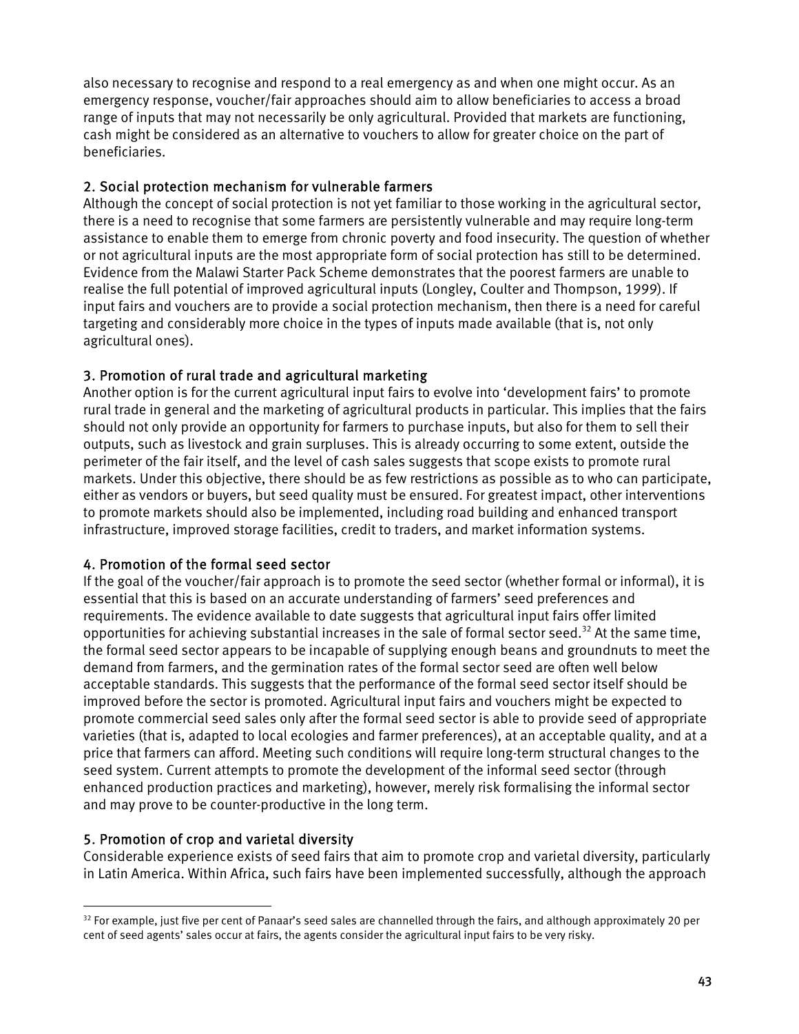also necessary to recognise and respond to a real emergency as and when one might occur. As an emergency response, voucher/fair approaches should aim to allow beneficiaries to access a broad range of inputs that may not necessarily be only agricultural. Provided that markets are functioning, cash might be considered as an alternative to vouchers to allow for greater choice on the part of beneficiaries.

### 2. Social protection mechanism for vulnerable farmers

Although the concept of social protection is not yet familiar to those working in the agricultural sector, there is a need to recognise that some farmers are persistently vulnerable and may require long-term assistance to enable them to emerge from chronic poverty and food insecurity. The question of whether or not agricultural inputs are the most appropriate form of social protection has still to be determined. Evidence from the Malawi Starter Pack Scheme demonstrates that the poorest farmers are unable to realise the full potential of improved agricultural inputs (Longley, Coulter and Thompson, 1999). If input fairs and vouchers are to provide a social protection mechanism, then there is a need for careful targeting and considerably more choice in the types of inputs made available (that is, not only agricultural ones).

### 3. Promotion of rural trade and agricultural marketing

Another option is for the current agricultural input fairs to evolve into 'development fairs' to promote rural trade in general and the marketing of agricultural products in particular. This implies that the fairs should not only provide an opportunity for farmers to purchase inputs, but also for them to sell their outputs, such as livestock and grain surpluses. This is already occurring to some extent, outside the perimeter of the fair itself, and the level of cash sales suggests that scope exists to promote rural markets. Under this objective, there should be as few restrictions as possible as to who can participate, either as vendors or buyers, but seed quality must be ensured. For greatest impact, other interventions to promote markets should also be implemented, including road building and enhanced transport infrastructure, improved storage facilities, credit to traders, and market information systems.

### 4. Promotion of the formal seed sector

If the goal of the voucher/fair approach is to promote the seed sector (whether formal or informal), it is essential that this is based on an accurate understanding of farmers' seed preferences and requirements. The evidence available to date suggests that agricultural input fairs offer limited opportunities for achieving substantial increases in the sale of formal sector seed.[32] At the same time, the formal seed sector appears to be incapable of supplying enough beans and groundnuts to meet the demand from farmers, and the germination rates of the formal sector seed are often well below acceptable standards. This suggests that the performance of the formal seed sector itself should be improved before the sector is promoted. Agricultural input fairs and vouchers might be expected to promote commercial seed sales only after the formal seed sector is able to provide seed of appropriate varieties (that is, adapted to local ecologies and farmer preferences), at an acceptable quality, and at a price that farmers can afford. Meeting such conditions will require long-term structural changes to the seed system. Current attempts to promote the development of the informal seed sector (through enhanced production practices and marketing), however, merely risk formalising the informal sector and may prove to be counter-productive in the long term.

### 5. Promotion of crop and varietal diversity

Considerable experience exists of seed fairs that aim to promote crop and varietal diversity, particularly in Latin America. Within Africa, such fairs have been implemented successfully, although the approach

---

[32] For example, just five per cent of Panaar's seed sales are channelled through the fairs, and although approximately 20 per cent of seed agents' sales occur at fairs, the agents consider the agricultural input fairs to be very risky.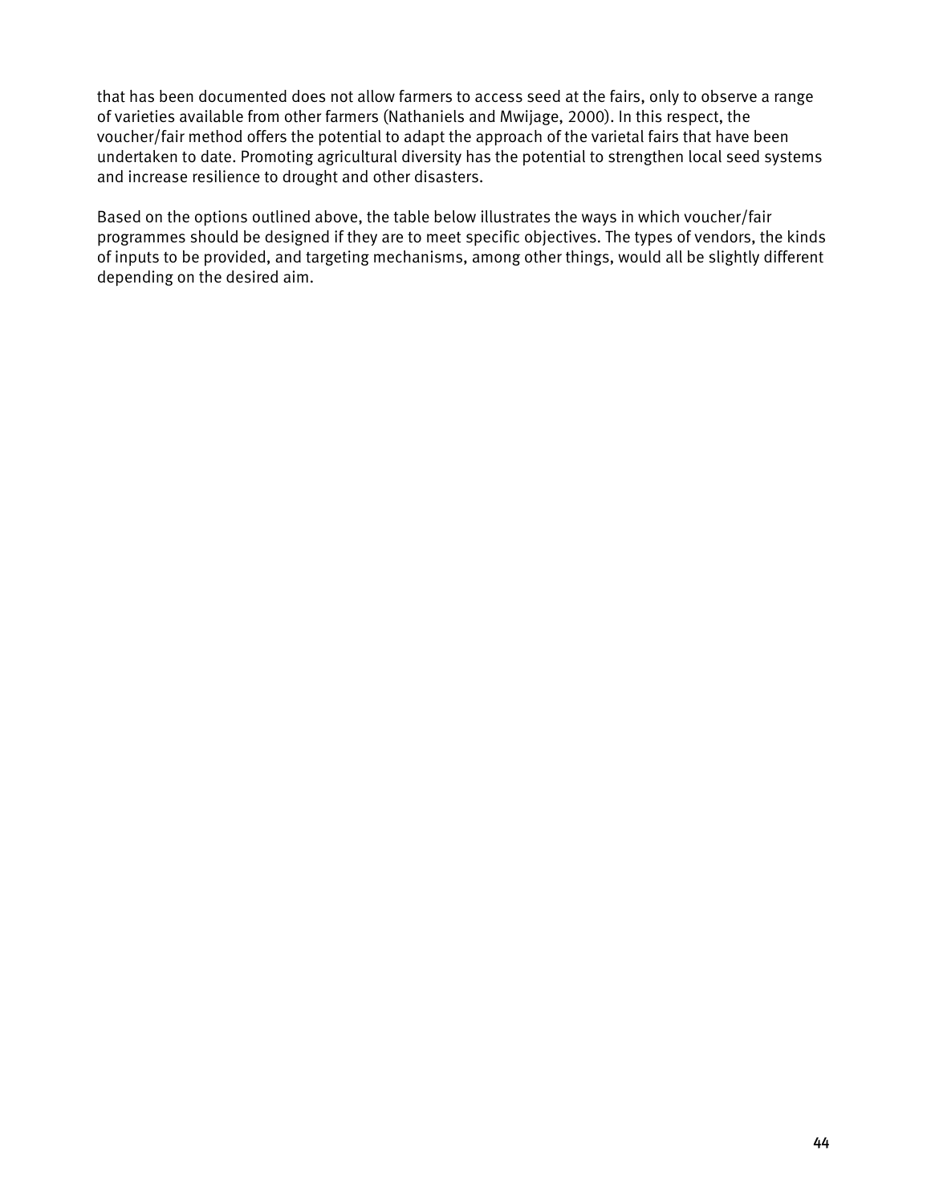that has been documented does not allow farmers to access seed at the fairs, only to observe a range of varieties available from other farmers (Nathaniels and Mwijage, 2000). In this respect, the voucher/fair method offers the potential to adapt the approach of the varietal fairs that have been undertaken to date. Promoting agricultural diversity has the potential to strengthen local seed systems and increase resilience to drought and other disasters.

Based on the options outlined above, the table below illustrates the ways in which voucher/fair programmes should be designed if they are to meet specific objectives. The types of vendors, the kinds of inputs to be provided, and targeting mechanisms, among other things, would all be slightly different depending on the desired aim.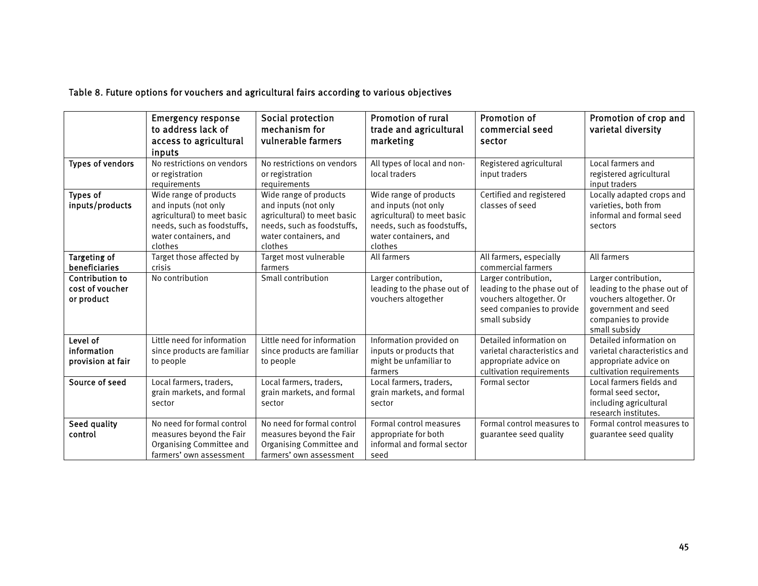Table 8. Future options for vouchers and agricultural fairs according to various objectives

| | Emergency response to address lack of access to agricultural inputs | Social protection mechanism for vulnerable farmers | Promotion of rural trade and agricultural marketing | Promotion of commercial seed sector | Promotion of crop and varietal diversity |
|---|---|---|---|---|---|
| **Types of vendors** | No restrictions on vendors or registration requirements | No restrictions on vendors or registration requirements | All types of local and non-local traders | Registered agricultural input traders | Local farmers and registered agricultural input traders |
| **Types of inputs/products** | Wide range of products and inputs (not only agricultural) to meet basic needs, such as foodstuffs, water containers, and clothes | Wide range of products and inputs (not only agricultural) to meet basic needs, such as foodstuffs, water containers, and clothes | Wide range of products and inputs (not only agricultural) to meet basic needs, such as foodstuffs, water containers, and clothes | Certified and registered classes of seed | Locally adapted crops and varieties, both from informal and formal seed sectors |
| **Targeting of beneficiaries** | Target those affected by crisis | Target most vulnerable farmers | All farmers | All farmers, especially commercial farmers | All farmers |
| **Contribution to cost of voucher or product** | No contribution | Small contribution | Larger contribution, leading to the phase out of vouchers altogether | Larger contribution, leading to the phase out of vouchers altogether. Or seed companies to provide small subsidy | Larger contribution, leading to the phase out of vouchers altogether. Or government and seed companies to provide small subsidy |
| **Level of information provision at fair** | Little need for information since products are familiar to people | Little need for information since products are familiar to people | Information provided on inputs or products that might be unfamiliar to farmers | Detailed information on varietal characteristics and appropriate advice on cultivation requirements | Detailed information on varietal characteristics and appropriate advice on cultivation requirements |
| **Source of seed** | Local farmers, traders, grain markets, and formal sector | Local farmers, traders, grain markets, and formal sector | Local farmers, traders, grain markets, and formal sector | Formal sector | Local farmers fields and formal seed sector, including agricultural research institutes. |
| **Seed quality control** | No need for formal control measures beyond the Fair Organising Committee and farmers' own assessment | No need for formal control measures beyond the Fair Organising Committee and farmers' own assessment | Formal control measures appropriate for both informal and formal sector seed | Formal control measures to guarantee seed quality | Formal control measures to guarantee seed quality |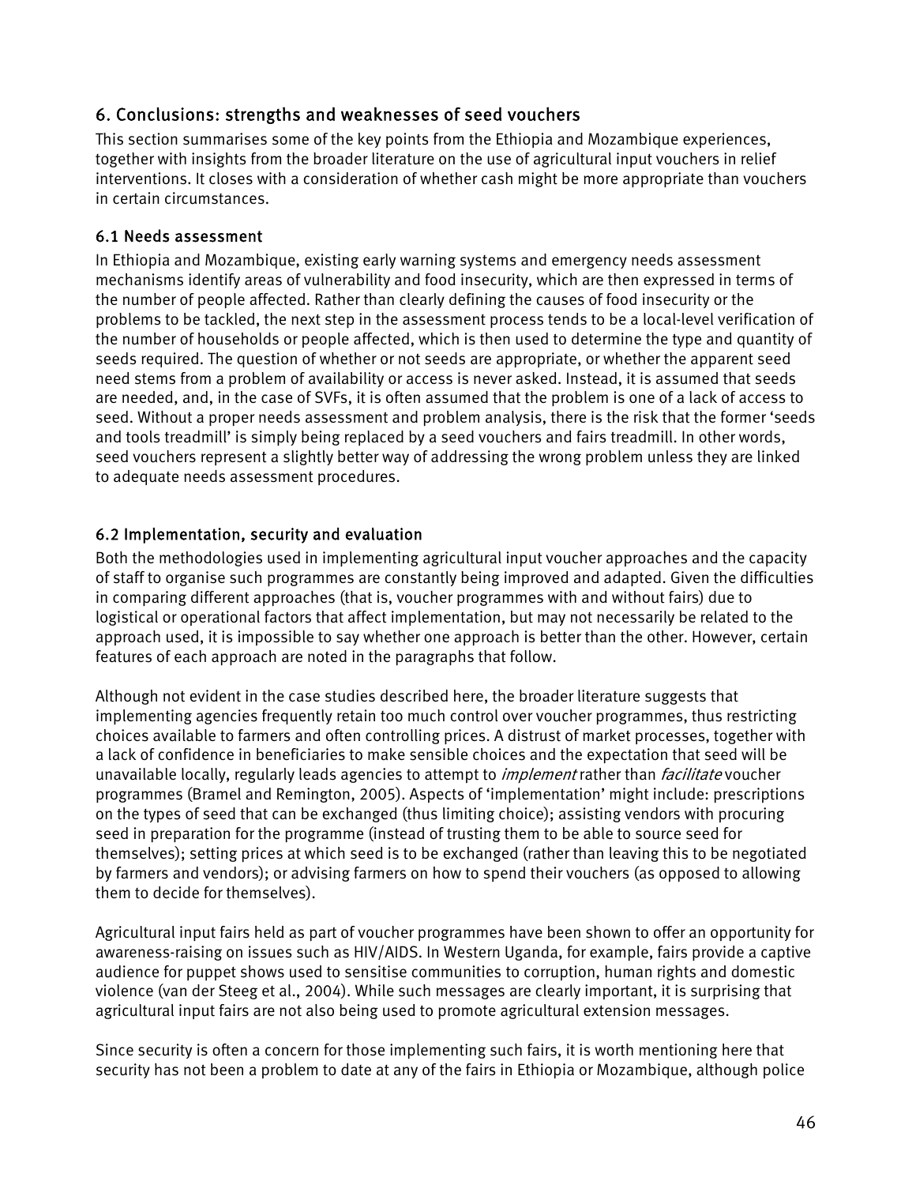## 6. Conclusions: strengths and weaknesses of seed vouchers

This section summarises some of the key points from the Ethiopia and Mozambique experiences, together with insights from the broader literature on the use of agricultural input vouchers in relief interventions. It closes with a consideration of whether cash might be more appropriate than vouchers in certain circumstances.

### 6.1 Needs assessment

In Ethiopia and Mozambique, existing early warning systems and emergency needs assessment mechanisms identify areas of vulnerability and food insecurity, which are then expressed in terms of the number of people affected. Rather than clearly defining the causes of food insecurity or the problems to be tackled, the next step in the assessment process tends to be a local-level verification of the number of households or people affected, which is then used to determine the type and quantity of seeds required. The question of whether or not seeds are appropriate, or whether the apparent seed need stems from a problem of availability or access is never asked. Instead, it is assumed that seeds are needed, and, in the case of SVFs, it is often assumed that the problem is one of a lack of access to seed. Without a proper needs assessment and problem analysis, there is the risk that the former 'seeds and tools treadmill' is simply being replaced by a seed vouchers and fairs treadmill. In other words, seed vouchers represent a slightly better way of addressing the wrong problem unless they are linked to adequate needs assessment procedures.

### 6.2 Implementation, security and evaluation

Both the methodologies used in implementing agricultural input voucher approaches and the capacity of staff to organise such programmes are constantly being improved and adapted. Given the difficulties in comparing different approaches (that is, voucher programmes with and without fairs) due to logistical or operational factors that affect implementation, but may not necessarily be related to the approach used, it is impossible to say whether one approach is better than the other. However, certain features of each approach are noted in the paragraphs that follow.

Although not evident in the case studies described here, the broader literature suggests that implementing agencies frequently retain too much control over voucher programmes, thus restricting choices available to farmers and often controlling prices. A distrust of market processes, together with a lack of confidence in beneficiaries to make sensible choices and the expectation that seed will be unavailable locally, regularly leads agencies to attempt to *implement* rather than *facilitate* voucher programmes (Bramel and Remington, 2005). Aspects of 'implementation' might include: prescriptions on the types of seed that can be exchanged (thus limiting choice); assisting vendors with procuring seed in preparation for the programme (instead of trusting them to be able to source seed for themselves); setting prices at which seed is to be exchanged (rather than leaving this to be negotiated by farmers and vendors); or advising farmers on how to spend their vouchers (as opposed to allowing them to decide for themselves).

Agricultural input fairs held as part of voucher programmes have been shown to offer an opportunity for awareness-raising on issues such as HIV/AIDS. In Western Uganda, for example, fairs provide a captive audience for puppet shows used to sensitise communities to corruption, human rights and domestic violence (van der Steeg et al., 2004). While such messages are clearly important, it is surprising that agricultural input fairs are not also being used to promote agricultural extension messages.

Since security is often a concern for those implementing such fairs, it is worth mentioning here that security has not been a problem to date at any of the fairs in Ethiopia or Mozambique, although police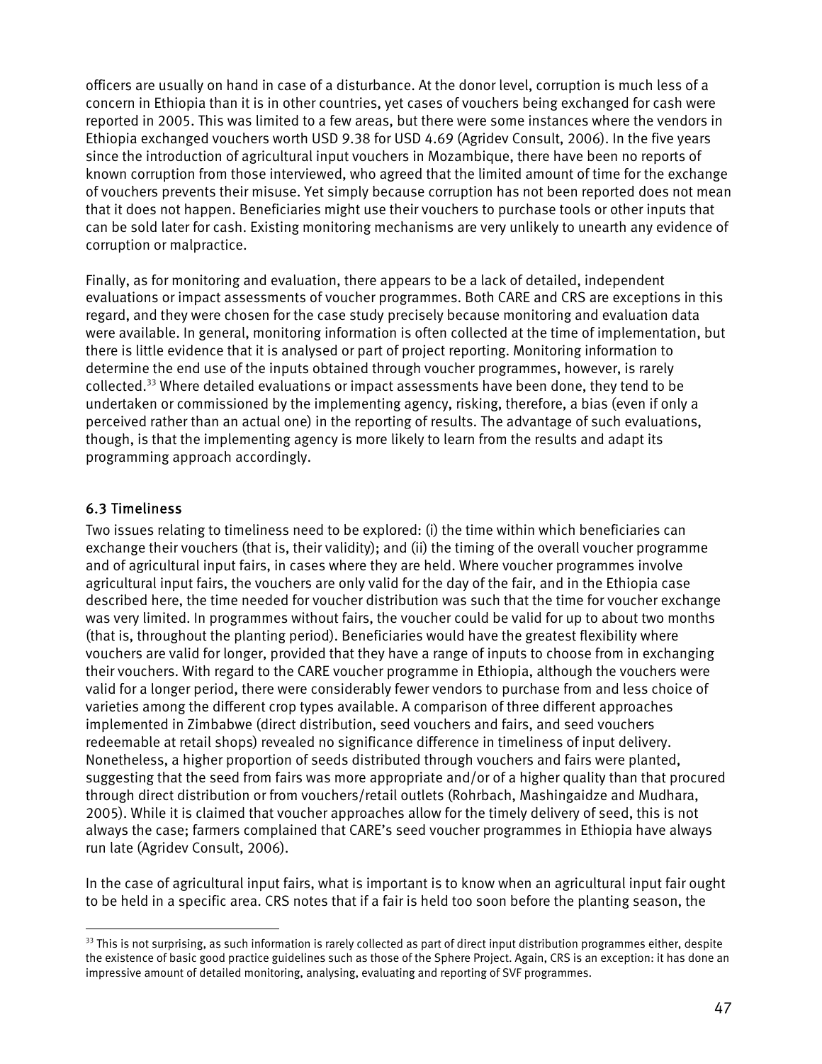officers are usually on hand in case of a disturbance. At the donor level, corruption is much less of a concern in Ethiopia than it is in other countries, yet cases of vouchers being exchanged for cash were reported in 2005. This was limited to a few areas, but there were some instances where the vendors in Ethiopia exchanged vouchers worth USD 9.38 for USD 4.69 (Agridev Consult, 2006). In the five years since the introduction of agricultural input vouchers in Mozambique, there have been no reports of known corruption from those interviewed, who agreed that the limited amount of time for the exchange of vouchers prevents their misuse. Yet simply because corruption has not been reported does not mean that it does not happen. Beneficiaries might use their vouchers to purchase tools or other inputs that can be sold later for cash. Existing monitoring mechanisms are very unlikely to unearth any evidence of corruption or malpractice.

Finally, as for monitoring and evaluation, there appears to be a lack of detailed, independent evaluations or impact assessments of voucher programmes. Both CARE and CRS are exceptions in this regard, and they were chosen for the case study precisely because monitoring and evaluation data were available. In general, monitoring information is often collected at the time of implementation, but there is little evidence that it is analysed or part of project reporting. Monitoring information to determine the end use of the inputs obtained through voucher programmes, however, is rarely collected.[33] Where detailed evaluations or impact assessments have been done, they tend to be undertaken or commissioned by the implementing agency, risking, therefore, a bias (even if only a perceived rather than an actual one) in the reporting of results. The advantage of such evaluations, though, is that the implementing agency is more likely to learn from the results and adapt its programming approach accordingly.

## 6.3 Timeliness

Two issues relating to timeliness need to be explored: (i) the time within which beneficiaries can exchange their vouchers (that is, their validity); and (ii) the timing of the overall voucher programme and of agricultural input fairs, in cases where they are held. Where voucher programmes involve agricultural input fairs, the vouchers are only valid for the day of the fair, and in the Ethiopia case described here, the time needed for voucher distribution was such that the time for voucher exchange was very limited. In programmes without fairs, the voucher could be valid for up to about two months (that is, throughout the planting period). Beneficiaries would have the greatest flexibility where vouchers are valid for longer, provided that they have a range of inputs to choose from in exchanging their vouchers. With regard to the CARE voucher programme in Ethiopia, although the vouchers were valid for a longer period, there were considerably fewer vendors to purchase from and less choice of varieties among the different crop types available. A comparison of three different approaches implemented in Zimbabwe (direct distribution, seed vouchers and fairs, and seed vouchers redeemable at retail shops) revealed no significance difference in timeliness of input delivery. Nonetheless, a higher proportion of seeds distributed through vouchers and fairs were planted, suggesting that the seed from fairs was more appropriate and/or of a higher quality than that procured through direct distribution or from vouchers/retail outlets (Rohrbach, Mashingaidze and Mudhara, 2005). While it is claimed that voucher approaches allow for the timely delivery of seed, this is not always the case; farmers complained that CARE's seed voucher programmes in Ethiopia have always run late (Agridev Consult, 2006).

In the case of agricultural input fairs, what is important is to know when an agricultural input fair ought to be held in a specific area. CRS notes that if a fair is held too soon before the planting season, the

[33] This is not surprising, as such information is rarely collected as part of direct input distribution programmes either, despite the existence of basic good practice guidelines such as those of the Sphere Project. Again, CRS is an exception: it has done an impressive amount of detailed monitoring, analysing, evaluating and reporting of SVF programmes.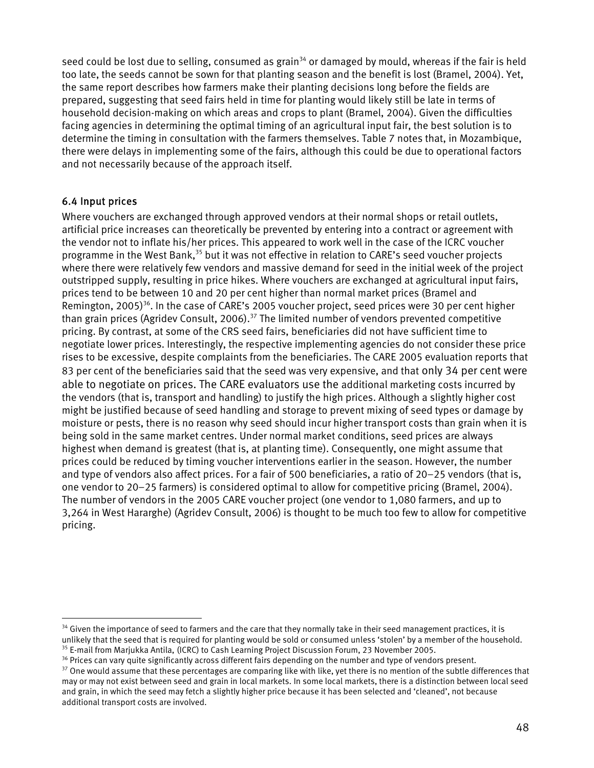seed could be lost due to selling, consumed as grain[34] or damaged by mould, whereas if the fair is held too late, the seeds cannot be sown for that planting season and the benefit is lost (Bramel, 2004). Yet, the same report describes how farmers make their planting decisions long before the fields are prepared, suggesting that seed fairs held in time for planting would likely still be late in terms of household decision-making on which areas and crops to plant (Bramel, 2004). Given the difficulties facing agencies in determining the optimal timing of an agricultural input fair, the best solution is to determine the timing in consultation with the farmers themselves. Table 7 notes that, in Mozambique, there were delays in implementing some of the fairs, although this could be due to operational factors and not necessarily because of the approach itself.

### 6.4 Input prices

Where vouchers are exchanged through approved vendors at their normal shops or retail outlets, artificial price increases can theoretically be prevented by entering into a contract or agreement with the vendor not to inflate his/her prices. This appeared to work well in the case of the ICRC voucher programme in the West Bank,[35] but it was not effective in relation to CARE's seed voucher projects where there were relatively few vendors and massive demand for seed in the initial week of the project outstripped supply, resulting in price hikes. Where vouchers are exchanged at agricultural input fairs, prices tend to be between 10 and 20 per cent higher than normal market prices (Bramel and Remington, 2005)[36]. In the case of CARE's 2005 voucher project, seed prices were 30 per cent higher than grain prices (Agridev Consult, 2006).[37] The limited number of vendors prevented competitive pricing. By contrast, at some of the CRS seed fairs, beneficiaries did not have sufficient time to negotiate lower prices. Interestingly, the respective implementing agencies do not consider these price rises to be excessive, despite complaints from the beneficiaries. The CARE 2005 evaluation reports that 83 per cent of the beneficiaries said that the seed was very expensive, and that only 34 per cent were able to negotiate on prices. The CARE evaluators use the additional marketing costs incurred by the vendors (that is, transport and handling) to justify the high prices. Although a slightly higher cost might be justified because of seed handling and storage to prevent mixing of seed types or damage by moisture or pests, there is no reason why seed should incur higher transport costs than grain when it is being sold in the same market centres. Under normal market conditions, seed prices are always highest when demand is greatest (that is, at planting time). Consequently, one might assume that prices could be reduced by timing voucher interventions earlier in the season. However, the number and type of vendors also affect prices. For a fair of 500 beneficiaries, a ratio of 20–25 vendors (that is, one vendor to 20–25 farmers) is considered optimal to allow for competitive pricing (Bramel, 2004). The number of vendors in the 2005 CARE voucher project (one vendor to 1,080 farmers, and up to 3,264 in West Hararghe) (Agridev Consult, 2006) is thought to be much too few to allow for competitive pricing.

---

[34] Given the importance of seed to farmers and the care that they normally take in their seed management practices, it is unlikely that the seed that is required for planting would be sold or consumed unless 'stolen' by a member of the household.

[35] E-mail from Marjukka Antila, (ICRC) to Cash Learning Project Discussion Forum, 23 November 2005.

[36] Prices can vary quite significantly across different fairs depending on the number and type of vendors present.

[37] One would assume that these percentages are comparing like with like, yet there is no mention of the subtle differences that may or may not exist between seed and grain in local markets. In some local markets, there is a distinction between local seed and grain, in which the seed may fetch a slightly higher price because it has been selected and 'cleaned', not because additional transport costs are involved.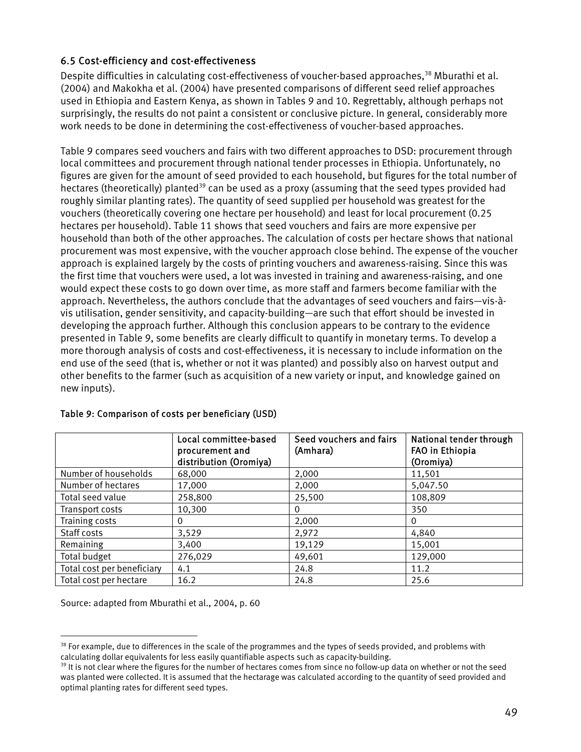### 6.5 Cost-efficiency and cost-effectiveness

Despite difficulties in calculating cost-effectiveness of voucher-based approaches,[38] Mburathi et al. (2004) and Makokha et al. (2004) have presented comparisons of different seed relief approaches used in Ethiopia and Eastern Kenya, as shown in Tables 9 and 10. Regrettably, although perhaps not surprisingly, the results do not paint a consistent or conclusive picture. In general, considerably more work needs to be done in determining the cost-effectiveness of voucher-based approaches.

Table 9 compares seed vouchers and fairs with two different approaches to DSD: procurement through local committees and procurement through national tender processes in Ethiopia. Unfortunately, no figures are given for the amount of seed provided to each household, but figures for the total number of hectares (theoretically) planted[39] can be used as a proxy (assuming that the seed types provided had roughly similar planting rates). The quantity of seed supplied per household was greatest for the vouchers (theoretically covering one hectare per household) and least for local procurement (0.25 hectares per household). Table 11 shows that seed vouchers and fairs are more expensive per household than both of the other approaches. The calculation of costs per hectare shows that national procurement was most expensive, with the voucher approach close behind. The expense of the voucher approach is explained largely by the costs of printing vouchers and awareness-raising. Since this was the first time that vouchers were used, a lot was invested in training and awareness-raising, and one would expect these costs to go down over time, as more staff and farmers become familiar with the approach. Nevertheless, the authors conclude that the advantages of seed vouchers and fairs—vis-à-vis utilisation, gender sensitivity, and capacity-building—are such that effort should be invested in developing the approach further. Although this conclusion appears to be contrary to the evidence presented in Table 9, some benefits are clearly difficult to quantify in monetary terms. To develop a more thorough analysis of costs and cost-effectiveness, it is necessary to include information on the end use of the seed (that is, whether or not it was planted) and possibly also on harvest output and other benefits to the farmer (such as acquisition of a new variety or input, and knowledge gained on new inputs).

#### Table 9: Comparison of costs per beneficiary (USD)

| | Local committee-based procurement and distribution (Oromiya) | Seed vouchers and fairs (Amhara) | National tender through FAO in Ethiopia (Oromiya) |
|---|---|---|---|
| Number of households | 68,000 | 2,000 | 11,501 |
| Number of hectares | 17,000 | 2,000 | 5,047.50 |
| Total seed value | 258,800 | 25,500 | 108,809 |
| Transport costs | 10,300 | 0 | 350 |
| Training costs | 0 | 2,000 | 0 |
| Staff costs | 3,529 | 2,972 | 4,840 |
| Remaining | 3,400 | 19,129 | 15,001 |
| Total budget | 276,029 | 49,601 | 129,000 |
| Total cost per beneficiary | 4.1 | 24.8 | 11.2 |
| Total cost per hectare | 16.2 | 24.8 | 25.6 |

Source: adapted from Mburathi et al., 2004, p. 60

[38] For example, due to differences in the scale of the programmes and the types of seeds provided, and problems with calculating dollar equivalents for less easily quantifiable aspects such as capacity-building.

[39] It is not clear where the figures for the number of hectares comes from since no follow-up data on whether or not the seed was planted were collected. It is assumed that the hectarage was calculated according to the quantity of seed provided and optimal planting rates for different seed types.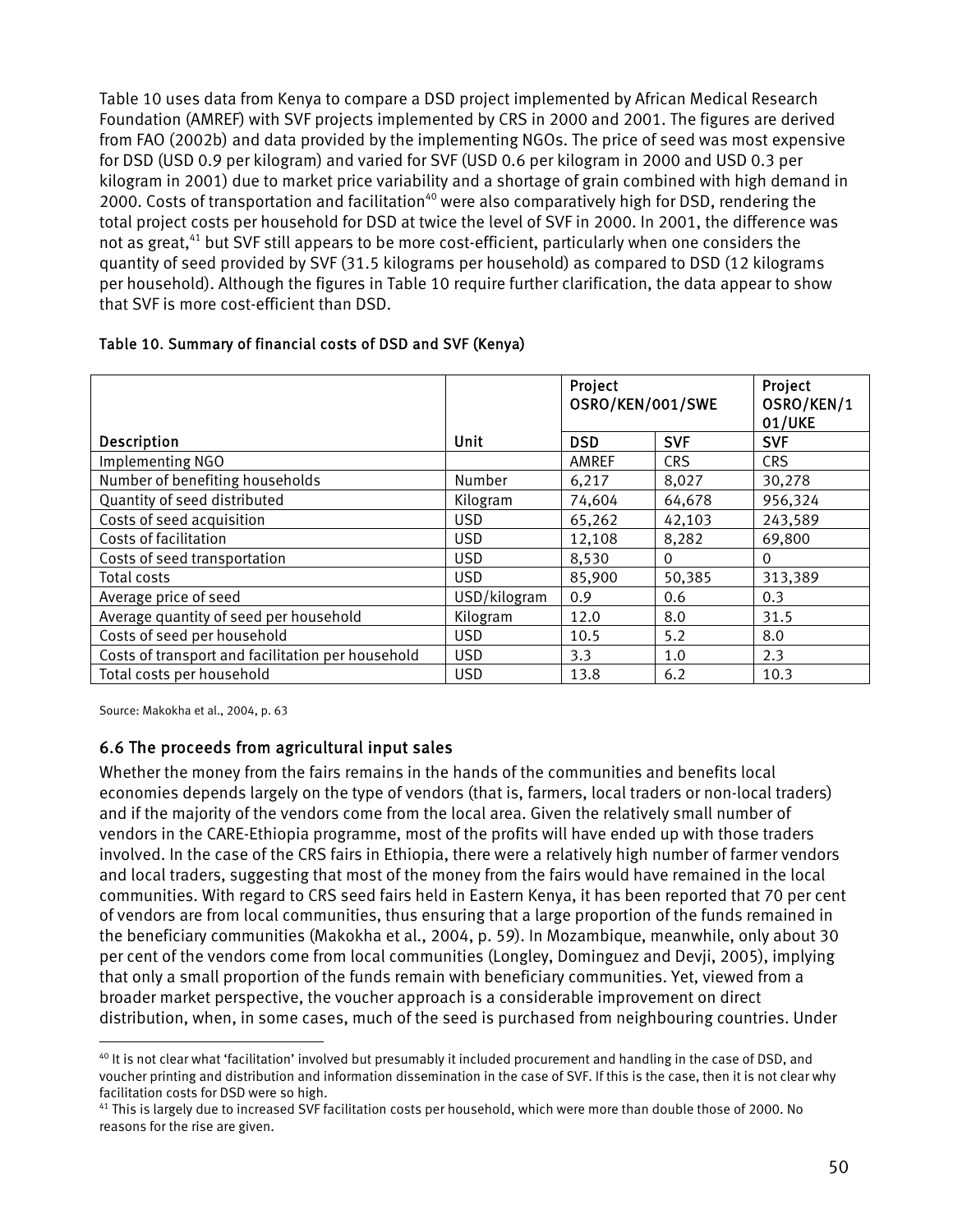Table 10 uses data from Kenya to compare a DSD project implemented by African Medical Research Foundation (AMREF) with SVF projects implemented by CRS in 2000 and 2001. The figures are derived from FAO (2002b) and data provided by the implementing NGOs. The price of seed was most expensive for DSD (USD 0.9 per kilogram) and varied for SVF (USD 0.6 per kilogram in 2000 and USD 0.3 per kilogram in 2001) due to market price variability and a shortage of grain combined with high demand in 2000. Costs of transportation and facilitation[40] were also comparatively high for DSD, rendering the total project costs per household for DSD at twice the level of SVF in 2000. In 2001, the difference was not as great,[41] but SVF still appears to be more cost-efficient, particularly when one considers the quantity of seed provided by SVF (31.5 kilograms per household) as compared to DSD (12 kilograms per household). Although the figures in Table 10 require further clarification, the data appear to show that SVF is more cost-efficient than DSD.

**Table 10. Summary of financial costs of DSD and SVF (Kenya)**

| | | Project OSRO/KEN/001/SWE | | Project OSRO/KEN/101/UKE |
|---|---|---|---|---|
| **Description** | **Unit** | **DSD** | **SVF** | **SVF** |
| Implementing NGO | | AMREF | CRS | CRS |
| Number of benefiting households | Number | 6,217 | 8,027 | 30,278 |
| Quantity of seed distributed | Kilogram | 74,604 | 64,678 | 956,324 |
| Costs of seed acquisition | USD | 65,262 | 42,103 | 243,589 |
| Costs of facilitation | USD | 12,108 | 8,282 | 69,800 |
| Costs of seed transportation | USD | 8,530 | 0 | 0 |
| Total costs | USD | 85,900 | 50,385 | 313,389 |
| Average price of seed | USD/kilogram | 0.9 | 0.6 | 0.3 |
| Average quantity of seed per household | Kilogram | 12.0 | 8.0 | 31.5 |
| Costs of seed per household | USD | 10.5 | 5.2 | 8.0 |
| Costs of transport and facilitation per household | USD | 3.3 | 1.0 | 2.3 |
| Total costs per household | USD | 13.8 | 6.2 | 10.3 |

Source: Makokha et al., 2004, p. 63

## 6.6 The proceeds from agricultural input sales

Whether the money from the fairs remains in the hands of the communities and benefits local economies depends largely on the type of vendors (that is, farmers, local traders or non-local traders) and if the majority of the vendors come from the local area. Given the relatively small number of vendors in the CARE-Ethiopia programme, most of the profits will have ended up with those traders involved. In the case of the CRS fairs in Ethiopia, there were a relatively high number of farmer vendors and local traders, suggesting that most of the money from the fairs would have remained in the local communities. With regard to CRS seed fairs held in Eastern Kenya, it has been reported that 70 per cent of vendors are from local communities, thus ensuring that a large proportion of the funds remained in the beneficiary communities (Makokha et al., 2004, p. 59). In Mozambique, meanwhile, only about 30 per cent of the vendors come from local communities (Longley, Dominguez and Devji, 2005), implying that only a small proportion of the funds remain with beneficiary communities. Yet, viewed from a broader market perspective, the voucher approach is a considerable improvement on direct distribution, when, in some cases, much of the seed is purchased from neighbouring countries. Under

[40] It is not clear what 'facilitation' involved but presumably it included procurement and handling in the case of DSD, and voucher printing and distribution and information dissemination in the case of SVF. If this is the case, then it is not clear why facilitation costs for DSD were so high.

[41] This is largely due to increased SVF facilitation costs per household, which were more than double those of 2000. No reasons for the rise are given.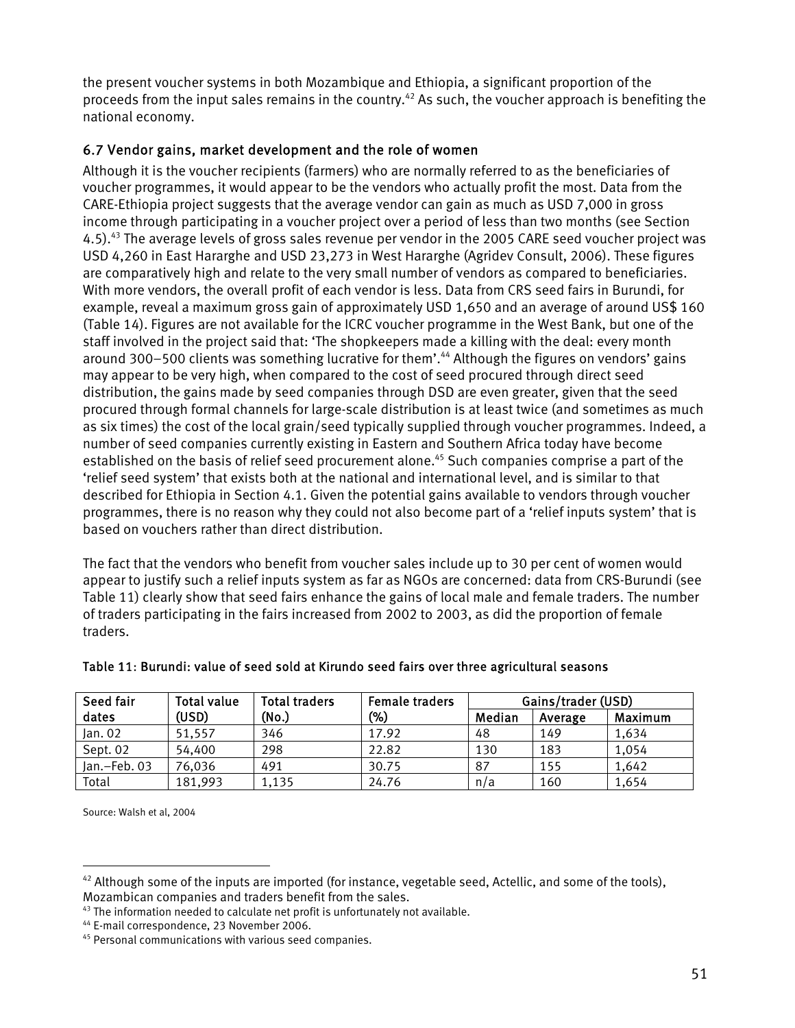the present voucher systems in both Mozambique and Ethiopia, a significant proportion of the proceeds from the input sales remains in the country.[42] As such, the voucher approach is benefiting the national economy.

### 6.7 Vendor gains, market development and the role of women

Although it is the voucher recipients (farmers) who are normally referred to as the beneficiaries of voucher programmes, it would appear to be the vendors who actually profit the most. Data from the CARE-Ethiopia project suggests that the average vendor can gain as much as USD 7,000 in gross income through participating in a voucher project over a period of less than two months (see Section 4.5).[43] The average levels of gross sales revenue per vendor in the 2005 CARE seed voucher project was USD 4,260 in East Hararghe and USD 23,273 in West Hararghe (Agridev Consult, 2006). These figures are comparatively high and relate to the very small number of vendors as compared to beneficiaries. With more vendors, the overall profit of each vendor is less. Data from CRS seed fairs in Burundi, for example, reveal a maximum gross gain of approximately USD 1,650 and an average of around US$ 160 (Table 14). Figures are not available for the ICRC voucher programme in the West Bank, but one of the staff involved in the project said that: 'The shopkeepers made a killing with the deal: every month around 300–500 clients was something lucrative for them'.[44] Although the figures on vendors' gains may appear to be very high, when compared to the cost of seed procured through direct seed distribution, the gains made by seed companies through DSD are even greater, given that the seed procured through formal channels for large-scale distribution is at least twice (and sometimes as much as six times) the cost of the local grain/seed typically supplied through voucher programmes. Indeed, a number of seed companies currently existing in Eastern and Southern Africa today have become established on the basis of relief seed procurement alone.[45] Such companies comprise a part of the 'relief seed system' that exists both at the national and international level, and is similar to that described for Ethiopia in Section 4.1. Given the potential gains available to vendors through voucher programmes, there is no reason why they could not also become part of a 'relief inputs system' that is based on vouchers rather than direct distribution.

The fact that the vendors who benefit from voucher sales include up to 30 per cent of women would appear to justify such a relief inputs system as far as NGOs are concerned: data from CRS-Burundi (see Table 11) clearly show that seed fairs enhance the gains of local male and female traders. The number of traders participating in the fairs increased from 2002 to 2003, as did the proportion of female traders.

Table 11: Burundi: value of seed sold at Kirundo seed fairs over three agricultural seasons

| Seed fair dates | Total value (USD) | Total traders (No.) | Female traders (%) | Gains/trader (USD) | | |
|---|---|---|---|---|---|---|
| | | | | Median | Average | Maximum |
| Jan. 02 | 51,557 | 346 | 17.92 | 48 | 149 | 1,634 |
| Sept. 02 | 54,400 | 298 | 22.82 | 130 | 183 | 1,054 |
| Jan.–Feb. 03 | 76,036 | 491 | 30.75 | 87 | 155 | 1,642 |
| Total | 181,993 | 1,135 | 24.76 | n/a | 160 | 1,654 |

Source: Walsh et al, 2004

[42] Although some of the inputs are imported (for instance, vegetable seed, Actellic, and some of the tools), Mozambican companies and traders benefit from the sales.

[43] The information needed to calculate net profit is unfortunately not available.

[44] E-mail correspondence, 23 November 2006.

[45] Personal communications with various seed companies.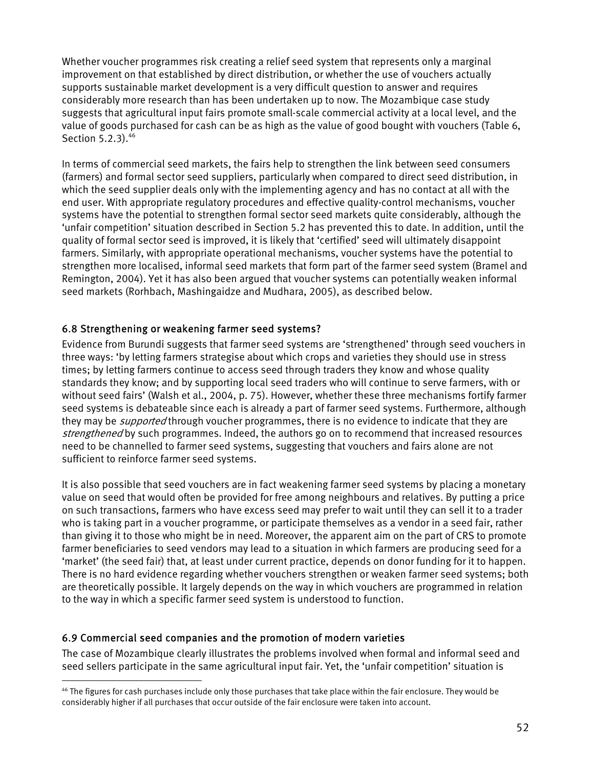Whether voucher programmes risk creating a relief seed system that represents only a marginal improvement on that established by direct distribution, or whether the use of vouchers actually supports sustainable market development is a very difficult question to answer and requires considerably more research than has been undertaken up to now. The Mozambique case study suggests that agricultural input fairs promote small-scale commercial activity at a local level, and the value of goods purchased for cash can be as high as the value of good bought with vouchers (Table 6, Section 5.2.3).[46]

In terms of commercial seed markets, the fairs help to strengthen the link between seed consumers (farmers) and formal sector seed suppliers, particularly when compared to direct seed distribution, in which the seed supplier deals only with the implementing agency and has no contact at all with the end user. With appropriate regulatory procedures and effective quality-control mechanisms, voucher systems have the potential to strengthen formal sector seed markets quite considerably, although the 'unfair competition' situation described in Section 5.2 has prevented this to date. In addition, until the quality of formal sector seed is improved, it is likely that 'certified' seed will ultimately disappoint farmers. Similarly, with appropriate operational mechanisms, voucher systems have the potential to strengthen more localised, informal seed markets that form part of the farmer seed system (Bramel and Remington, 2004). Yet it has also been argued that voucher systems can potentially weaken informal seed markets (Rorhbach, Mashingaidze and Mudhara, 2005), as described below.

### 6.8 Strengthening or weakening farmer seed systems?

Evidence from Burundi suggests that farmer seed systems are 'strengthened' through seed vouchers in three ways: 'by letting farmers strategise about which crops and varieties they should use in stress times; by letting farmers continue to access seed through traders they know and whose quality standards they know; and by supporting local seed traders who will continue to serve farmers, with or without seed fairs' (Walsh et al., 2004, p. 75). However, whether these three mechanisms fortify farmer seed systems is debateable since each is already a part of farmer seed systems. Furthermore, although they may be *supported* through voucher programmes, there is no evidence to indicate that they are *strengthened* by such programmes. Indeed, the authors go on to recommend that increased resources need to be channelled to farmer seed systems, suggesting that vouchers and fairs alone are not sufficient to reinforce farmer seed systems.

It is also possible that seed vouchers are in fact weakening farmer seed systems by placing a monetary value on seed that would often be provided for free among neighbours and relatives. By putting a price on such transactions, farmers who have excess seed may prefer to wait until they can sell it to a trader who is taking part in a voucher programme, or participate themselves as a vendor in a seed fair, rather than giving it to those who might be in need. Moreover, the apparent aim on the part of CRS to promote farmer beneficiaries to seed vendors may lead to a situation in which farmers are producing seed for a 'market' (the seed fair) that, at least under current practice, depends on donor funding for it to happen. There is no hard evidence regarding whether vouchers strengthen or weaken farmer seed systems; both are theoretically possible. It largely depends on the way in which vouchers are programmed in relation to the way in which a specific farmer seed system is understood to function.

### 6.9 Commercial seed companies and the promotion of modern varieties

The case of Mozambique clearly illustrates the problems involved when formal and informal seed and seed sellers participate in the same agricultural input fair. Yet, the 'unfair competition' situation is

[46] The figures for cash purchases include only those purchases that take place within the fair enclosure. They would be considerably higher if all purchases that occur outside of the fair enclosure were taken into account.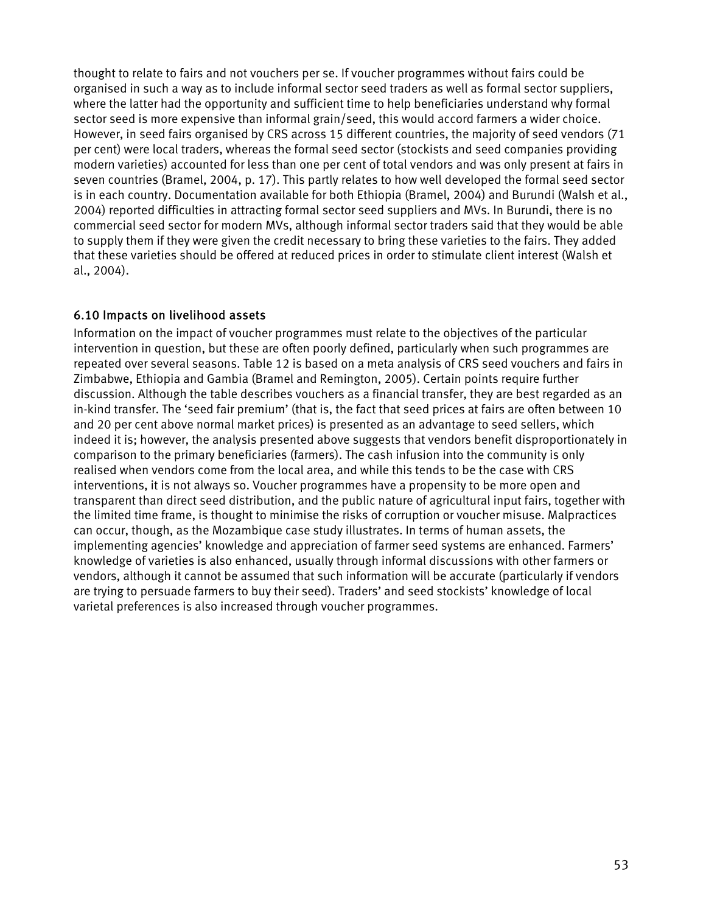thought to relate to fairs and not vouchers per se. If voucher programmes without fairs could be organised in such a way as to include informal sector seed traders as well as formal sector suppliers, where the latter had the opportunity and sufficient time to help beneficiaries understand why formal sector seed is more expensive than informal grain/seed, this would accord farmers a wider choice. However, in seed fairs organised by CRS across 15 different countries, the majority of seed vendors (71 per cent) were local traders, whereas the formal seed sector (stockists and seed companies providing modern varieties) accounted for less than one per cent of total vendors and was only present at fairs in seven countries (Bramel, 2004, p. 17). This partly relates to how well developed the formal seed sector is in each country. Documentation available for both Ethiopia (Bramel, 2004) and Burundi (Walsh et al., 2004) reported difficulties in attracting formal sector seed suppliers and MVs. In Burundi, there is no commercial seed sector for modern MVs, although informal sector traders said that they would be able to supply them if they were given the credit necessary to bring these varieties to the fairs. They added that these varieties should be offered at reduced prices in order to stimulate client interest (Walsh et al., 2004).

### 6.10 Impacts on livelihood assets

Information on the impact of voucher programmes must relate to the objectives of the particular intervention in question, but these are often poorly defined, particularly when such programmes are repeated over several seasons. Table 12 is based on a meta analysis of CRS seed vouchers and fairs in Zimbabwe, Ethiopia and Gambia (Bramel and Remington, 2005). Certain points require further discussion. Although the table describes vouchers as a financial transfer, they are best regarded as an in-kind transfer. The 'seed fair premium' (that is, the fact that seed prices at fairs are often between 10 and 20 per cent above normal market prices) is presented as an advantage to seed sellers, which indeed it is; however, the analysis presented above suggests that vendors benefit disproportionately in comparison to the primary beneficiaries (farmers). The cash infusion into the community is only realised when vendors come from the local area, and while this tends to be the case with CRS interventions, it is not always so. Voucher programmes have a propensity to be more open and transparent than direct seed distribution, and the public nature of agricultural input fairs, together with the limited time frame, is thought to minimise the risks of corruption or voucher misuse. Malpractices can occur, though, as the Mozambique case study illustrates. In terms of human assets, the implementing agencies' knowledge and appreciation of farmer seed systems are enhanced. Farmers' knowledge of varieties is also enhanced, usually through informal discussions with other farmers or vendors, although it cannot be assumed that such information will be accurate (particularly if vendors are trying to persuade farmers to buy their seed). Traders' and seed stockists' knowledge of local varietal preferences is also increased through voucher programmes.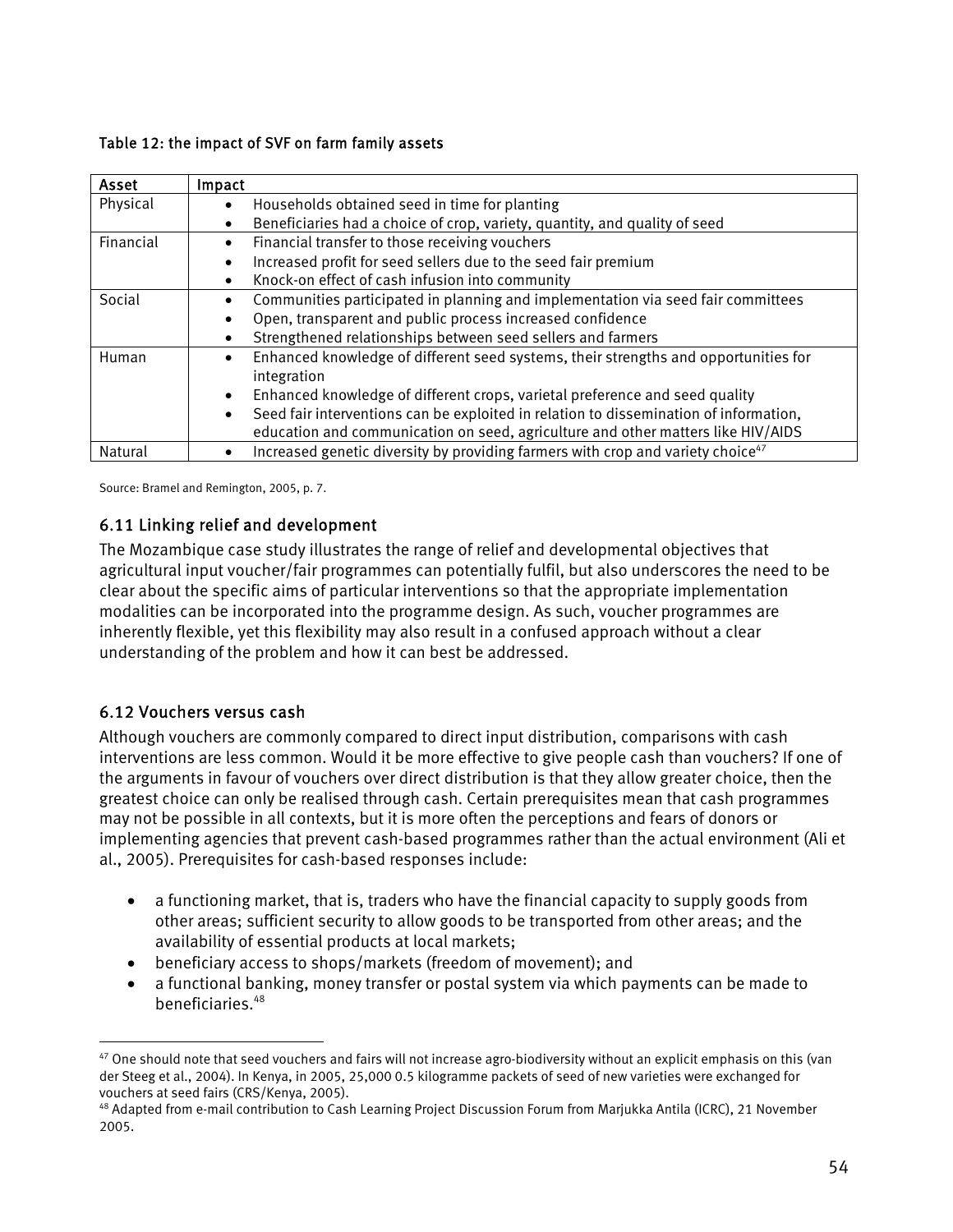Table 12: the impact of SVF on farm family assets

| Asset | Impact |
|---|---|
| Physical | • Households obtained seed in time for planting<br>• Beneficiaries had a choice of crop, variety, quantity, and quality of seed |
| Financial | • Financial transfer to those receiving vouchers<br>• Increased profit for seed sellers due to the seed fair premium<br>• Knock-on effect of cash infusion into community |
| Social | • Communities participated in planning and implementation via seed fair committees<br>• Open, transparent and public process increased confidence<br>• Strengthened relationships between seed sellers and farmers |
| Human | • Enhanced knowledge of different seed systems, their strengths and opportunities for integration<br>• Enhanced knowledge of different crops, varietal preference and seed quality<br>• Seed fair interventions can be exploited in relation to dissemination of information, education and communication on seed, agriculture and other matters like HIV/AIDS |
| Natural | • Increased genetic diversity by providing farmers with crop and variety choice[47] |

Source: Bramel and Remington, 2005, p. 7.

### 6.11 Linking relief and development

The Mozambique case study illustrates the range of relief and developmental objectives that agricultural input voucher/fair programmes can potentially fulfil, but also underscores the need to be clear about the specific aims of particular interventions so that the appropriate implementation modalities can be incorporated into the programme design. As such, voucher programmes are inherently flexible, yet this flexibility may also result in a confused approach without a clear understanding of the problem and how it can best be addressed.

### 6.12 Vouchers versus cash

Although vouchers are commonly compared to direct input distribution, comparisons with cash interventions are less common. Would it be more effective to give people cash than vouchers? If one of the arguments in favour of vouchers over direct distribution is that they allow greater choice, then the greatest choice can only be realised through cash. Certain prerequisites mean that cash programmes may not be possible in all contexts, but it is more often the perceptions and fears of donors or implementing agencies that prevent cash-based programmes rather than the actual environment (Ali et al., 2005). Prerequisites for cash-based responses include:

- a functioning market, that is, traders who have the financial capacity to supply goods from other areas; sufficient security to allow goods to be transported from other areas; and the availability of essential products at local markets;
- beneficiary access to shops/markets (freedom of movement); and
- a functional banking, money transfer or postal system via which payments can be made to beneficiaries.[48]

---

[47] One should note that seed vouchers and fairs will not increase agro-biodiversity without an explicit emphasis on this (van der Steeg et al., 2004). In Kenya, in 2005, 25,000 0.5 kilogramme packets of seed of new varieties were exchanged for vouchers at seed fairs (CRS/Kenya, 2005).

[48] Adapted from e-mail contribution to Cash Learning Project Discussion Forum from Marjukka Antila (ICRC), 21 November 2005.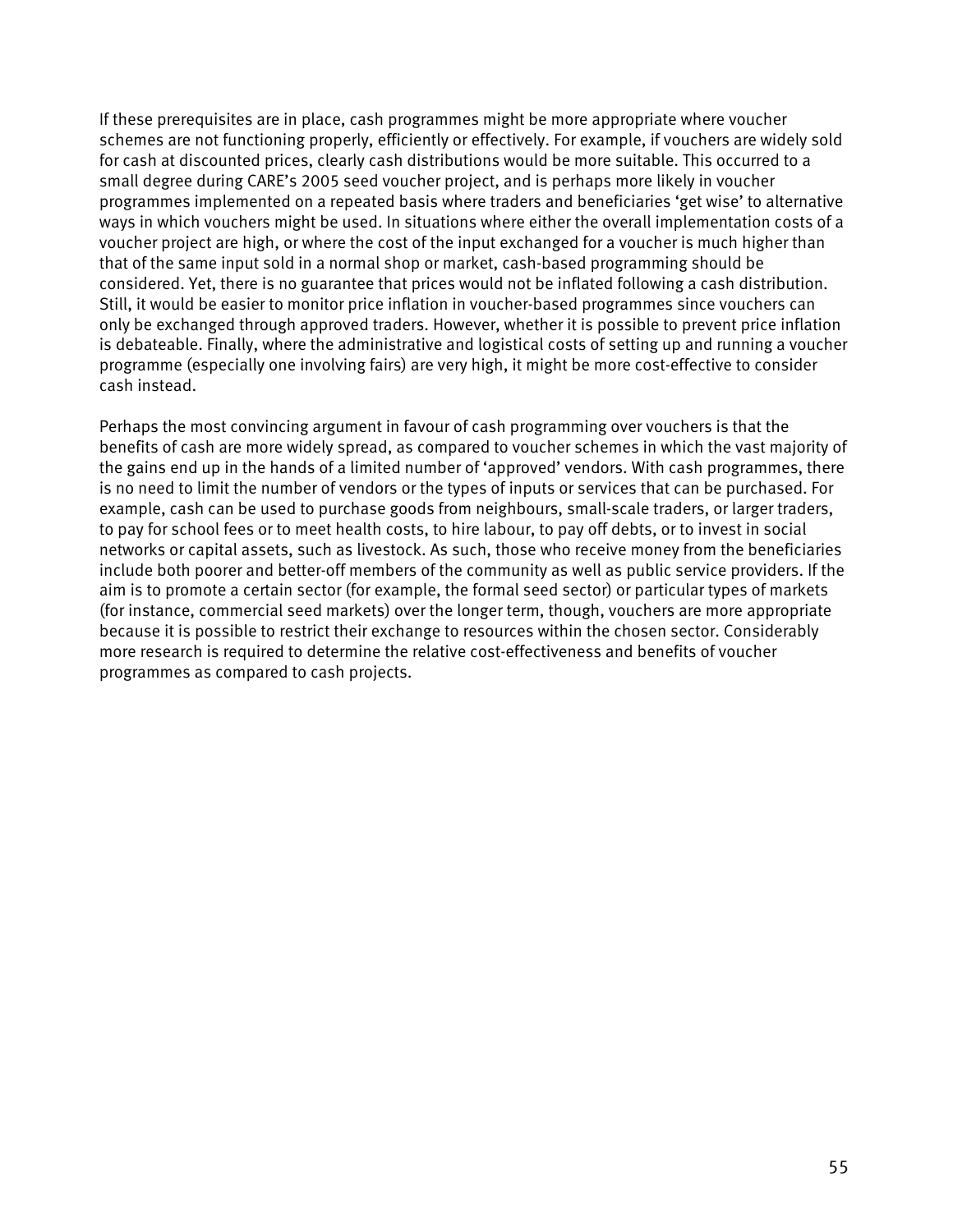If these prerequisites are in place, cash programmes might be more appropriate where voucher schemes are not functioning properly, efficiently or effectively. For example, if vouchers are widely sold for cash at discounted prices, clearly cash distributions would be more suitable. This occurred to a small degree during CARE's 2005 seed voucher project, and is perhaps more likely in voucher programmes implemented on a repeated basis where traders and beneficiaries 'get wise' to alternative ways in which vouchers might be used. In situations where either the overall implementation costs of a voucher project are high, or where the cost of the input exchanged for a voucher is much higher than that of the same input sold in a normal shop or market, cash-based programming should be considered. Yet, there is no guarantee that prices would not be inflated following a cash distribution. Still, it would be easier to monitor price inflation in voucher-based programmes since vouchers can only be exchanged through approved traders. However, whether it is possible to prevent price inflation is debateable. Finally, where the administrative and logistical costs of setting up and running a voucher programme (especially one involving fairs) are very high, it might be more cost-effective to consider cash instead.

Perhaps the most convincing argument in favour of cash programming over vouchers is that the benefits of cash are more widely spread, as compared to voucher schemes in which the vast majority of the gains end up in the hands of a limited number of 'approved' vendors. With cash programmes, there is no need to limit the number of vendors or the types of inputs or services that can be purchased. For example, cash can be used to purchase goods from neighbours, small-scale traders, or larger traders, to pay for school fees or to meet health costs, to hire labour, to pay off debts, or to invest in social networks or capital assets, such as livestock. As such, those who receive money from the beneficiaries include both poorer and better-off members of the community as well as public service providers. If the aim is to promote a certain sector (for example, the formal seed sector) or particular types of markets (for instance, commercial seed markets) over the longer term, though, vouchers are more appropriate because it is possible to restrict their exchange to resources within the chosen sector. Considerably more research is required to determine the relative cost-effectiveness and benefits of voucher programmes as compared to cash projects.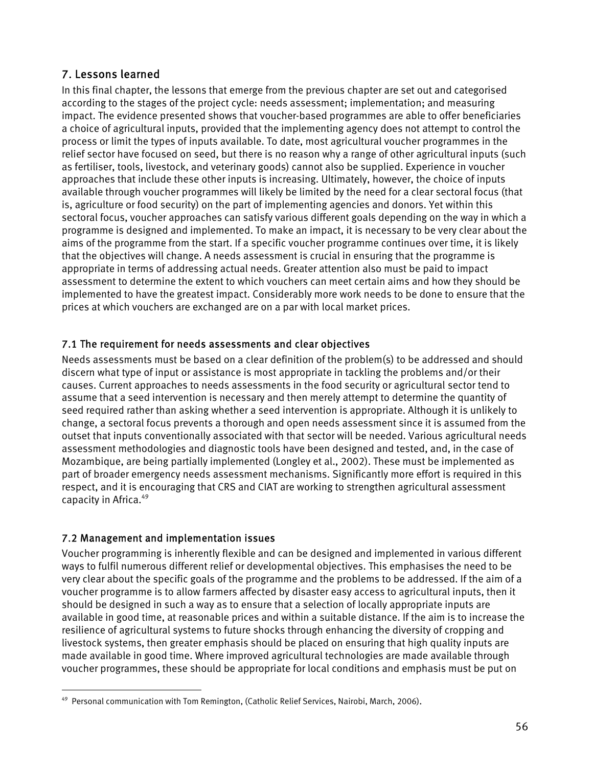## 7. Lessons learned

In this final chapter, the lessons that emerge from the previous chapter are set out and categorised according to the stages of the project cycle: needs assessment; implementation; and measuring impact. The evidence presented shows that voucher-based programmes are able to offer beneficiaries a choice of agricultural inputs, provided that the implementing agency does not attempt to control the process or limit the types of inputs available. To date, most agricultural voucher programmes in the relief sector have focused on seed, but there is no reason why a range of other agricultural inputs (such as fertiliser, tools, livestock, and veterinary goods) cannot also be supplied. Experience in voucher approaches that include these other inputs is increasing. Ultimately, however, the choice of inputs available through voucher programmes will likely be limited by the need for a clear sectoral focus (that is, agriculture or food security) on the part of implementing agencies and donors. Yet within this sectoral focus, voucher approaches can satisfy various different goals depending on the way in which a programme is designed and implemented. To make an impact, it is necessary to be very clear about the aims of the programme from the start. If a specific voucher programme continues over time, it is likely that the objectives will change. A needs assessment is crucial in ensuring that the programme is appropriate in terms of addressing actual needs. Greater attention also must be paid to impact assessment to determine the extent to which vouchers can meet certain aims and how they should be implemented to have the greatest impact. Considerably more work needs to be done to ensure that the prices at which vouchers are exchanged are on a par with local market prices.

### 7.1 The requirement for needs assessments and clear objectives

Needs assessments must be based on a clear definition of the problem(s) to be addressed and should discern what type of input or assistance is most appropriate in tackling the problems and/or their causes. Current approaches to needs assessments in the food security or agricultural sector tend to assume that a seed intervention is necessary and then merely attempt to determine the quantity of seed required rather than asking whether a seed intervention is appropriate. Although it is unlikely to change, a sectoral focus prevents a thorough and open needs assessment since it is assumed from the outset that inputs conventionally associated with that sector will be needed. Various agricultural needs assessment methodologies and diagnostic tools have been designed and tested, and, in the case of Mozambique, are being partially implemented (Longley et al., 2002). These must be implemented as part of broader emergency needs assessment mechanisms. Significantly more effort is required in this respect, and it is encouraging that CRS and CIAT are working to strengthen agricultural assessment capacity in Africa.[49]

### 7.2 Management and implementation issues

Voucher programming is inherently flexible and can be designed and implemented in various different ways to fulfil numerous different relief or developmental objectives. This emphasises the need to be very clear about the specific goals of the programme and the problems to be addressed. If the aim of a voucher programme is to allow farmers affected by disaster easy access to agricultural inputs, then it should be designed in such a way as to ensure that a selection of locally appropriate inputs are available in good time, at reasonable prices and within a suitable distance. If the aim is to increase the resilience of agricultural systems to future shocks through enhancing the diversity of cropping and livestock systems, then greater emphasis should be placed on ensuring that high quality inputs are made available in good time. Where improved agricultural technologies are made available through voucher programmes, these should be appropriate for local conditions and emphasis must be put on

---

[49] Personal communication with Tom Remington, (Catholic Relief Services, Nairobi, March, 2006).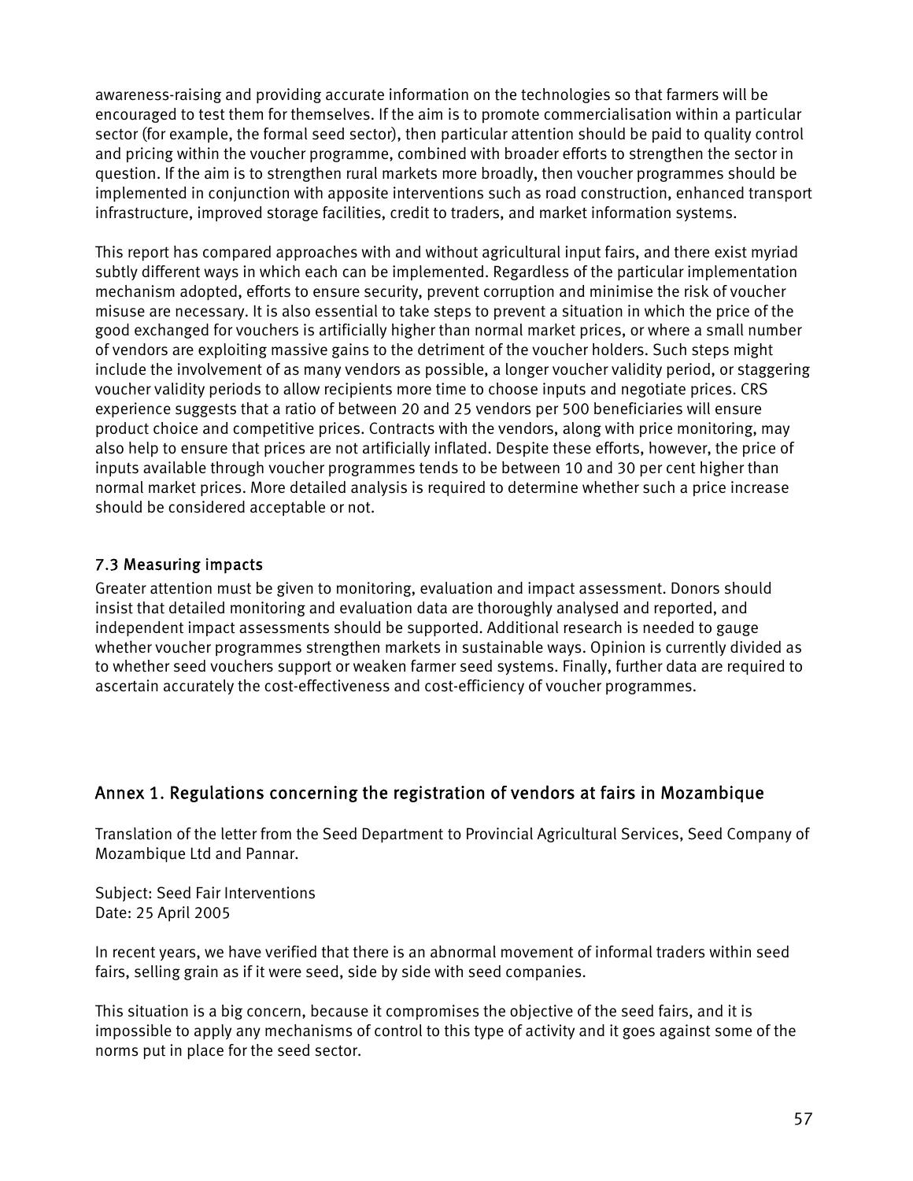awareness-raising and providing accurate information on the technologies so that farmers will be encouraged to test them for themselves. If the aim is to promote commercialisation within a particular sector (for example, the formal seed sector), then particular attention should be paid to quality control and pricing within the voucher programme, combined with broader efforts to strengthen the sector in question. If the aim is to strengthen rural markets more broadly, then voucher programmes should be implemented in conjunction with apposite interventions such as road construction, enhanced transport infrastructure, improved storage facilities, credit to traders, and market information systems.

This report has compared approaches with and without agricultural input fairs, and there exist myriad subtly different ways in which each can be implemented. Regardless of the particular implementation mechanism adopted, efforts to ensure security, prevent corruption and minimise the risk of voucher misuse are necessary. It is also essential to take steps to prevent a situation in which the price of the good exchanged for vouchers is artificially higher than normal market prices, or where a small number of vendors are exploiting massive gains to the detriment of the voucher holders. Such steps might include the involvement of as many vendors as possible, a longer voucher validity period, or staggering voucher validity periods to allow recipients more time to choose inputs and negotiate prices. CRS experience suggests that a ratio of between 20 and 25 vendors per 500 beneficiaries will ensure product choice and competitive prices. Contracts with the vendors, along with price monitoring, may also help to ensure that prices are not artificially inflated. Despite these efforts, however, the price of inputs available through voucher programmes tends to be between 10 and 30 per cent higher than normal market prices. More detailed analysis is required to determine whether such a price increase should be considered acceptable or not.

### 7.3 Measuring impacts

Greater attention must be given to monitoring, evaluation and impact assessment. Donors should insist that detailed monitoring and evaluation data are thoroughly analysed and reported, and independent impact assessments should be supported. Additional research is needed to gauge whether voucher programmes strengthen markets in sustainable ways. Opinion is currently divided as to whether seed vouchers support or weaken farmer seed systems. Finally, further data are required to ascertain accurately the cost-effectiveness and cost-efficiency of voucher programmes.

## Annex 1. Regulations concerning the registration of vendors at fairs in Mozambique

Translation of the letter from the Seed Department to Provincial Agricultural Services, Seed Company of Mozambique Ltd and Pannar.

Subject: Seed Fair Interventions
Date: 25 April 2005

In recent years, we have verified that there is an abnormal movement of informal traders within seed fairs, selling grain as if it were seed, side by side with seed companies.

This situation is a big concern, because it compromises the objective of the seed fairs, and it is impossible to apply any mechanisms of control to this type of activity and it goes against some of the norms put in place for the seed sector.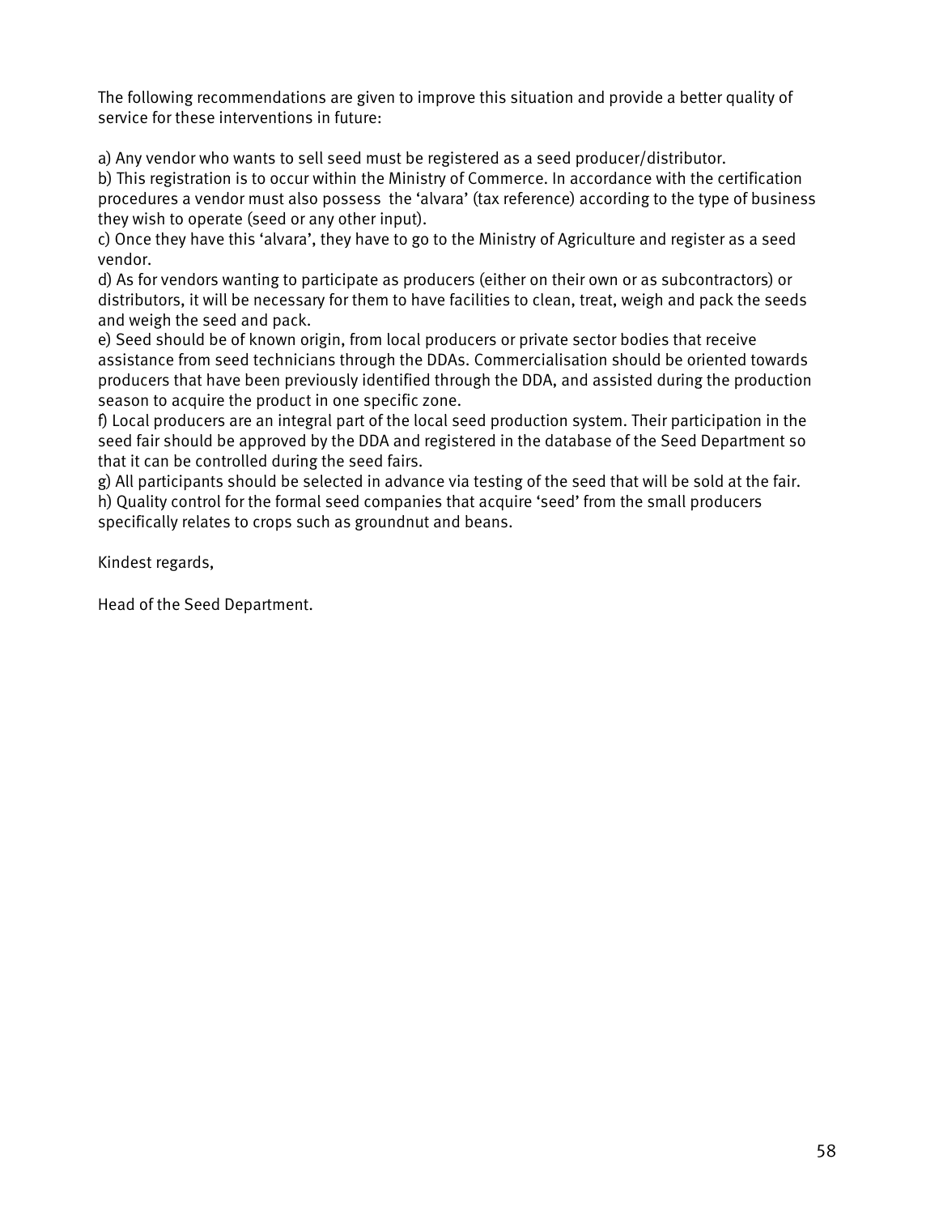The following recommendations are given to improve this situation and provide a better quality of service for these interventions in future:

a) Any vendor who wants to sell seed must be registered as a seed producer/distributor.
b) This registration is to occur within the Ministry of Commerce. In accordance with the certification procedures a vendor must also possess the 'alvara' (tax reference) according to the type of business they wish to operate (seed or any other input).
c) Once they have this 'alvara', they have to go to the Ministry of Agriculture and register as a seed vendor.
d) As for vendors wanting to participate as producers (either on their own or as subcontractors) or distributors, it will be necessary for them to have facilities to clean, treat, weigh and pack the seeds and weigh the seed and pack.
e) Seed should be of known origin, from local producers or private sector bodies that receive assistance from seed technicians through the DDAs. Commercialisation should be oriented towards producers that have been previously identified through the DDA, and assisted during the production season to acquire the product in one specific zone.
f) Local producers are an integral part of the local seed production system. Their participation in the seed fair should be approved by the DDA and registered in the database of the Seed Department so that it can be controlled during the seed fairs.
g) All participants should be selected in advance via testing of the seed that will be sold at the fair.
h) Quality control for the formal seed companies that acquire 'seed' from the small producers specifically relates to crops such as groundnut and beans.

Kindest regards,

Head of the Seed Department.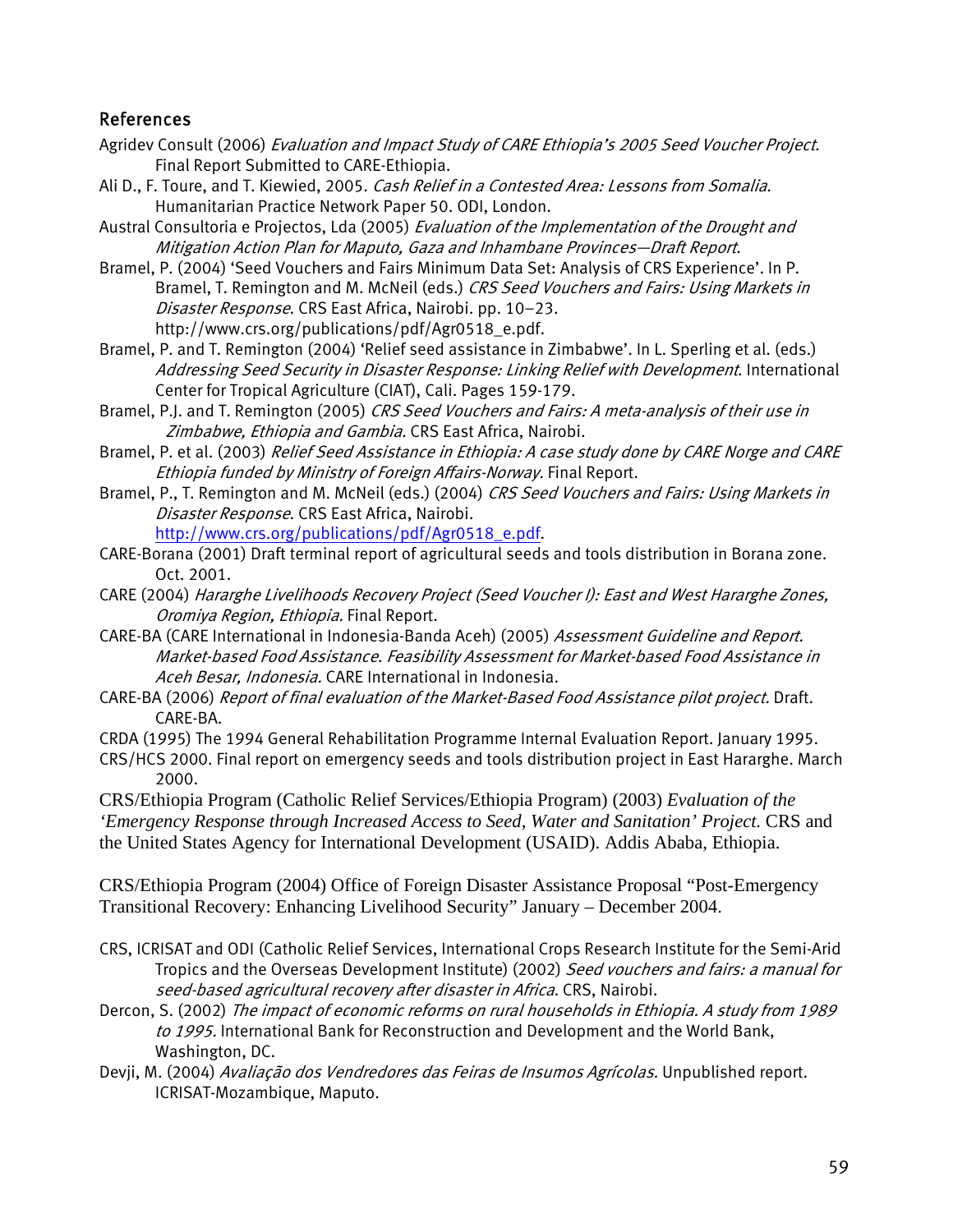## References

Agridev Consult (2006) *Evaluation and Impact Study of CARE Ethiopia's 2005 Seed Voucher Project.* Final Report Submitted to CARE-Ethiopia.

Ali D., F. Toure, and T. Kiewied, 2005. *Cash Relief in a Contested Area: Lessons from Somalia*. Humanitarian Practice Network Paper 50. ODI, London.

Austral Consultoria e Projectos, Lda (2005) *Evaluation of the Implementation of the Drought and Mitigation Action Plan for Maputo, Gaza and Inhambane Provinces—Draft Report.*

Bramel, P. (2004) 'Seed Vouchers and Fairs Minimum Data Set: Analysis of CRS Experience'. In P. Bramel, T. Remington and M. McNeil (eds.) *CRS Seed Vouchers and Fairs: Using Markets in Disaster Response*. CRS East Africa, Nairobi. pp. 10–23. http://www.crs.org/publications/pdf/Agr0518_e.pdf.

Bramel, P. and T. Remington (2004) 'Relief seed assistance in Zimbabwe'. In L. Sperling et al. (eds.) *Addressing Seed Security in Disaster Response: Linking Relief with Development*. International Center for Tropical Agriculture (CIAT), Cali. Pages 159-179.

Bramel, P.J. and T. Remington (2005) *CRS Seed Vouchers and Fairs: A meta-analysis of their use in Zimbabwe, Ethiopia and Gambia.* CRS East Africa, Nairobi.

Bramel, P. et al. (2003) *Relief Seed Assistance in Ethiopia: A case study done by CARE Norge and CARE Ethiopia funded by Ministry of Foreign Affairs-Norway.* Final Report.

Bramel, P., T. Remington and M. McNeil (eds.) (2004) *CRS Seed Vouchers and Fairs: Using Markets in Disaster Response*. CRS East Africa, Nairobi. http://www.crs.org/publications/pdf/Agr0518_e.pdf.

CARE-Borana (2001) Draft terminal report of agricultural seeds and tools distribution in Borana zone. Oct. 2001.

CARE (2004) *Hararghe Livelihoods Recovery Project (Seed Voucher I): East and West Hararghe Zones, Oromiya Region, Ethiopia.* Final Report.

CARE-BA (CARE International in Indonesia-Banda Aceh) (2005) *Assessment Guideline and Report. Market-based Food Assistance. Feasibility Assessment for Market-based Food Assistance in Aceh Besar, Indonesia.* CARE International in Indonesia.

CARE-BA (2006) *Report of final evaluation of the Market-Based Food Assistance pilot project.* Draft. CARE-BA.

CRDA (1995) The 1994 General Rehabilitation Programme Internal Evaluation Report. January 1995.

CRS/HCS 2000. Final report on emergency seeds and tools distribution project in East Hararghe. March 2000.

CRS/Ethiopia Program (Catholic Relief Services/Ethiopia Program) (2003) *Evaluation of the 'Emergency Response through Increased Access to Seed, Water and Sanitation' Project.* CRS and the United States Agency for International Development (USAID). Addis Ababa, Ethiopia.

CRS/Ethiopia Program (2004) Office of Foreign Disaster Assistance Proposal "Post-Emergency Transitional Recovery: Enhancing Livelihood Security" January – December 2004.

CRS, ICRISAT and ODI (Catholic Relief Services, International Crops Research Institute for the Semi-Arid Tropics and the Overseas Development Institute) (2002) *Seed vouchers and fairs: a manual for seed-based agricultural recovery after disaster in Africa.* CRS, Nairobi.

Dercon, S. (2002) *The impact of economic reforms on rural households in Ethiopia. A study from 1989 to 1995.* International Bank for Reconstruction and Development and the World Bank, Washington, DC.

Devji, M. (2004) *Avaliação dos Vendredores das Feiras de Insumos Agrícolas.* Unpublished report. ICRISAT-Mozambique, Maputo.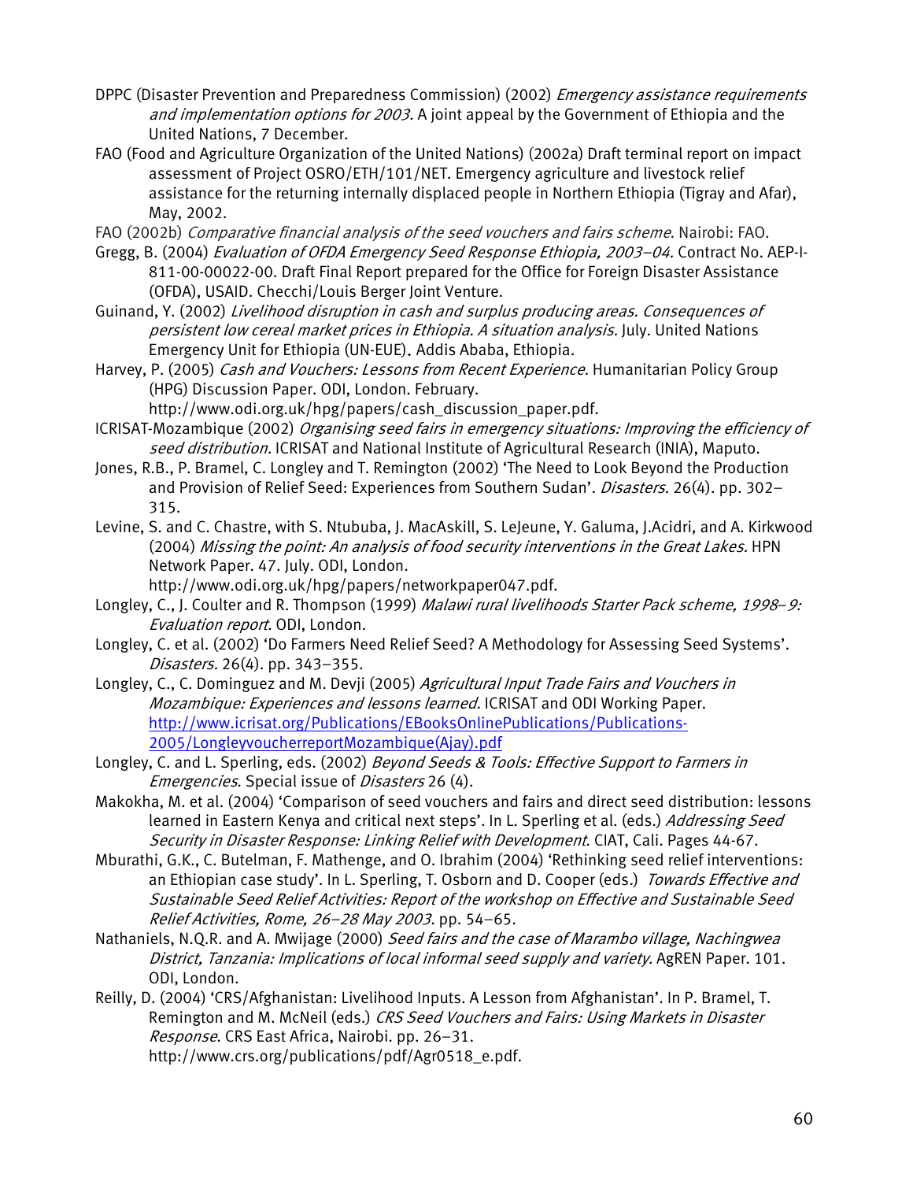DPPC (Disaster Prevention and Preparedness Commission) (2002) *Emergency assistance requirements and implementation options for 2003.* A joint appeal by the Government of Ethiopia and the United Nations, 7 December.

FAO (Food and Agriculture Organization of the United Nations) (2002a) Draft terminal report on impact assessment of Project OSRO/ETH/101/NET. Emergency agriculture and livestock relief assistance for the returning internally displaced people in Northern Ethiopia (Tigray and Afar), May, 2002.

FAO (2002b) *Comparative financial analysis of the seed vouchers and fairs scheme*. Nairobi: FAO.

Gregg, B. (2004) *Evaluation of OFDA Emergency Seed Response Ethiopia, 2003–04.* Contract No. AEP-I-811-00-00022-00. Draft Final Report prepared for the Office for Foreign Disaster Assistance (OFDA), USAID. Checchi/Louis Berger Joint Venture.

Guinand, Y. (2002) *Livelihood disruption in cash and surplus producing areas. Consequences of persistent low cereal market prices in Ethiopia. A situation analysis.* July. United Nations Emergency Unit for Ethiopia (UN-EUE). Addis Ababa, Ethiopia.

Harvey, P. (2005) *Cash and Vouchers: Lessons from Recent Experience*. Humanitarian Policy Group (HPG) Discussion Paper. ODI, London. February. http://www.odi.org.uk/hpg/papers/cash_discussion_paper.pdf.

ICRISAT-Mozambique (2002) *Organising seed fairs in emergency situations: Improving the efficiency of seed distribution.* ICRISAT and National Institute of Agricultural Research (INIA), Maputo.

Jones, R.B., P. Bramel, C. Longley and T. Remington (2002) 'The Need to Look Beyond the Production and Provision of Relief Seed: Experiences from Southern Sudan'. *Disasters.* 26(4). pp. 302–315.

Levine, S. and C. Chastre, with S. Ntububa, J. MacAskill, S. LeJeune, Y. Galuma, J.Acidri, and A. Kirkwood (2004) *Missing the point: An analysis of food security interventions in the Great Lakes.* HPN Network Paper. 47. July. ODI, London. http://www.odi.org.uk/hpg/papers/networkpaper047.pdf.

Longley, C., J. Coulter and R. Thompson (1999) *Malawi rural livelihoods Starter Pack scheme, 1998–9: Evaluation report.* ODI, London.

Longley, C. et al. (2002) 'Do Farmers Need Relief Seed? A Methodology for Assessing Seed Systems'. *Disasters.* 26(4). pp. 343–355.

Longley, C., C. Dominguez and M. Devji (2005) *Agricultural Input Trade Fairs and Vouchers in Mozambique: Experiences and lessons learned.* ICRISAT and ODI Working Paper. http://www.icrisat.org/Publications/EBooksOnlinePublications/Publications-2005/LongleyvoucherreportMozambique(Ajay).pdf

Longley, C. and L. Sperling, eds. (2002) *Beyond Seeds & Tools: Effective Support to Farmers in Emergencies*. Special issue of *Disasters* 26 (4).

Makokha, M. et al. (2004) 'Comparison of seed vouchers and fairs and direct seed distribution: lessons learned in Eastern Kenya and critical next steps'. In L. Sperling et al. (eds.) *Addressing Seed Security in Disaster Response: Linking Relief with Development*. CIAT, Cali. Pages 44-67.

Mburathi, G.K., C. Butelman, F. Mathenge, and O. Ibrahim (2004) 'Rethinking seed relief interventions: an Ethiopian case study'. In L. Sperling, T. Osborn and D. Cooper (eds.) *Towards Effective and Sustainable Seed Relief Activities: Report of the workshop on Effective and Sustainable Seed Relief Activities, Rome, 26–28 May 2003*. pp. 54–65.

Nathaniels, N.Q.R. and A. Mwijage (2000) *Seed fairs and the case of Marambo village, Nachingwea District, Tanzania: Implications of local informal seed supply and variety.* AgREN Paper. 101. ODI, London.

Reilly, D. (2004) 'CRS/Afghanistan: Livelihood Inputs. A Lesson from Afghanistan'. In P. Bramel, T. Remington and M. McNeil (eds.) *CRS Seed Vouchers and Fairs: Using Markets in Disaster Response*. CRS East Africa, Nairobi. pp. 26–31. http://www.crs.org/publications/pdf/Agr0518_e.pdf.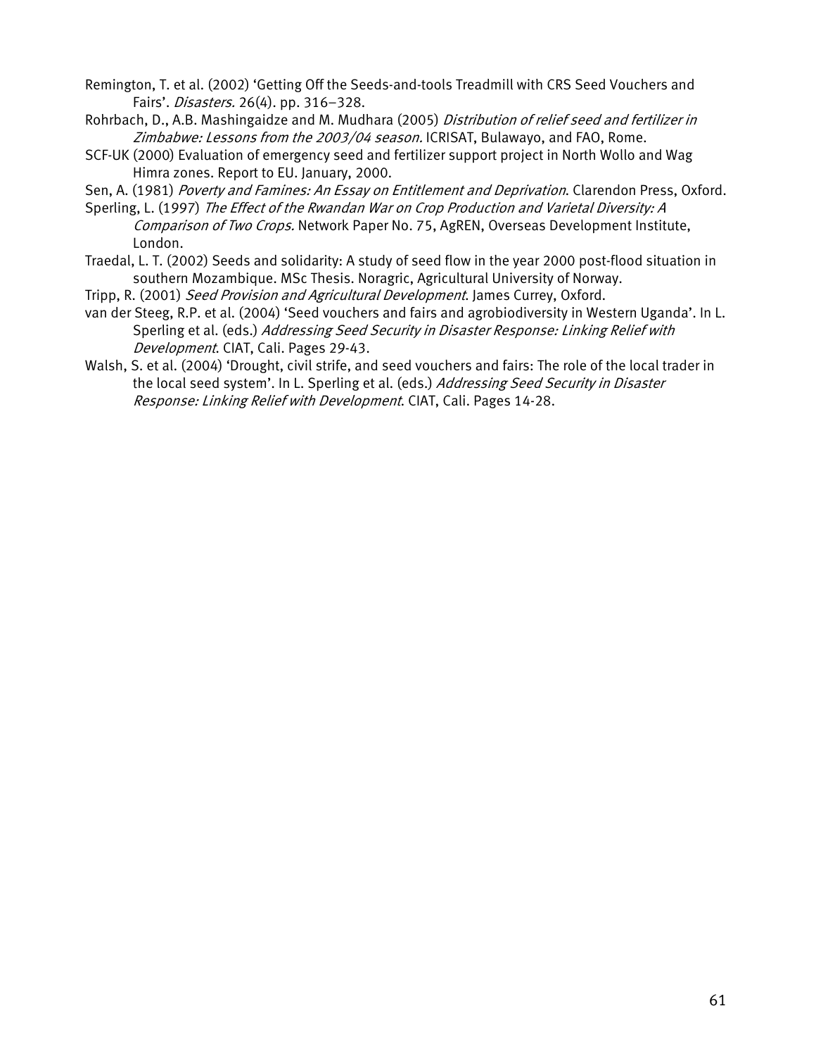Remington, T. et al. (2002) 'Getting Off the Seeds-and-tools Treadmill with CRS Seed Vouchers and Fairs'. *Disasters.* 26(4). pp. 316–328.

Rohrbach, D., A.B. Mashingaidze and M. Mudhara (2005) *Distribution of relief seed and fertilizer in Zimbabwe: Lessons from the 2003/04 season.* ICRISAT, Bulawayo, and FAO, Rome.

SCF-UK (2000) Evaluation of emergency seed and fertilizer support project in North Wollo and Wag Himra zones. Report to EU. January, 2000.

Sen, A. (1981) *Poverty and Famines: An Essay on Entitlement and Deprivation*. Clarendon Press, Oxford.

Sperling, L. (1997) *The Effect of the Rwandan War on Crop Production and Varietal Diversity: A Comparison of Two Crops.* Network Paper No. 75, AgREN, Overseas Development Institute, London.

Traedal, L. T. (2002) Seeds and solidarity: A study of seed flow in the year 2000 post-flood situation in southern Mozambique. MSc Thesis. Noragric, Agricultural University of Norway.

Tripp, R. (2001) *Seed Provision and Agricultural Development*. James Currey, Oxford.

van der Steeg, R.P. et al. (2004) 'Seed vouchers and fairs and agrobiodiversity in Western Uganda'. In L. Sperling et al. (eds.) *Addressing Seed Security in Disaster Response: Linking Relief with Development*. CIAT, Cali. Pages 29-43.

Walsh, S. et al. (2004) 'Drought, civil strife, and seed vouchers and fairs: The role of the local trader in the local seed system'. In L. Sperling et al. (eds.) *Addressing Seed Security in Disaster Response: Linking Relief with Development*. CIAT, Cali. Pages 14-28.